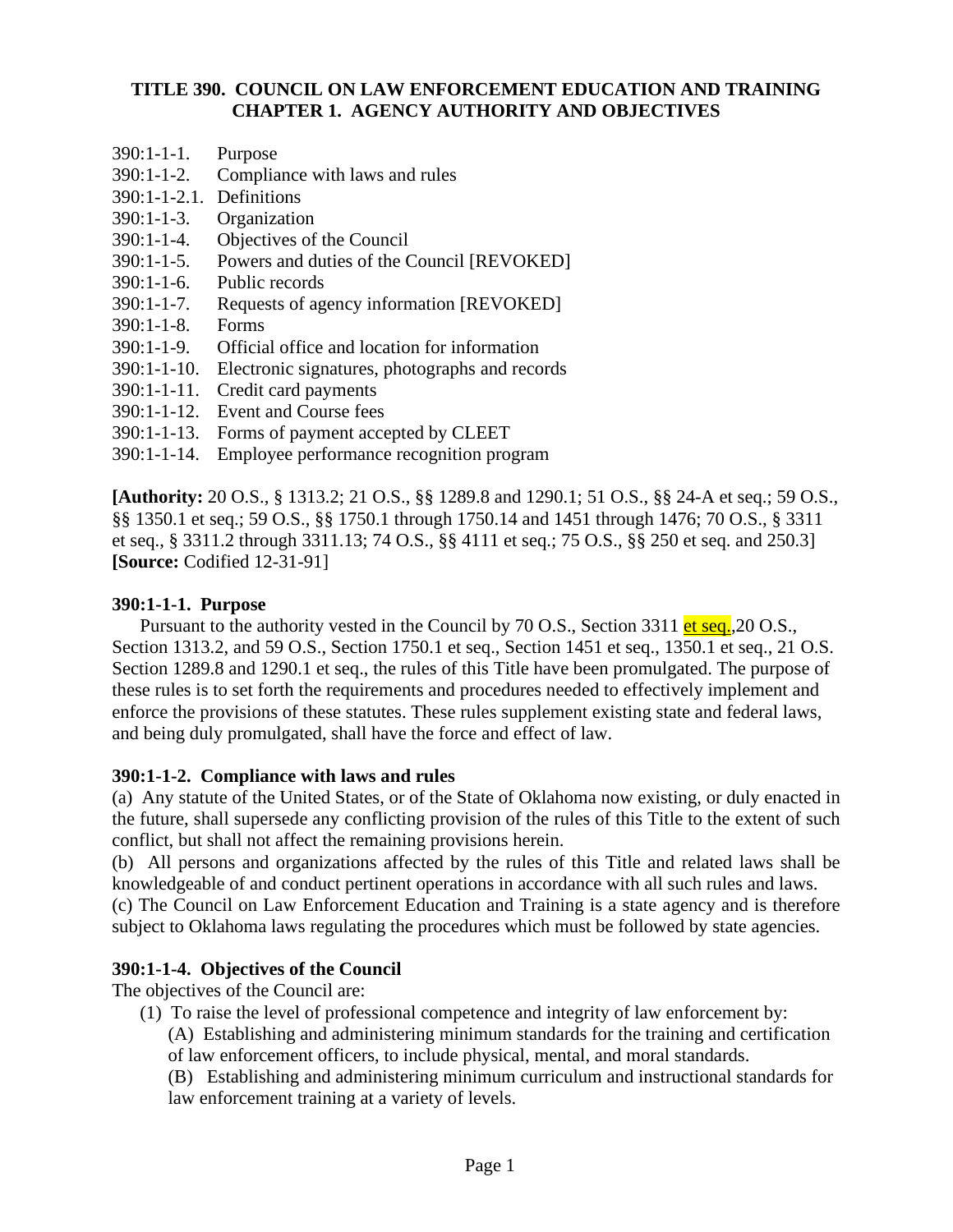# TITLE 390. COUNCIL ON LAW ENFORCEMENT EDUCATION AND TRAINING
## CHAPTER 1. AGENCY AUTHORITY AND OBJECTIVES

390:1-1-1. Purpose
390:1-1-2. Compliance with laws and rules
390:1-1-2.1. Definitions
390:1-1-3. Organization
390:1-1-4. Objectives of the Council
390:1-1-5. Powers and duties of the Council [REVOKED]
390:1-1-6. Public records
390:1-1-7. Requests of agency information [REVOKED]
390:1-1-8. Forms
390:1-1-9. Official office and location for information
390:1-1-10. Electronic signatures, photographs and records
390:1-1-11. Credit card payments
390:1-1-12. Event and Course fees
390:1-1-13. Forms of payment accepted by CLEET
390:1-1-14. Employee performance recognition program

**[Authority:** 20 O.S., § 1313.2; 21 O.S., §§ 1289.8 and 1290.1; 51 O.S., §§ 24-A et seq.; 59 O.S., §§ 1350.1 et seq.; 59 O.S., §§ 1750.1 through 1750.14 and 1451 through 1476; 70 O.S., § 3311 et seq., § 3311.2 through 3311.13; 74 O.S., §§ 4111 et seq.; 75 O.S., §§ 250 et seq. and 250.3]
**[Source:** Codified 12-31-91]

### 390:1-1-1. Purpose

Pursuant to the authority vested in the Council by 70 O.S., Section 3311 et seq.,20 O.S., Section 1313.2, and 59 O.S., Section 1750.1 et seq., Section 1451 et seq., 1350.1 et seq., 21 O.S. Section 1289.8 and 1290.1 et seq., the rules of this Title have been promulgated. The purpose of these rules is to set forth the requirements and procedures needed to effectively implement and enforce the provisions of these statutes. These rules supplement existing state and federal laws, and being duly promulgated, shall have the force and effect of law.

### 390:1-1-2. Compliance with laws and rules

(a) Any statute of the United States, or of the State of Oklahoma now existing, or duly enacted in the future, shall supersede any conflicting provision of the rules of this Title to the extent of such conflict, but shall not affect the remaining provisions herein.
(b) All persons and organizations affected by the rules of this Title and related laws shall be knowledgeable of and conduct pertinent operations in accordance with all such rules and laws.
(c) The Council on Law Enforcement Education and Training is a state agency and is therefore subject to Oklahoma laws regulating the procedures which must be followed by state agencies.

### 390:1-1-4. Objectives of the Council

The objectives of the Council are:

(1) To raise the level of professional competence and integrity of law enforcement by:
  (A) Establishing and administering minimum standards for the training and certification of law enforcement officers, to include physical, mental, and moral standards.
  (B) Establishing and administering minimum curriculum and instructional standards for law enforcement training at a variety of levels.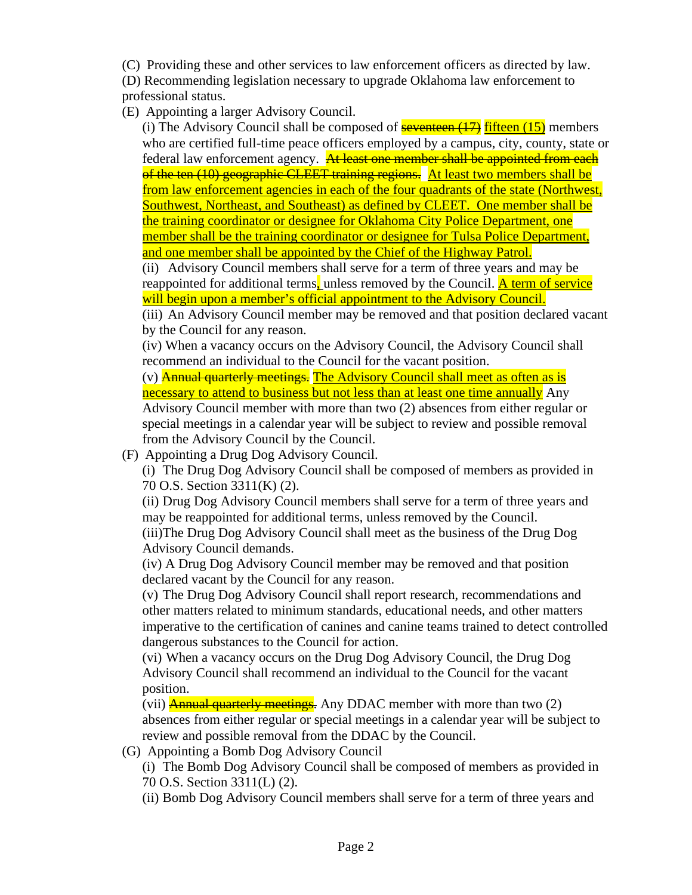(C) Providing these and other services to law enforcement officers as directed by law.

(D) Recommending legislation necessary to upgrade Oklahoma law enforcement to professional status.

(E) Appointing a larger Advisory Council.

(i) The Advisory Council shall be composed of ~~seventeen (17)~~ <u>fifteen (15)</u> members who are certified full-time peace officers employed by a campus, city, county, state or federal law enforcement agency. ~~At least one member shall be appointed from each of the ten (10) geographic CLEET training regions.~~ <u>At least two members shall be from law enforcement agencies in each of the four quadrants of the state (Northwest, Southwest, Northeast, and Southeast) as defined by CLEET. One member shall be the training coordinator or designee for Oklahoma City Police Department, one member shall be the training coordinator or designee for Tulsa Police Department, and one member shall be appointed by the Chief of the Highway Patrol.</u>

(ii) Advisory Council members shall serve for a term of three years and may be reappointed for additional terms<u>,</u> unless removed by the Council. <u>A term of service will begin upon a member's official appointment to the Advisory Council.</u>

(iii) An Advisory Council member may be removed and that position declared vacant by the Council for any reason.

(iv) When a vacancy occurs on the Advisory Council, the Advisory Council shall recommend an individual to the Council for the vacant position.

(v) ~~Annual quarterly meetings.~~ <u>The Advisory Council shall meet as often as is necessary to attend to business but not less than at least one time annually</u> Any Advisory Council member with more than two (2) absences from either regular or special meetings in a calendar year will be subject to review and possible removal from the Advisory Council by the Council.

(F) Appointing a Drug Dog Advisory Council.

(i) The Drug Dog Advisory Council shall be composed of members as provided in 70 O.S. Section 3311(K) (2).

(ii) Drug Dog Advisory Council members shall serve for a term of three years and may be reappointed for additional terms, unless removed by the Council.

(iii)The Drug Dog Advisory Council shall meet as the business of the Drug Dog Advisory Council demands.

(iv) A Drug Dog Advisory Council member may be removed and that position declared vacant by the Council for any reason.

(v) The Drug Dog Advisory Council shall report research, recommendations and other matters related to minimum standards, educational needs, and other matters imperative to the certification of canines and canine teams trained to detect controlled dangerous substances to the Council for action.

(vi) When a vacancy occurs on the Drug Dog Advisory Council, the Drug Dog Advisory Council shall recommend an individual to the Council for the vacant position.

(vii) ~~Annual quarterly meetings.~~ Any DDAC member with more than two (2) absences from either regular or special meetings in a calendar year will be subject to review and possible removal from the DDAC by the Council.

(G) Appointing a Bomb Dog Advisory Council

(i) The Bomb Dog Advisory Council shall be composed of members as provided in 70 O.S. Section 3311(L) (2).

(ii) Bomb Dog Advisory Council members shall serve for a term of three years and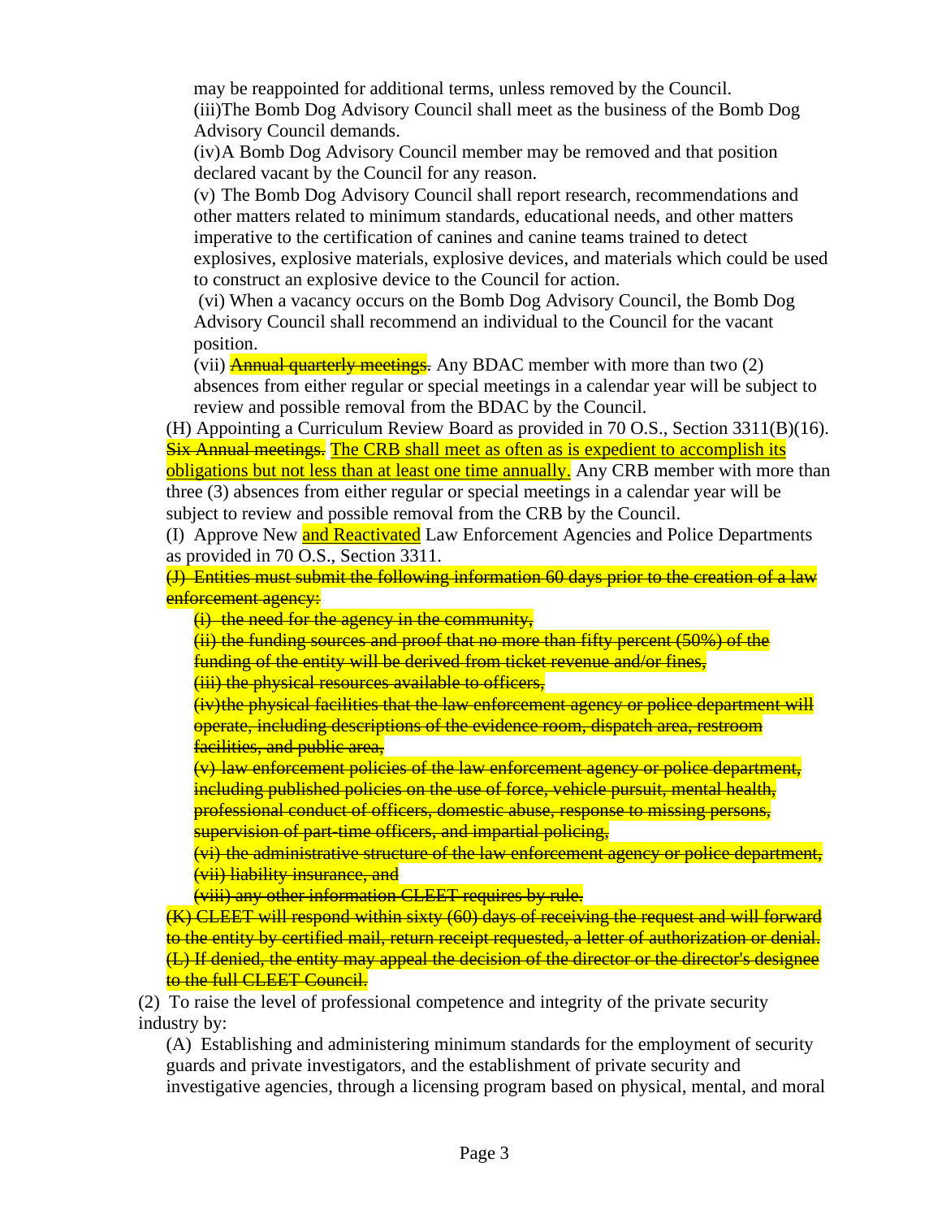may be reappointed for additional terms, unless removed by the Council.

(iii)The Bomb Dog Advisory Council shall meet as the business of the Bomb Dog Advisory Council demands.

(iv)A Bomb Dog Advisory Council member may be removed and that position declared vacant by the Council for any reason.

(v) The Bomb Dog Advisory Council shall report research, recommendations and other matters related to minimum standards, educational needs, and other matters imperative to the certification of canines and canine teams trained to detect explosives, explosive materials, explosive devices, and materials which could be used to construct an explosive device to the Council for action.

(vi) When a vacancy occurs on the Bomb Dog Advisory Council, the Bomb Dog Advisory Council shall recommend an individual to the Council for the vacant position.

(vii) ~~Annual quarterly meetings~~. Any BDAC member with more than two (2) absences from either regular or special meetings in a calendar year will be subject to review and possible removal from the BDAC by the Council.

(H) Appointing a Curriculum Review Board as provided in 70 O.S., Section 3311(B)(16). ~~Six Annual meetings.~~ <u>The CRB shall meet as often as is expedient to accomplish its obligations but not less than at least one time annually.</u> Any CRB member with more than three (3) absences from either regular or special meetings in a calendar year will be subject to review and possible removal from the CRB by the Council.

(I) Approve New <u>and Reactivated</u> Law Enforcement Agencies and Police Departments as provided in 70 O.S., Section 3311.

~~(J) Entities must submit the following information 60 days prior to the creation of a law enforcement agency:~~

~~(i) the need for the agency in the community,~~

~~(ii) the funding sources and proof that no more than fifty percent (50%) of the funding of the entity will be derived from ticket revenue and/or fines,~~

~~(iii) the physical resources available to officers,~~

~~(iv)the physical facilities that the law enforcement agency or police department will operate, including descriptions of the evidence room, dispatch area, restroom facilities, and public area,~~

~~(v) law enforcement policies of the law enforcement agency or police department, including published policies on the use of force, vehicle pursuit, mental health, professional conduct of officers, domestic abuse, response to missing persons, supervision of part-time officers, and impartial policing,~~

~~(vi) the administrative structure of the law enforcement agency or police department,~~

~~(vii) liability insurance, and~~

~~(viii) any other information CLEET requires by rule.~~

~~(K) CLEET will respond within sixty (60) days of receiving the request and will forward to the entity by certified mail, return receipt requested, a letter of authorization or denial.~~

~~(L) If denied, the entity may appeal the decision of the director or the director's designee to the full CLEET Council.~~

(2) To raise the level of professional competence and integrity of the private security industry by:

(A) Establishing and administering minimum standards for the employment of security guards and private investigators, and the establishment of private security and investigative agencies, through a licensing program based on physical, mental, and moral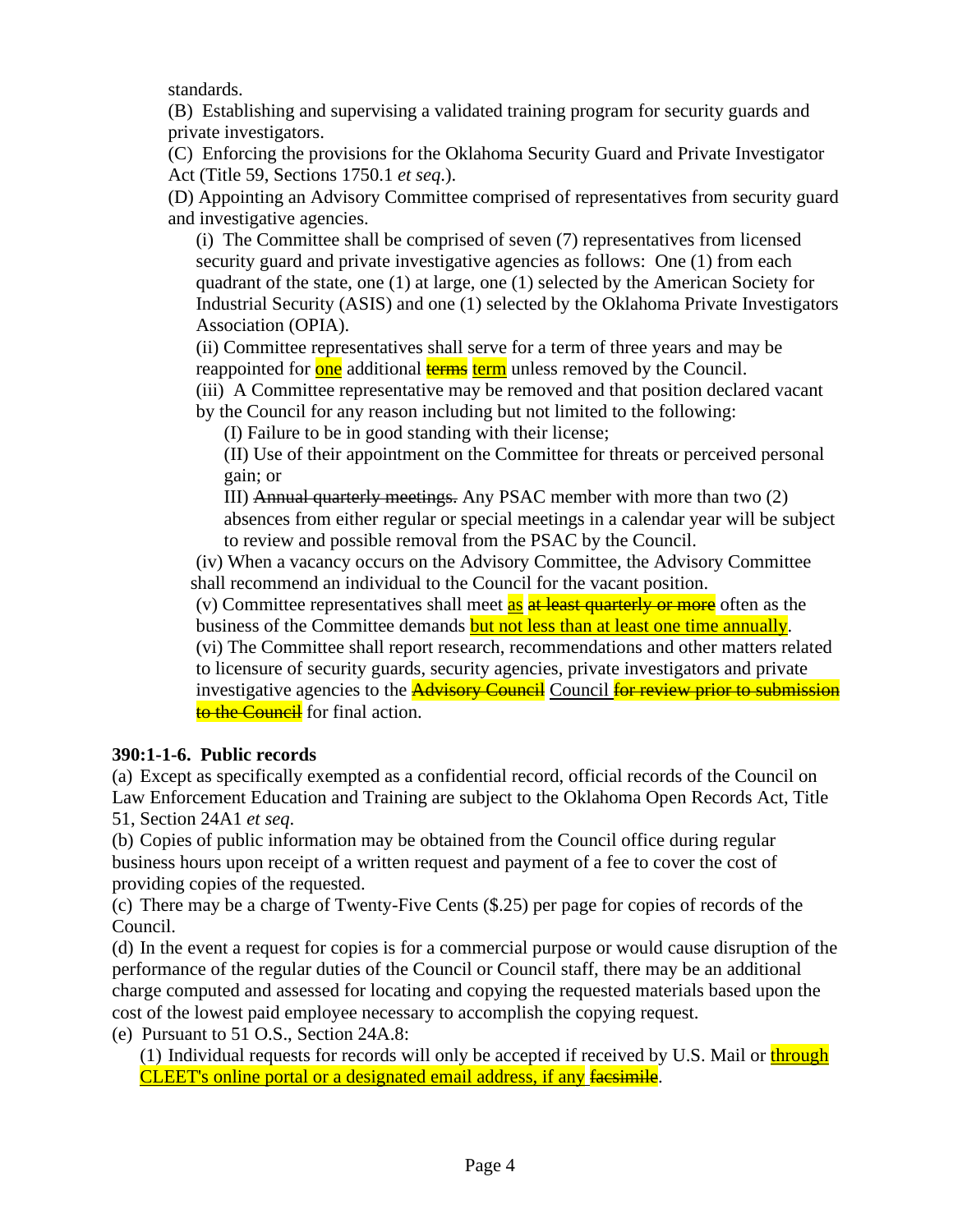standards.

(B) Establishing and supervising a validated training program for security guards and private investigators.

(C) Enforcing the provisions for the Oklahoma Security Guard and Private Investigator Act (Title 59, Sections 1750.1 *et seq.*).

(D) Appointing an Advisory Committee comprised of representatives from security guard and investigative agencies.

(i) The Committee shall be comprised of seven (7) representatives from licensed security guard and private investigative agencies as follows: One (1) from each quadrant of the state, one (1) at large, one (1) selected by the American Society for Industrial Security (ASIS) and one (1) selected by the Oklahoma Private Investigators Association (OPIA).

(ii) Committee representatives shall serve for a term of three years and may be reappointed for one additional ~~terms~~ term unless removed by the Council.

(iii) A Committee representative may be removed and that position declared vacant by the Council for any reason including but not limited to the following:

(I) Failure to be in good standing with their license;

(II) Use of their appointment on the Committee for threats or perceived personal gain; or

III) ~~Annual quarterly meetings.~~ Any PSAC member with more than two (2) absences from either regular or special meetings in a calendar year will be subject to review and possible removal from the PSAC by the Council.

(iv) When a vacancy occurs on the Advisory Committee, the Advisory Committee shall recommend an individual to the Council for the vacant position.

(v) Committee representatives shall meet as ~~at least quarterly or more~~ often as the business of the Committee demands but not less than at least one time annually.

(vi) The Committee shall report research, recommendations and other matters related to licensure of security guards, security agencies, private investigators and private investigative agencies to the ~~Advisory Council~~ Council ~~for review prior to submission to the Council~~ for final action.

**390:1-1-6. Public records**

(a) Except as specifically exempted as a confidential record, official records of the Council on Law Enforcement Education and Training are subject to the Oklahoma Open Records Act, Title 51, Section 24A1 *et seq.*

(b) Copies of public information may be obtained from the Council office during regular business hours upon receipt of a written request and payment of a fee to cover the cost of providing copies of the requested.

(c) There may be a charge of Twenty-Five Cents ($.25) per page for copies of records of the Council.

(d) In the event a request for copies is for a commercial purpose or would cause disruption of the performance of the regular duties of the Council or Council staff, there may be an additional charge computed and assessed for locating and copying the requested materials based upon the cost of the lowest paid employee necessary to accomplish the copying request.

(e) Pursuant to 51 O.S., Section 24A.8:

(1) Individual requests for records will only be accepted if received by U.S. Mail or through CLEET's online portal or a designated email address, if any ~~facsimile~~.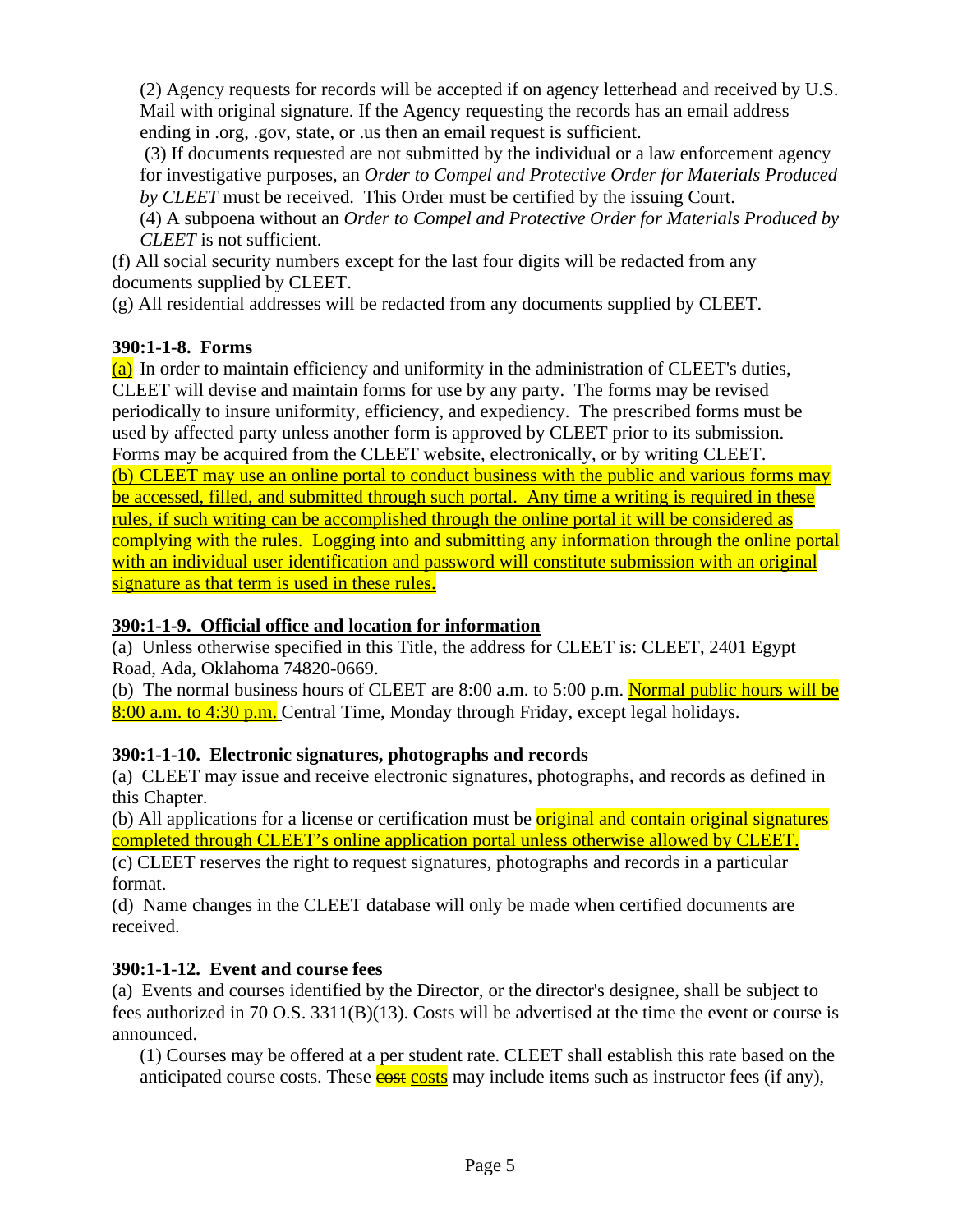(2) Agency requests for records will be accepted if on agency letterhead and received by U.S. Mail with original signature. If the Agency requesting the records has an email address ending in .org, .gov, state, or .us then an email request is sufficient.

(3) If documents requested are not submitted by the individual or a law enforcement agency for investigative purposes, an *Order to Compel and Protective Order for Materials Produced by CLEET* must be received. This Order must be certified by the issuing Court.

(4) A subpoena without an *Order to Compel and Protective Order for Materials Produced by CLEET* is not sufficient.

(f) All social security numbers except for the last four digits will be redacted from any documents supplied by CLEET.

(g) All residential addresses will be redacted from any documents supplied by CLEET.

**390:1-1-8. Forms**

(a) In order to maintain efficiency and uniformity in the administration of CLEET's duties, CLEET will devise and maintain forms for use by any party. The forms may be revised periodically to insure uniformity, efficiency, and expediency. The prescribed forms must be used by affected party unless another form is approved by CLEET prior to its submission. Forms may be acquired from the CLEET website, electronically, or by writing CLEET.

(b) CLEET may use an online portal to conduct business with the public and various forms may be accessed, filled, and submitted through such portal. Any time a writing is required in these rules, if such writing can be accomplished through the online portal it will be considered as complying with the rules. Logging into and submitting any information through the online portal with an individual user identification and password will constitute submission with an original signature as that term is used in these rules.

**390:1-1-9. Official office and location for information**

(a) Unless otherwise specified in this Title, the address for CLEET is: CLEET, 2401 Egypt Road, Ada, Oklahoma 74820-0669.

(b) ~~The normal business hours of CLEET are 8:00 a.m. to 5:00 p.m.~~ Normal public hours will be 8:00 a.m. to 4:30 p.m. Central Time, Monday through Friday, except legal holidays.

**390:1-1-10. Electronic signatures, photographs and records**

(a) CLEET may issue and receive electronic signatures, photographs, and records as defined in this Chapter.

(b) All applications for a license or certification must be ~~original and contain original signatures~~ completed through CLEET's online application portal unless otherwise allowed by CLEET.

(c) CLEET reserves the right to request signatures, photographs and records in a particular format.

(d) Name changes in the CLEET database will only be made when certified documents are received.

**390:1-1-12. Event and course fees**

(a) Events and courses identified by the Director, or the director's designee, shall be subject to fees authorized in 70 O.S. 3311(B)(13). Costs will be advertised at the time the event or course is announced.

(1) Courses may be offered at a per student rate. CLEET shall establish this rate based on the anticipated course costs. These ~~cost~~ costs may include items such as instructor fees (if any),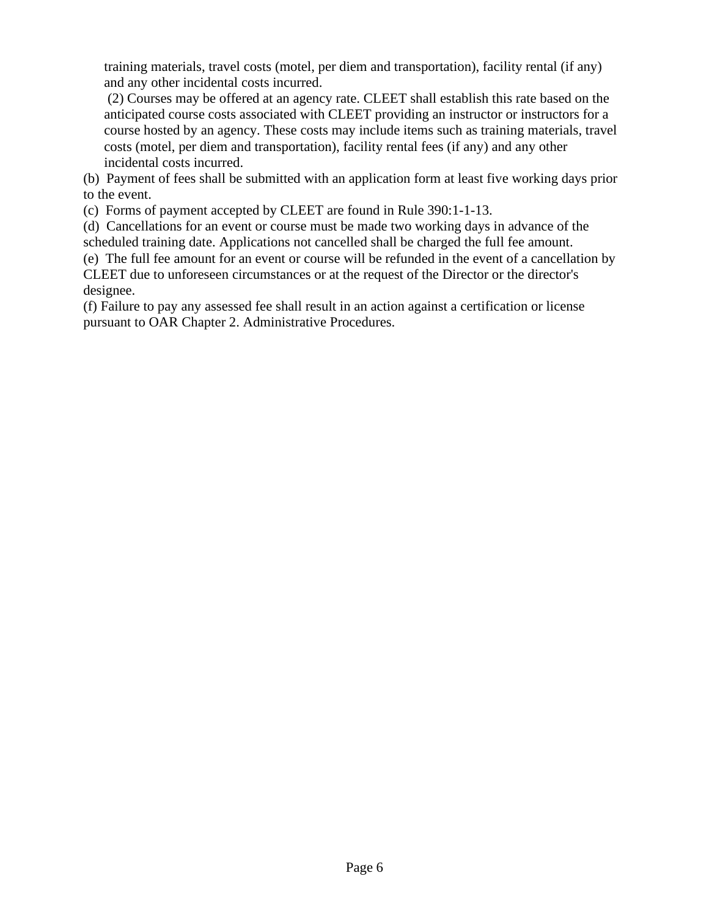training materials, travel costs (motel, per diem and transportation), facility rental (if any) and any other incidental costs incurred.

(2) Courses may be offered at an agency rate. CLEET shall establish this rate based on the anticipated course costs associated with CLEET providing an instructor or instructors for a course hosted by an agency. These costs may include items such as training materials, travel costs (motel, per diem and transportation), facility rental fees (if any) and any other incidental costs incurred.

(b) Payment of fees shall be submitted with an application form at least five working days prior to the event.

(c) Forms of payment accepted by CLEET are found in Rule 390:1-1-13.

(d) Cancellations for an event or course must be made two working days in advance of the scheduled training date. Applications not cancelled shall be charged the full fee amount.

(e) The full fee amount for an event or course will be refunded in the event of a cancellation by CLEET due to unforeseen circumstances or at the request of the Director or the director's designee.

(f) Failure to pay any assessed fee shall result in an action against a certification or license pursuant to OAR Chapter 2. Administrative Procedures.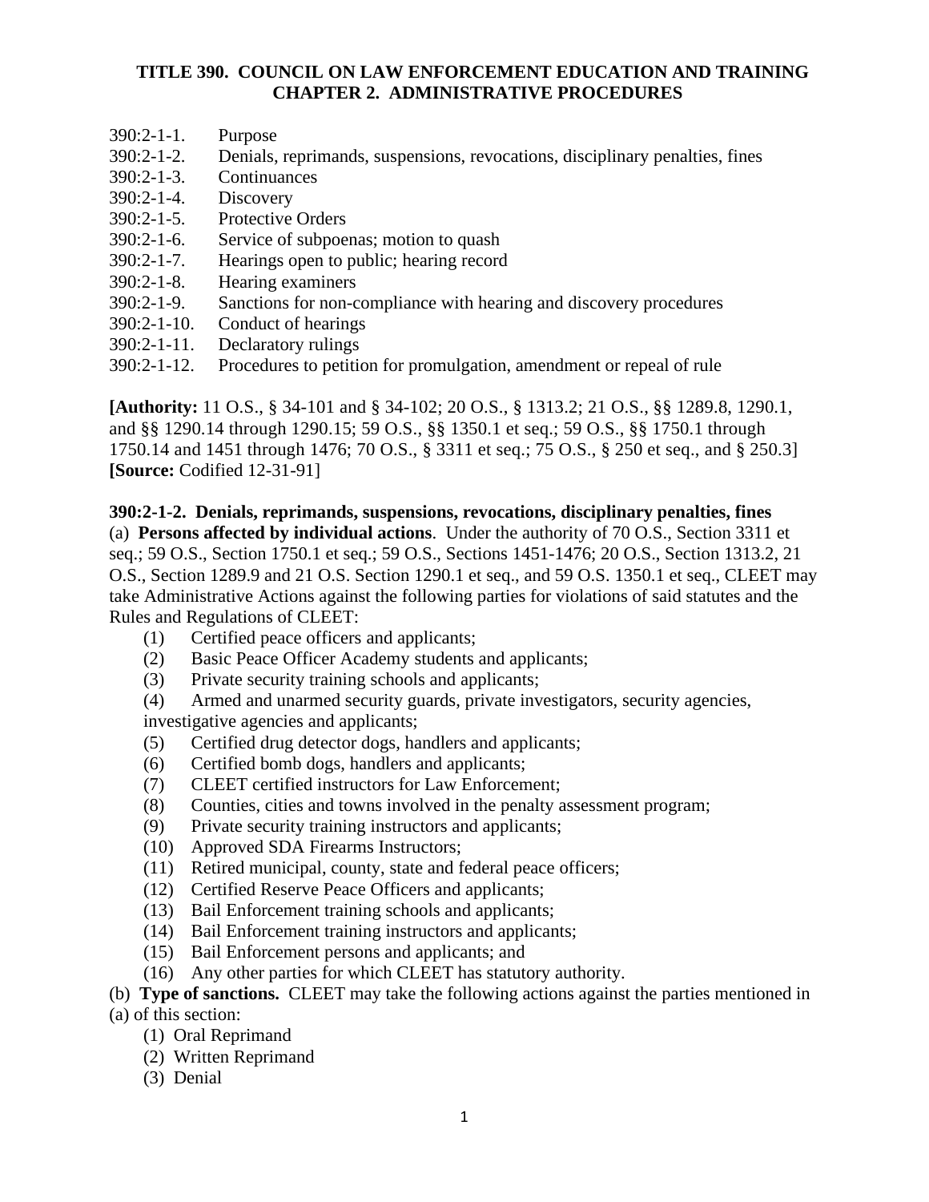# TITLE 390. COUNCIL ON LAW ENFORCEMENT EDUCATION AND TRAINING
## CHAPTER 2. ADMINISTRATIVE PROCEDURES

390:2-1-1. Purpose
390:2-1-2. Denials, reprimands, suspensions, revocations, disciplinary penalties, fines
390:2-1-3. Continuances
390:2-1-4. Discovery
390:2-1-5. Protective Orders
390:2-1-6. Service of subpoenas; motion to quash
390:2-1-7. Hearings open to public; hearing record
390:2-1-8. Hearing examiners
390:2-1-9. Sanctions for non-compliance with hearing and discovery procedures
390:2-1-10. Conduct of hearings
390:2-1-11. Declaratory rulings
390:2-1-12. Procedures to petition for promulgation, amendment or repeal of rule

**[Authority:** 11 O.S., § 34-101 and § 34-102; 20 O.S., § 1313.2; 21 O.S., §§ 1289.8, 1290.1, and §§ 1290.14 through 1290.15; 59 O.S., §§ 1350.1 et seq.; 59 O.S., §§ 1750.1 through 1750.14 and 1451 through 1476; 70 O.S., § 3311 et seq.; 75 O.S., § 250 et seq., and § 250.3]
**[Source:** Codified 12-31-91]

**390:2-1-2. Denials, reprimands, suspensions, revocations, disciplinary penalties, fines**

(a) **Persons affected by individual actions**. Under the authority of 70 O.S., Section 3311 et seq.; 59 O.S., Section 1750.1 et seq.; 59 O.S., Sections 1451-1476; 20 O.S., Section 1313.2, 21 O.S., Section 1289.9 and 21 O.S. Section 1290.1 et seq., and 59 O.S. 1350.1 et seq., CLEET may take Administrative Actions against the following parties for violations of said statutes and the Rules and Regulations of CLEET:

(1) Certified peace officers and applicants;
(2) Basic Peace Officer Academy students and applicants;
(3) Private security training schools and applicants;
(4) Armed and unarmed security guards, private investigators, security agencies, investigative agencies and applicants;
(5) Certified drug detector dogs, handlers and applicants;
(6) Certified bomb dogs, handlers and applicants;
(7) CLEET certified instructors for Law Enforcement;
(8) Counties, cities and towns involved in the penalty assessment program;
(9) Private security training instructors and applicants;
(10) Approved SDA Firearms Instructors;
(11) Retired municipal, county, state and federal peace officers;
(12) Certified Reserve Peace Officers and applicants;
(13) Bail Enforcement training schools and applicants;
(14) Bail Enforcement training instructors and applicants;
(15) Bail Enforcement persons and applicants; and
(16) Any other parties for which CLEET has statutory authority.

(b) **Type of sanctions.** CLEET may take the following actions against the parties mentioned in (a) of this section:

(1) Oral Reprimand
(2) Written Reprimand
(3) Denial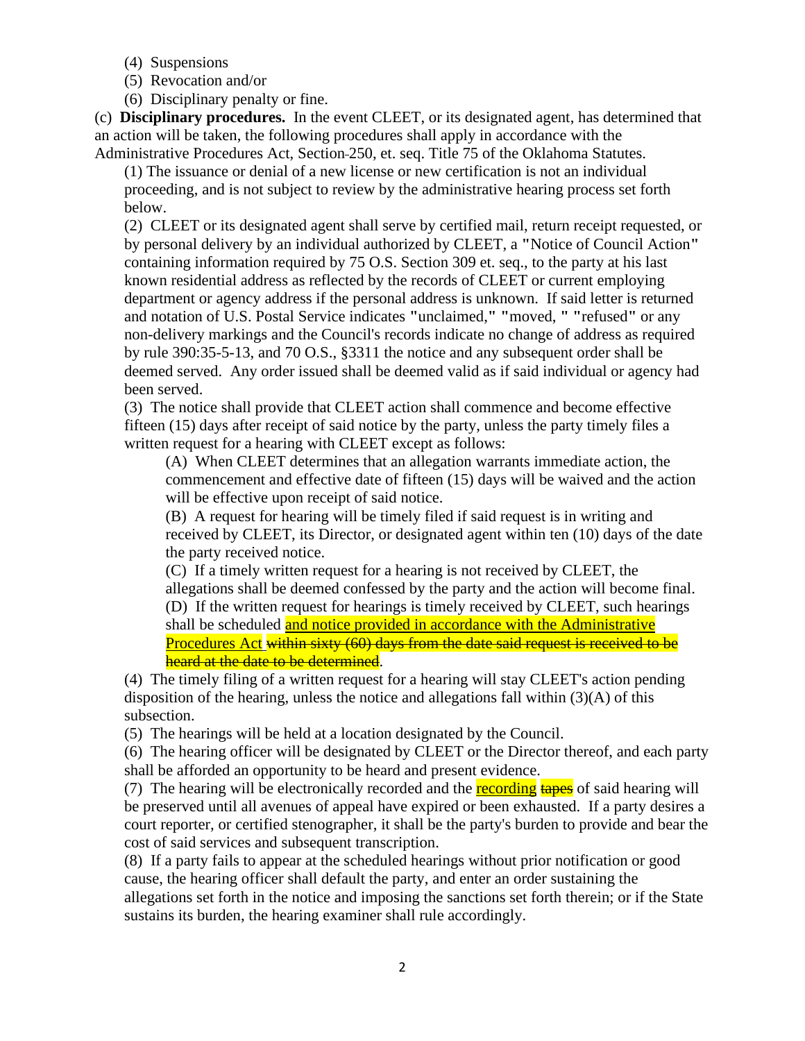(4) Suspensions

(5) Revocation and/or

(6) Disciplinary penalty or fine.

(c) **Disciplinary procedures.** In the event CLEET, or its designated agent, has determined that an action will be taken, the following procedures shall apply in accordance with the Administrative Procedures Act, Section 250, et. seq. Title 75 of the Oklahoma Statutes.

(1) The issuance or denial of a new license or new certification is not an individual proceeding, and is not subject to review by the administrative hearing process set forth below.

(2) CLEET or its designated agent shall serve by certified mail, return receipt requested, or by personal delivery by an individual authorized by CLEET, a "Notice of Council Action" containing information required by 75 O.S. Section 309 et. seq., to the party at his last known residential address as reflected by the records of CLEET or current employing department or agency address if the personal address is unknown. If said letter is returned and notation of U.S. Postal Service indicates "unclaimed," "moved, " "refused" or any non-delivery markings and the Council's records indicate no change of address as required by rule 390:35-5-13, and 70 O.S., §3311 the notice and any subsequent order shall be deemed served. Any order issued shall be deemed valid as if said individual or agency had been served.

(3) The notice shall provide that CLEET action shall commence and become effective fifteen (15) days after receipt of said notice by the party, unless the party timely files a written request for a hearing with CLEET except as follows:

(A) When CLEET determines that an allegation warrants immediate action, the commencement and effective date of fifteen (15) days will be waived and the action will be effective upon receipt of said notice.

(B) A request for hearing will be timely filed if said request is in writing and received by CLEET, its Director, or designated agent within ten (10) days of the date the party received notice.

(C) If a timely written request for a hearing is not received by CLEET, the allegations shall be deemed confessed by the party and the action will become final.

(D) If the written request for hearings is timely received by CLEET, such hearings shall be scheduled <u>and notice provided in accordance with the Administrative Procedures Act</u> ~~within sixty (60) days from the date said request is received to be heard at the date to be determined~~.

(4) The timely filing of a written request for a hearing will stay CLEET's action pending disposition of the hearing, unless the notice and allegations fall within (3)(A) of this subsection.

(5) The hearings will be held at a location designated by the Council.

(6) The hearing officer will be designated by CLEET or the Director thereof, and each party shall be afforded an opportunity to be heard and present evidence.

(7) The hearing will be electronically recorded and the <u>recording</u> ~~tapes~~ of said hearing will be preserved until all avenues of appeal have expired or been exhausted. If a party desires a court reporter, or certified stenographer, it shall be the party's burden to provide and bear the cost of said services and subsequent transcription.

(8) If a party fails to appear at the scheduled hearings without prior notification or good cause, the hearing officer shall default the party, and enter an order sustaining the allegations set forth in the notice and imposing the sanctions set forth therein; or if the State sustains its burden, the hearing examiner shall rule accordingly.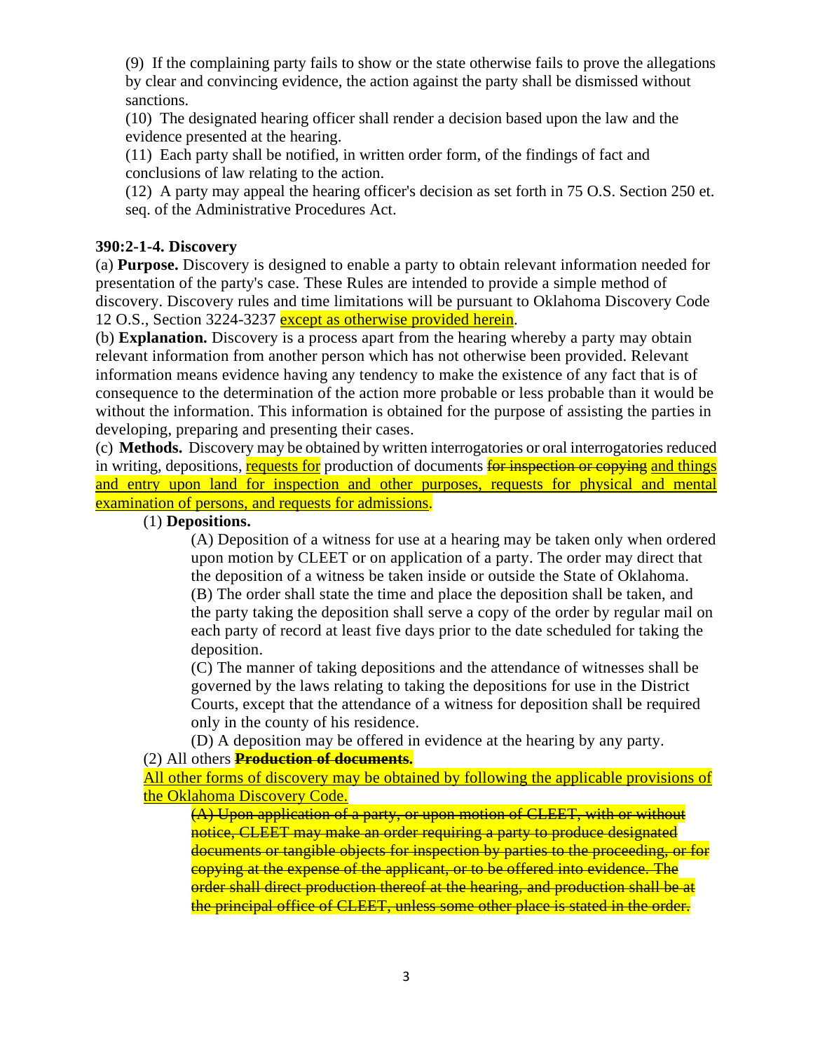(9) If the complaining party fails to show or the state otherwise fails to prove the allegations by clear and convincing evidence, the action against the party shall be dismissed without sanctions.

(10) The designated hearing officer shall render a decision based upon the law and the evidence presented at the hearing.

(11) Each party shall be notified, in written order form, of the findings of fact and conclusions of law relating to the action.

(12) A party may appeal the hearing officer's decision as set forth in 75 O.S. Section 250 et. seq. of the Administrative Procedures Act.

**390:2-1-4. Discovery**

(a) **Purpose.** Discovery is designed to enable a party to obtain relevant information needed for presentation of the party's case. These Rules are intended to provide a simple method of discovery. Discovery rules and time limitations will be pursuant to Oklahoma Discovery Code 12 O.S., Section 3224-3237 <u>except as otherwise provided herein</u>.

(b) **Explanation.** Discovery is a process apart from the hearing whereby a party may obtain relevant information from another person which has not otherwise been provided. Relevant information means evidence having any tendency to make the existence of any fact that is of consequence to the determination of the action more probable or less probable than it would be without the information. This information is obtained for the purpose of assisting the parties in developing, preparing and presenting their cases.

(c) **Methods.** Discovery may be obtained by written interrogatories or oral interrogatories reduced in writing, depositions, <u>requests for</u> production of documents ~~for inspection or copying~~ <u>and things and entry upon land for inspection and other purposes, requests for physical and mental examination of persons, and requests for admissions</u>.

(1) **Depositions.**

(A) Deposition of a witness for use at a hearing may be taken only when ordered upon motion by CLEET or on application of a party. The order may direct that the deposition of a witness be taken inside or outside the State of Oklahoma.

(B) The order shall state the time and place the deposition shall be taken, and the party taking the deposition shall serve a copy of the order by regular mail on each party of record at least five days prior to the date scheduled for taking the deposition.

(C) The manner of taking depositions and the attendance of witnesses shall be governed by the laws relating to taking the depositions for use in the District Courts, except that the attendance of a witness for deposition shall be required only in the county of his residence.

(D) A deposition may be offered in evidence at the hearing by any party.

(2) All others ~~**Production of documents.**~~

<u>All other forms of discovery may be obtained by following the applicable provisions of the Oklahoma Discovery Code.</u>

~~(A) Upon application of a party, or upon motion of CLEET, with or without notice, CLEET may make an order requiring a party to produce designated documents or tangible objects for inspection by parties to the proceeding, or for copying at the expense of the applicant, or to be offered into evidence. The order shall direct production thereof at the hearing, and production shall be at the principal office of CLEET, unless some other place is stated in the order.~~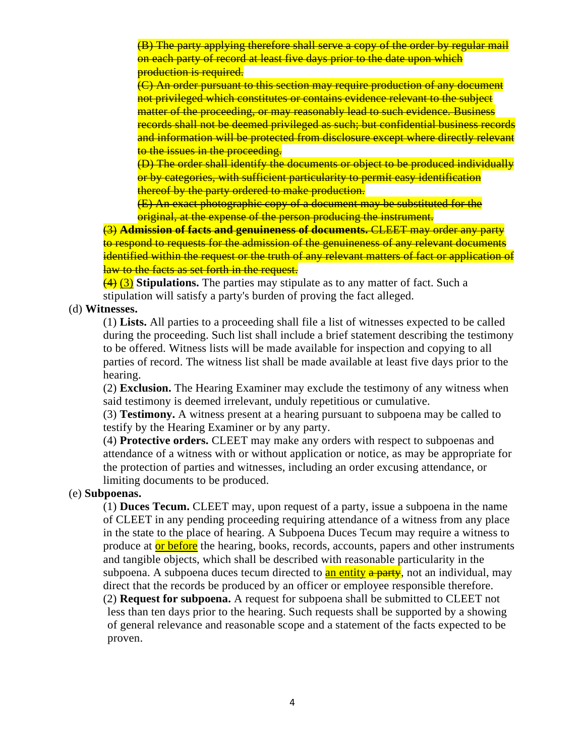~~(B) The party applying therefore shall serve a copy of the order by regular mail on each party of record at least five days prior to the date upon which production is required.~~

~~(C) An order pursuant to this section may require production of any document not privileged which constitutes or contains evidence relevant to the subject matter of the proceeding, or may reasonably lead to such evidence. Business records shall not be deemed privileged as such; but confidential business records and information will be protected from disclosure except where directly relevant to the issues in the proceeding.~~

~~(D) The order shall identify the documents or object to be produced individually or by categories, with sufficient particularity to permit easy identification thereof by the party ordered to make production.~~

~~(E) An exact photographic copy of a document may be substituted for the original, at the expense of the person producing the instrument.~~

~~(3)~~ ~~**Admission of facts and genuineness of documents.**~~ ~~CLEET may order any party to respond to requests for the admission of the genuineness of any relevant documents identified within the request or the truth of any relevant matters of fact or application of law to the facts as set forth in the request.~~

~~(4)~~ <u>(3)</u> **Stipulations.** The parties may stipulate as to any matter of fact. Such a stipulation will satisfy a party's burden of proving the fact alleged.

(d) **Witnesses.**

(1) **Lists.** All parties to a proceeding shall file a list of witnesses expected to be called during the proceeding. Such list shall include a brief statement describing the testimony to be offered. Witness lists will be made available for inspection and copying to all parties of record. The witness list shall be made available at least five days prior to the hearing.

(2) **Exclusion.** The Hearing Examiner may exclude the testimony of any witness when said testimony is deemed irrelevant, unduly repetitious or cumulative.

(3) **Testimony.** A witness present at a hearing pursuant to subpoena may be called to testify by the Hearing Examiner or by any party.

(4) **Protective orders.** CLEET may make any orders with respect to subpoenas and attendance of a witness with or without application or notice, as may be appropriate for the protection of parties and witnesses, including an order excusing attendance, or limiting documents to be produced.

(e) **Subpoenas.**

(1) **Duces Tecum.** CLEET may, upon request of a party, issue a subpoena in the name of CLEET in any pending proceeding requiring attendance of a witness from any place in the state to the place of hearing. A Subpoena Duces Tecum may require a witness to produce at <u>or before</u> the hearing, books, records, accounts, papers and other instruments and tangible objects, which shall be described with reasonable particularity in the subpoena. A subpoena duces tecum directed to <u>an entity</u> ~~a party~~, not an individual, may direct that the records be produced by an officer or employee responsible therefore.

(2) **Request for subpoena.** A request for subpoena shall be submitted to CLEET not less than ten days prior to the hearing. Such requests shall be supported by a showing of general relevance and reasonable scope and a statement of the facts expected to be proven.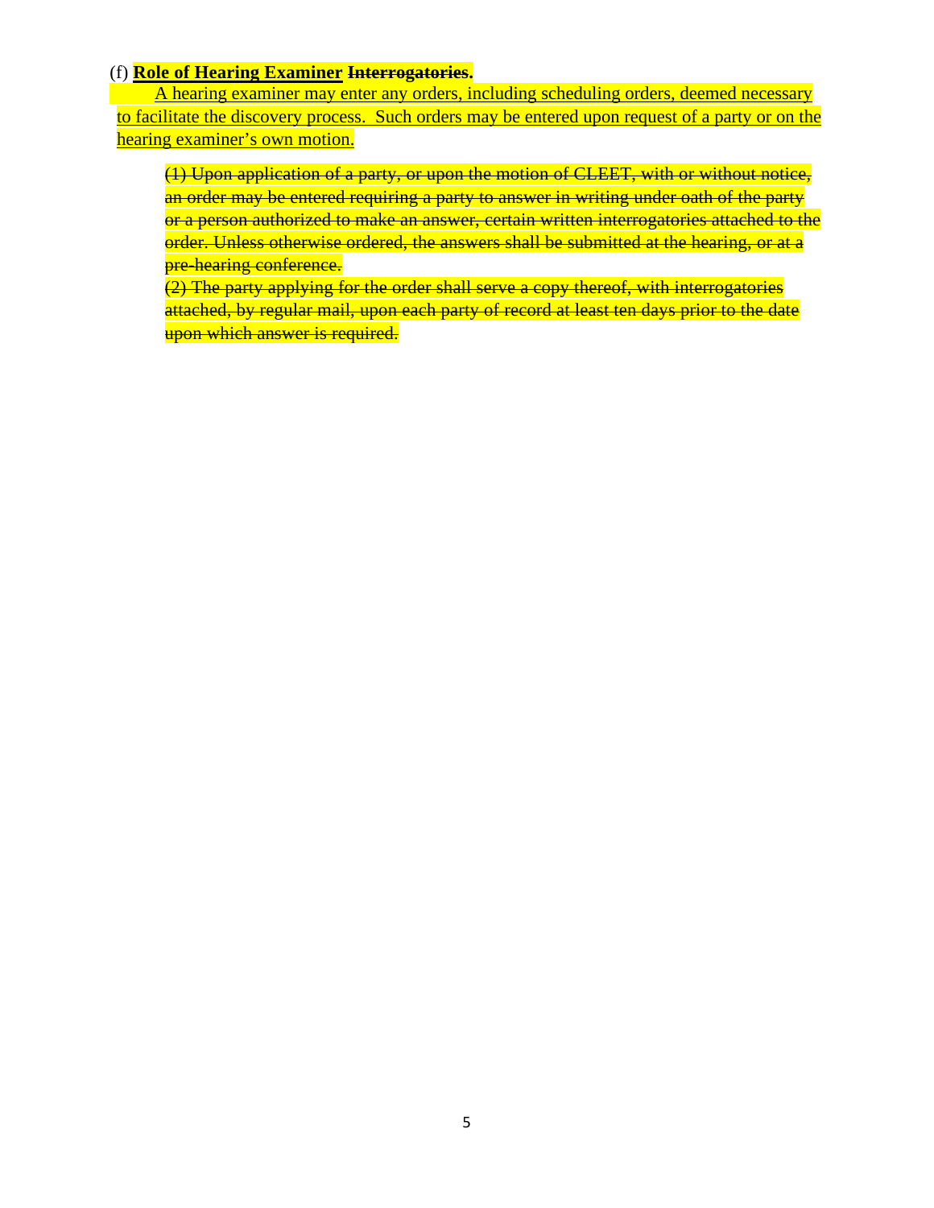(f) **Role of Hearing Examiner** ~~**Interrogatories**~~**.**

A hearing examiner may enter any orders, including scheduling orders, deemed necessary to facilitate the discovery process. Such orders may be entered upon request of a party or on the hearing examiner's own motion.

~~(1) Upon application of a party, or upon the motion of CLEET, with or without notice, an order may be entered requiring a party to answer in writing under oath of the party or a person authorized to make an answer, certain written interrogatories attached to the order. Unless otherwise ordered, the answers shall be submitted at the hearing, or at a pre-hearing conference.~~

~~(2) The party applying for the order shall serve a copy thereof, with interrogatories attached, by regular mail, upon each party of record at least ten days prior to the date upon which answer is required.~~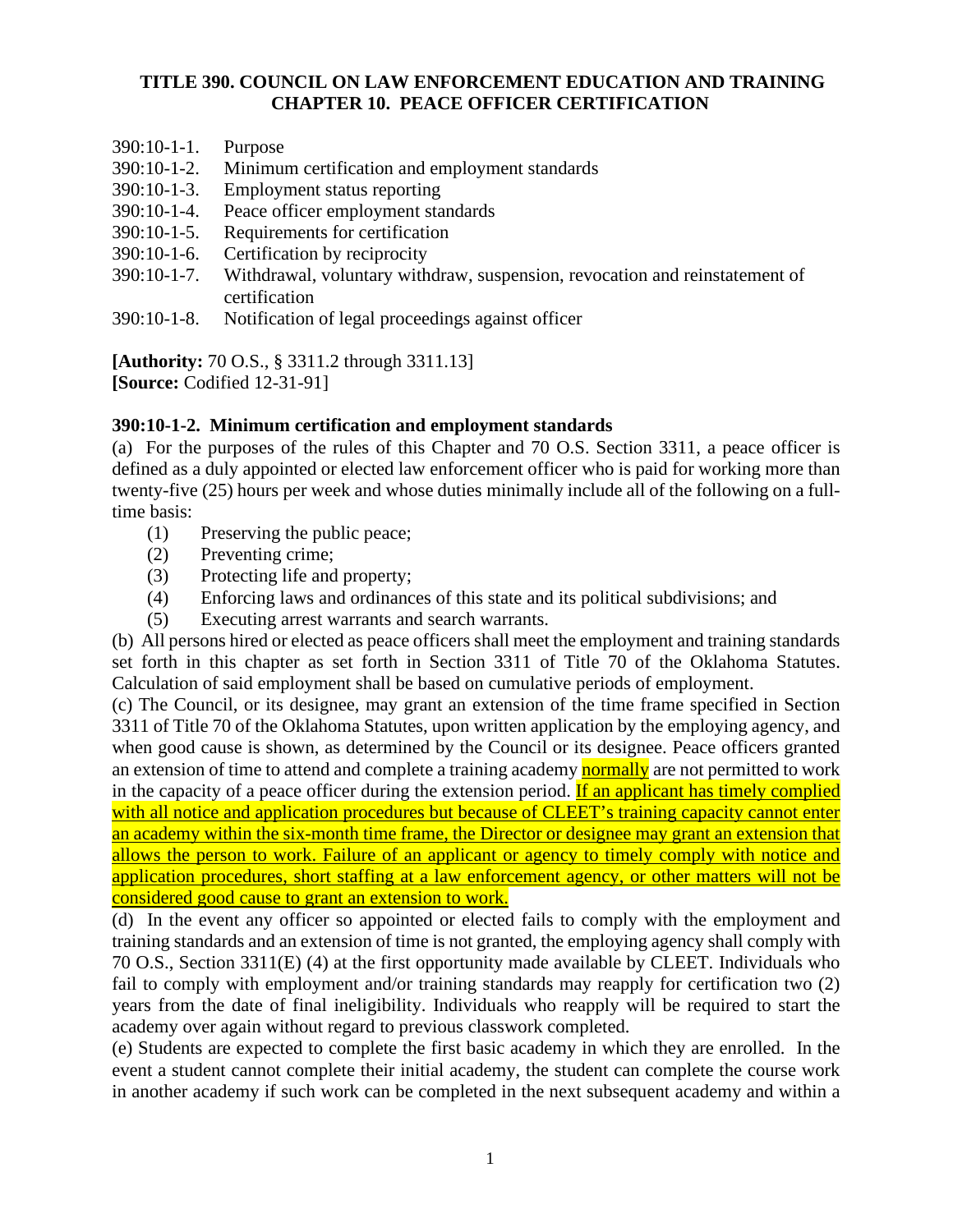# TITLE 390. COUNCIL ON LAW ENFORCEMENT EDUCATION AND TRAINING
## CHAPTER 10. PEACE OFFICER CERTIFICATION

390:10-1-1. Purpose
390:10-1-2. Minimum certification and employment standards
390:10-1-3. Employment status reporting
390:10-1-4. Peace officer employment standards
390:10-1-5. Requirements for certification
390:10-1-6. Certification by reciprocity
390:10-1-7. Withdrawal, voluntary withdraw, suspension, revocation and reinstatement of certification
390:10-1-8. Notification of legal proceedings against officer

**[Authority:** 70 O.S., § 3311.2 through 3311.13]
**[Source:** Codified 12-31-91]

### 390:10-1-2. Minimum certification and employment standards

(a) For the purposes of the rules of this Chapter and 70 O.S. Section 3311, a peace officer is defined as a duly appointed or elected law enforcement officer who is paid for working more than twenty-five (25) hours per week and whose duties minimally include all of the following on a full-time basis:

(1) Preserving the public peace;
(2) Preventing crime;
(3) Protecting life and property;
(4) Enforcing laws and ordinances of this state and its political subdivisions; and
(5) Executing arrest warrants and search warrants.

(b) All persons hired or elected as peace officers shall meet the employment and training standards set forth in this chapter as set forth in Section 3311 of Title 70 of the Oklahoma Statutes. Calculation of said employment shall be based on cumulative periods of employment.

(c) The Council, or its designee, may grant an extension of the time frame specified in Section 3311 of Title 70 of the Oklahoma Statutes, upon written application by the employing agency, and when good cause is shown, as determined by the Council or its designee. Peace officers granted an extension of time to attend and complete a training academy normally are not permitted to work in the capacity of a peace officer during the extension period. If an applicant has timely complied with all notice and application procedures but because of CLEET's training capacity cannot enter an academy within the six-month time frame, the Director or designee may grant an extension that allows the person to work. Failure of an applicant or agency to timely comply with notice and application procedures, short staffing at a law enforcement agency, or other matters will not be considered good cause to grant an extension to work.

(d) In the event any officer so appointed or elected fails to comply with the employment and training standards and an extension of time is not granted, the employing agency shall comply with 70 O.S., Section 3311(E) (4) at the first opportunity made available by CLEET. Individuals who fail to comply with employment and/or training standards may reapply for certification two (2) years from the date of final ineligibility. Individuals who reapply will be required to start the academy over again without regard to previous classwork completed.

(e) Students are expected to complete the first basic academy in which they are enrolled. In the event a student cannot complete their initial academy, the student can complete the course work in another academy if such work can be completed in the next subsequent academy and within a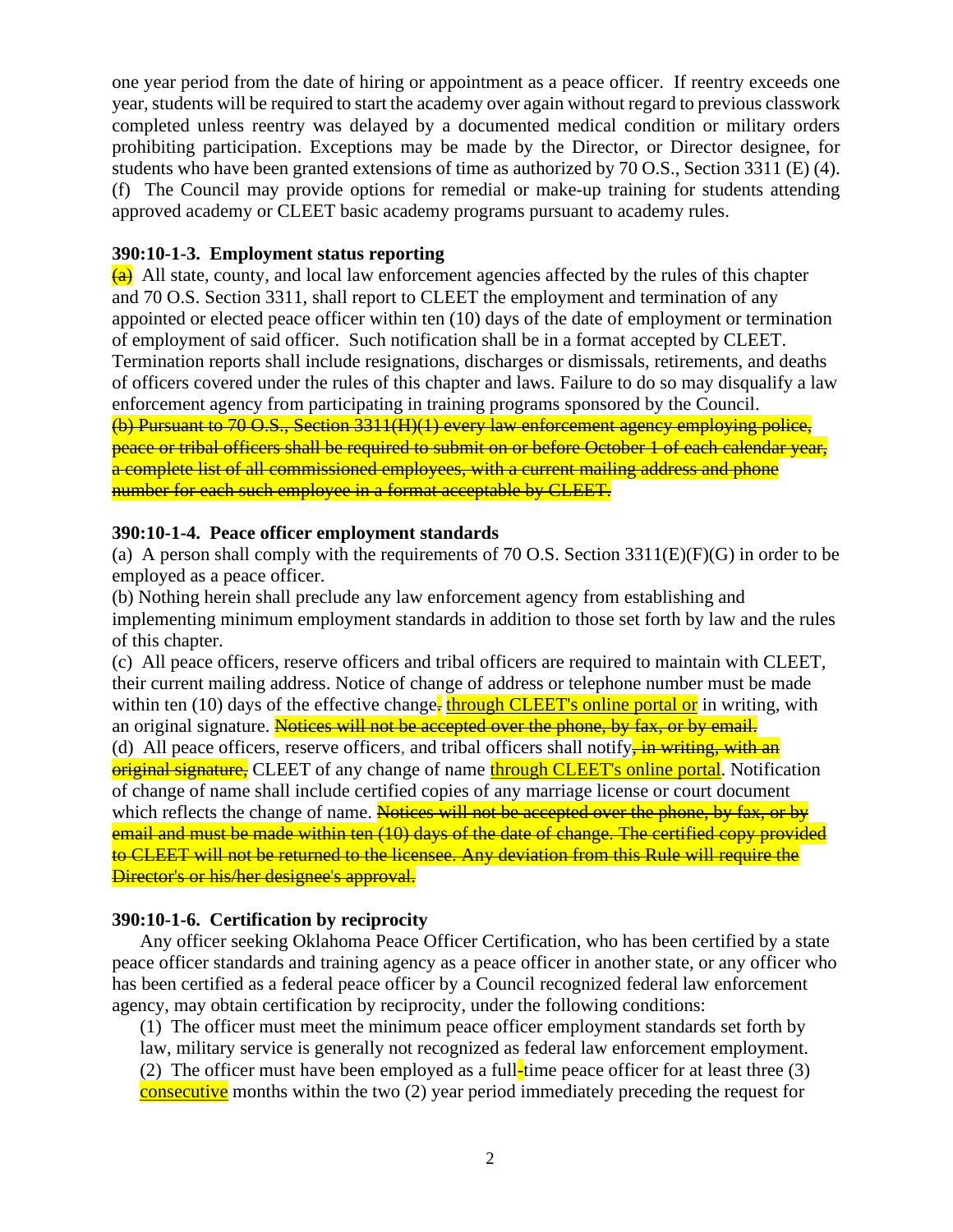one year period from the date of hiring or appointment as a peace officer. If reentry exceeds one year, students will be required to start the academy over again without regard to previous classwork completed unless reentry was delayed by a documented medical condition or military orders prohibiting participation. Exceptions may be made by the Director, or Director designee, for students who have been granted extensions of time as authorized by 70 O.S., Section 3311 (E) (4).
(f) The Council may provide options for remedial or make-up training for students attending approved academy or CLEET basic academy programs pursuant to academy rules.

**390:10-1-3. Employment status reporting**

~~(a)~~ All state, county, and local law enforcement agencies affected by the rules of this chapter and 70 O.S. Section 3311, shall report to CLEET the employment and termination of any appointed or elected peace officer within ten (10) days of the date of employment or termination of employment of said officer. Such notification shall be in a format accepted by CLEET. Termination reports shall include resignations, discharges or dismissals, retirements, and deaths of officers covered under the rules of this chapter and laws. Failure to do so may disqualify a law enforcement agency from participating in training programs sponsored by the Council.
~~(b) Pursuant to 70 O.S., Section 3311(H)(1) every law enforcement agency employing police, peace or tribal officers shall be required to submit on or before October 1 of each calendar year, a complete list of all commissioned employees, with a current mailing address and phone number for each such employee in a format acceptable by CLEET.~~

**390:10-1-4. Peace officer employment standards**

(a) A person shall comply with the requirements of 70 O.S. Section 3311(E)(F)(G) in order to be employed as a peace officer.
(b) Nothing herein shall preclude any law enforcement agency from establishing and implementing minimum employment standards in addition to those set forth by law and the rules of this chapter.
(c) All peace officers, reserve officers and tribal officers are required to maintain with CLEET, their current mailing address. Notice of change of address or telephone number must be made within ten (10) days of the effective change~~.~~ through CLEET's online portal or in writing, with an original signature. ~~Notices will not be accepted over the phone, by fax, or by email.~~
(d) All peace officers, reserve officers, and tribal officers shall notify~~, in writing, with an original signature,~~ CLEET of any change of name through CLEET's online portal. Notification of change of name shall include certified copies of any marriage license or court document which reflects the change of name. ~~Notices will not be accepted over the phone, by fax, or by email and must be made within ten (10) days of the date of change. The certified copy provided to CLEET will not be returned to the licensee. Any deviation from this Rule will require the Director's or his/her designee's approval.~~

**390:10-1-6. Certification by reciprocity**

Any officer seeking Oklahoma Peace Officer Certification, who has been certified by a state peace officer standards and training agency as a peace officer in another state, or any officer who has been certified as a federal peace officer by a Council recognized federal law enforcement agency, may obtain certification by reciprocity, under the following conditions:

(1) The officer must meet the minimum peace officer employment standards set forth by law, military service is generally not recognized as federal law enforcement employment.
(2) The officer must have been employed as a full-time peace officer for at least three (3) consecutive months within the two (2) year period immediately preceding the request for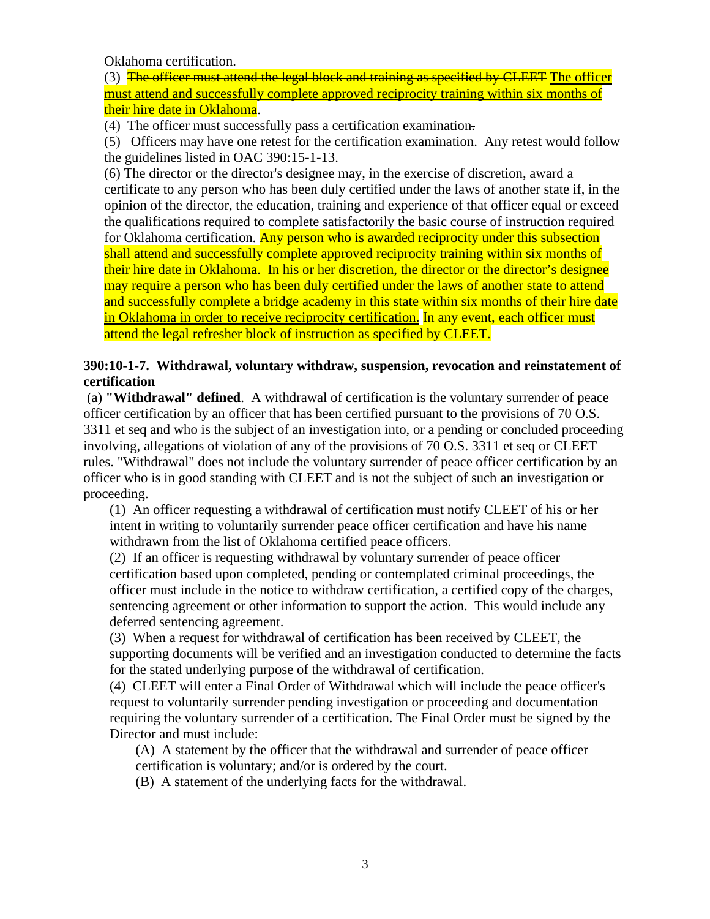Oklahoma certification.

(3) ~~The officer must attend the legal block and training as specified by CLEET~~ <u>The officer must attend and successfully complete approved reciprocity training within six months of their hire date in Oklahoma</u>.

(4) The officer must successfully pass a certification examination~~.~~

(5) Officers may have one retest for the certification examination. Any retest would follow the guidelines listed in OAC 390:15-1-13.

(6) The director or the director's designee may, in the exercise of discretion, award a certificate to any person who has been duly certified under the laws of another state if, in the opinion of the director, the education, training and experience of that officer equal or exceed the qualifications required to complete satisfactorily the basic course of instruction required for Oklahoma certification. <u>Any person who is awarded reciprocity under this subsection shall attend and successfully complete approved reciprocity training within six months of their hire date in Oklahoma. In his or her discretion, the director or the director's designee may require a person who has been duly certified under the laws of another state to attend and successfully complete a bridge academy in this state within six months of their hire date in Oklahoma in order to receive reciprocity certification.</u> ~~In any event, each officer must attend the legal refresher block of instruction as specified by CLEET.~~

**390:10-1-7. Withdrawal, voluntary withdraw, suspension, revocation and reinstatement of certification**

(a) **"Withdrawal" defined**. A withdrawal of certification is the voluntary surrender of peace officer certification by an officer that has been certified pursuant to the provisions of 70 O.S. 3311 et seq and who is the subject of an investigation into, or a pending or concluded proceeding involving, allegations of violation of any of the provisions of 70 O.S. 3311 et seq or CLEET rules. "Withdrawal" does not include the voluntary surrender of peace officer certification by an officer who is in good standing with CLEET and is not the subject of such an investigation or proceeding.

(1) An officer requesting a withdrawal of certification must notify CLEET of his or her intent in writing to voluntarily surrender peace officer certification and have his name withdrawn from the list of Oklahoma certified peace officers.

(2) If an officer is requesting withdrawal by voluntary surrender of peace officer certification based upon completed, pending or contemplated criminal proceedings, the officer must include in the notice to withdraw certification, a certified copy of the charges, sentencing agreement or other information to support the action. This would include any deferred sentencing agreement.

(3) When a request for withdrawal of certification has been received by CLEET, the supporting documents will be verified and an investigation conducted to determine the facts for the stated underlying purpose of the withdrawal of certification.

(4) CLEET will enter a Final Order of Withdrawal which will include the peace officer's request to voluntarily surrender pending investigation or proceeding and documentation requiring the voluntary surrender of a certification. The Final Order must be signed by the Director and must include:

(A) A statement by the officer that the withdrawal and surrender of peace officer certification is voluntary; and/or is ordered by the court.

(B) A statement of the underlying facts for the withdrawal.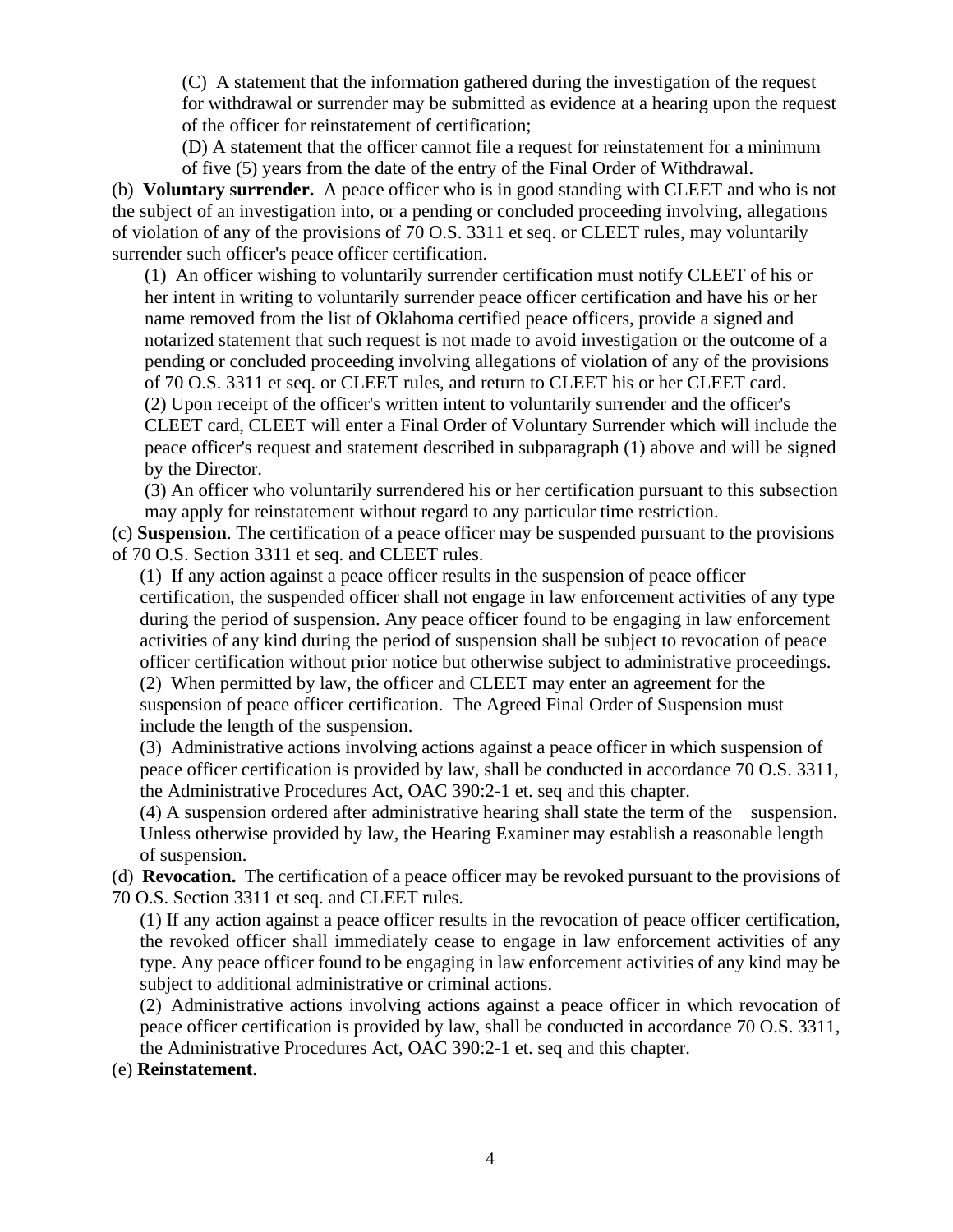(C) A statement that the information gathered during the investigation of the request for withdrawal or surrender may be submitted as evidence at a hearing upon the request of the officer for reinstatement of certification;

(D) A statement that the officer cannot file a request for reinstatement for a minimum of five (5) years from the date of the entry of the Final Order of Withdrawal.

(b) **Voluntary surrender.** A peace officer who is in good standing with CLEET and who is not the subject of an investigation into, or a pending or concluded proceeding involving, allegations of violation of any of the provisions of 70 O.S. 3311 et seq. or CLEET rules, may voluntarily surrender such officer's peace officer certification.

(1) An officer wishing to voluntarily surrender certification must notify CLEET of his or her intent in writing to voluntarily surrender peace officer certification and have his or her name removed from the list of Oklahoma certified peace officers, provide a signed and notarized statement that such request is not made to avoid investigation or the outcome of a pending or concluded proceeding involving allegations of violation of any of the provisions of 70 O.S. 3311 et seq. or CLEET rules, and return to CLEET his or her CLEET card.

(2) Upon receipt of the officer's written intent to voluntarily surrender and the officer's CLEET card, CLEET will enter a Final Order of Voluntary Surrender which will include the peace officer's request and statement described in subparagraph (1) above and will be signed by the Director.

(3) An officer who voluntarily surrendered his or her certification pursuant to this subsection may apply for reinstatement without regard to any particular time restriction.

(c) **Suspension**. The certification of a peace officer may be suspended pursuant to the provisions of 70 O.S. Section 3311 et seq. and CLEET rules.

(1) If any action against a peace officer results in the suspension of peace officer certification, the suspended officer shall not engage in law enforcement activities of any type during the period of suspension. Any peace officer found to be engaging in law enforcement activities of any kind during the period of suspension shall be subject to revocation of peace officer certification without prior notice but otherwise subject to administrative proceedings.

(2) When permitted by law, the officer and CLEET may enter an agreement for the suspension of peace officer certification. The Agreed Final Order of Suspension must include the length of the suspension.

(3) Administrative actions involving actions against a peace officer in which suspension of peace officer certification is provided by law, shall be conducted in accordance 70 O.S. 3311, the Administrative Procedures Act, OAC 390:2-1 et. seq and this chapter.

(4) A suspension ordered after administrative hearing shall state the term of the suspension. Unless otherwise provided by law, the Hearing Examiner may establish a reasonable length of suspension.

(d) **Revocation.** The certification of a peace officer may be revoked pursuant to the provisions of 70 O.S. Section 3311 et seq. and CLEET rules.

(1) If any action against a peace officer results in the revocation of peace officer certification, the revoked officer shall immediately cease to engage in law enforcement activities of any type. Any peace officer found to be engaging in law enforcement activities of any kind may be subject to additional administrative or criminal actions.

(2) Administrative actions involving actions against a peace officer in which revocation of peace officer certification is provided by law, shall be conducted in accordance 70 O.S. 3311, the Administrative Procedures Act, OAC 390:2-1 et. seq and this chapter.

(e) **Reinstatement**.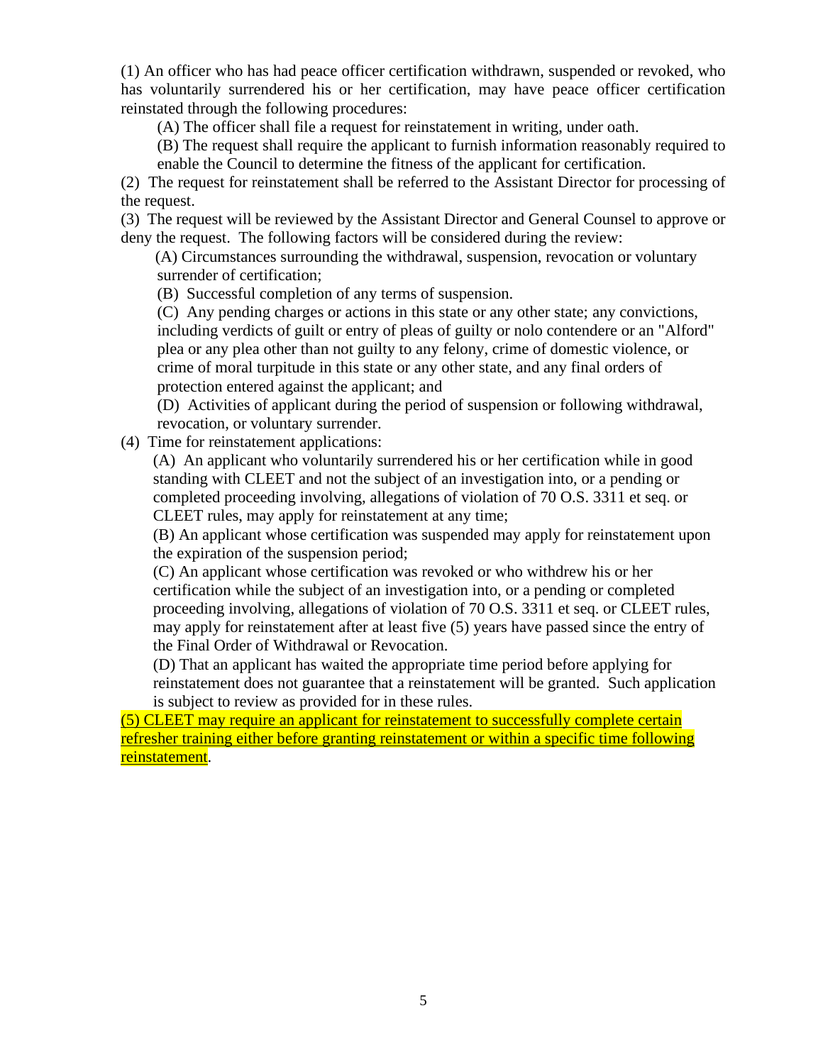(1) An officer who has had peace officer certification withdrawn, suspended or revoked, who has voluntarily surrendered his or her certification, may have peace officer certification reinstated through the following procedures:

(A) The officer shall file a request for reinstatement in writing, under oath.

(B) The request shall require the applicant to furnish information reasonably required to enable the Council to determine the fitness of the applicant for certification.

(2) The request for reinstatement shall be referred to the Assistant Director for processing of the request.

(3) The request will be reviewed by the Assistant Director and General Counsel to approve or deny the request. The following factors will be considered during the review:

(A) Circumstances surrounding the withdrawal, suspension, revocation or voluntary surrender of certification;

(B) Successful completion of any terms of suspension.

(C) Any pending charges or actions in this state or any other state; any convictions, including verdicts of guilt or entry of pleas of guilty or nolo contendere or an "Alford" plea or any plea other than not guilty to any felony, crime of domestic violence, or crime of moral turpitude in this state or any other state, and any final orders of protection entered against the applicant; and

(D) Activities of applicant during the period of suspension or following withdrawal, revocation, or voluntary surrender.

(4) Time for reinstatement applications:

(A) An applicant who voluntarily surrendered his or her certification while in good standing with CLEET and not the subject of an investigation into, or a pending or completed proceeding involving, allegations of violation of 70 O.S. 3311 et seq. or CLEET rules, may apply for reinstatement at any time;

(B) An applicant whose certification was suspended may apply for reinstatement upon the expiration of the suspension period;

(C) An applicant whose certification was revoked or who withdrew his or her certification while the subject of an investigation into, or a pending or completed proceeding involving, allegations of violation of 70 O.S. 3311 et seq. or CLEET rules, may apply for reinstatement after at least five (5) years have passed since the entry of the Final Order of Withdrawal or Revocation.

(D) That an applicant has waited the appropriate time period before applying for reinstatement does not guarantee that a reinstatement will be granted. Such application is subject to review as provided for in these rules.

(5) CLEET may require an applicant for reinstatement to successfully complete certain refresher training either before granting reinstatement or within a specific time following reinstatement.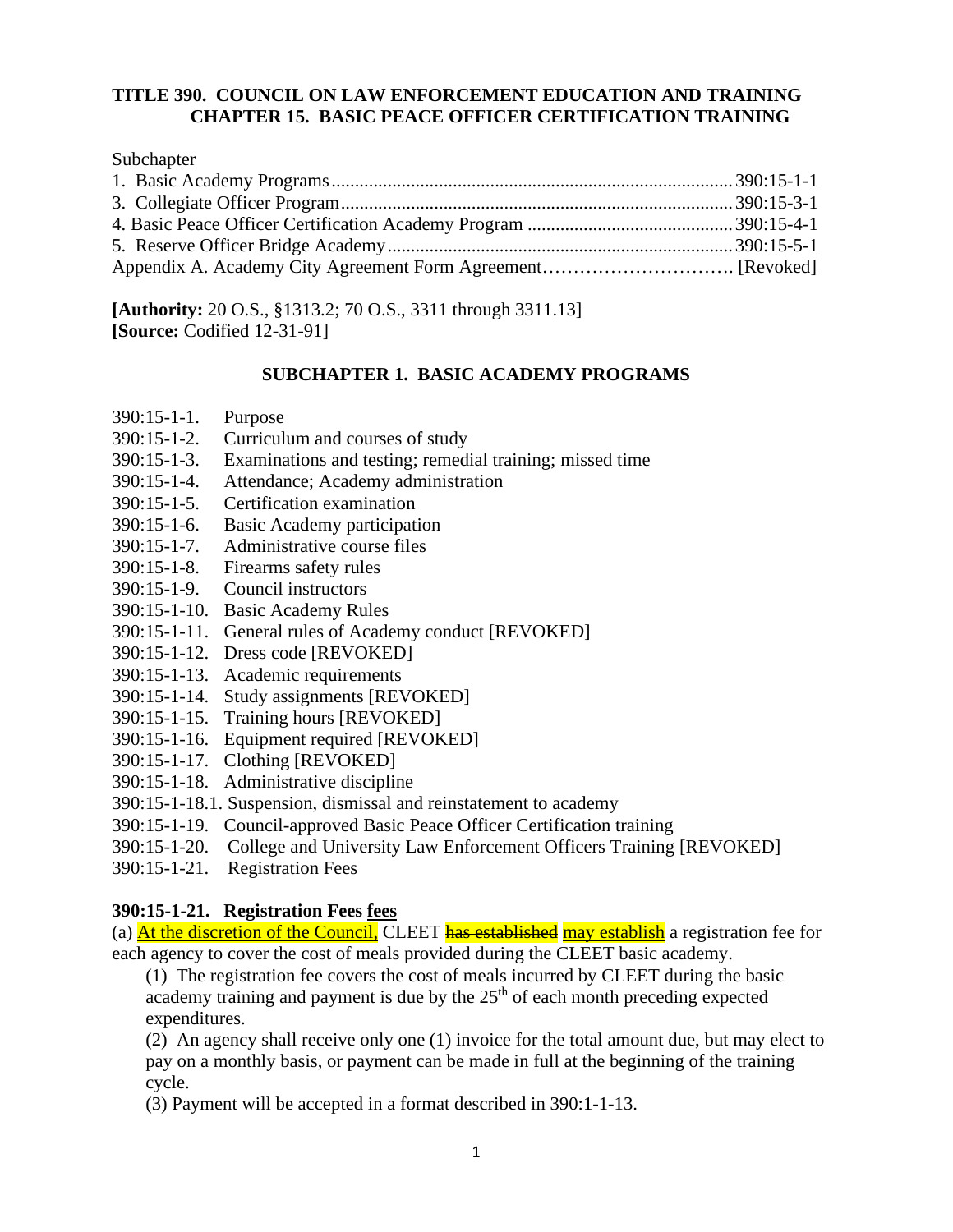**TITLE 390. COUNCIL ON LAW ENFORCEMENT EDUCATION AND TRAINING**
**CHAPTER 15. BASIC PEACE OFFICER CERTIFICATION TRAINING**

Subchapter

| | |
|---|---|
| 1. Basic Academy Programs | 390:15-1-1 |
| 3. Collegiate Officer Program | 390:15-3-1 |
| 4. Basic Peace Officer Certification Academy Program | 390:15-4-1 |
| 5. Reserve Officer Bridge Academy | 390:15-5-1 |
| Appendix A. Academy City Agreement Form Agreement | [Revoked] |

**[Authority:** 20 O.S., §1313.2; 70 O.S., 3311 through 3311.13]
**[Source:** Codified 12-31-91]

## SUBCHAPTER 1. BASIC ACADEMY PROGRAMS

390:15-1-1. Purpose
390:15-1-2. Curriculum and courses of study
390:15-1-3. Examinations and testing; remedial training; missed time
390:15-1-4. Attendance; Academy administration
390:15-1-5. Certification examination
390:15-1-6. Basic Academy participation
390:15-1-7. Administrative course files
390:15-1-8. Firearms safety rules
390:15-1-9. Council instructors
390:15-1-10. Basic Academy Rules
390:15-1-11. General rules of Academy conduct [REVOKED]
390:15-1-12. Dress code [REVOKED]
390:15-1-13. Academic requirements
390:15-1-14. Study assignments [REVOKED]
390:15-1-15. Training hours [REVOKED]
390:15-1-16. Equipment required [REVOKED]
390:15-1-17. Clothing [REVOKED]
390:15-1-18. Administrative discipline
390:15-1-18.1. Suspension, dismissal and reinstatement to academy
390:15-1-19. Council-approved Basic Peace Officer Certification training
390:15-1-20. College and University Law Enforcement Officers Training [REVOKED]
390:15-1-21. Registration Fees

**390:15-1-21. Registration ~~Fees~~ fees**

(a) At the discretion of the Council, CLEET ~~has established~~ may establish a registration fee for each agency to cover the cost of meals provided during the CLEET basic academy.

(1) The registration fee covers the cost of meals incurred by CLEET during the basic academy training and payment is due by the 25th of each month preceding expected expenditures.

(2) An agency shall receive only one (1) invoice for the total amount due, but may elect to pay on a monthly basis, or payment can be made in full at the beginning of the training cycle.

(3) Payment will be accepted in a format described in 390:1-1-13.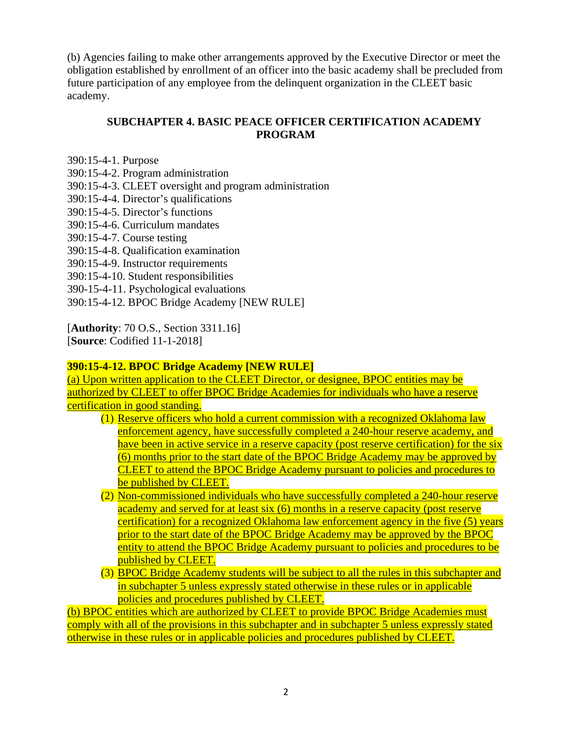(b) Agencies failing to make other arrangements approved by the Executive Director or meet the obligation established by enrollment of an officer into the basic academy shall be precluded from future participation of any employee from the delinquent organization in the CLEET basic academy.

## SUBCHAPTER 4. BASIC PEACE OFFICER CERTIFICATION ACADEMY PROGRAM

390:15-4-1. Purpose
390:15-4-2. Program administration
390:15-4-3. CLEET oversight and program administration
390:15-4-4. Director's qualifications
390:15-4-5. Director's functions
390:15-4-6. Curriculum mandates
390:15-4-7. Course testing
390:15-4-8. Qualification examination
390:15-4-9. Instructor requirements
390:15-4-10. Student responsibilities
390-15-4-11. Psychological evaluations
390:15-4-12. BPOC Bridge Academy [NEW RULE]

[**Authority**: 70 O.S., Section 3311.16]
[**Source**: Codified 11-1-2018]

**390:15-4-12. BPOC Bridge Academy [NEW RULE]**

(a) Upon written application to the CLEET Director, or designee, BPOC entities may be authorized by CLEET to offer BPOC Bridge Academies for individuals who have a reserve certification in good standing.

(1) Reserve officers who hold a current commission with a recognized Oklahoma law enforcement agency, have successfully completed a 240-hour reserve academy, and have been in active service in a reserve capacity (post reserve certification) for the six (6) months prior to the start date of the BPOC Bridge Academy may be approved by CLEET to attend the BPOC Bridge Academy pursuant to policies and procedures to be published by CLEET.

(2) Non-commissioned individuals who have successfully completed a 240-hour reserve academy and served for at least six (6) months in a reserve capacity (post reserve certification) for a recognized Oklahoma law enforcement agency in the five (5) years prior to the start date of the BPOC Bridge Academy may be approved by the BPOC entity to attend the BPOC Bridge Academy pursuant to policies and procedures to be published by CLEET.

(3) BPOC Bridge Academy students will be subject to all the rules in this subchapter and in subchapter 5 unless expressly stated otherwise in these rules or in applicable policies and procedures published by CLEET.

(b) BPOC entities which are authorized by CLEET to provide BPOC Bridge Academies must comply with all of the provisions in this subchapter and in subchapter 5 unless expressly stated otherwise in these rules or in applicable policies and procedures published by CLEET.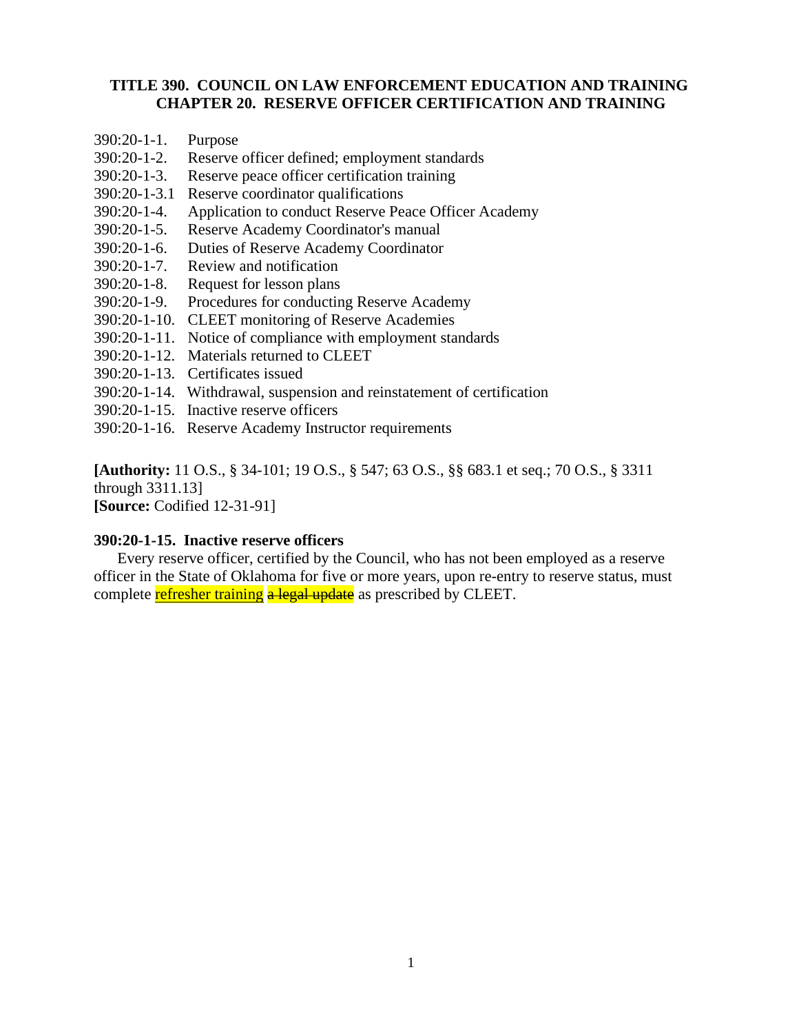**TITLE 390. COUNCIL ON LAW ENFORCEMENT EDUCATION AND TRAINING**
**CHAPTER 20. RESERVE OFFICER CERTIFICATION AND TRAINING**

390:20-1-1. Purpose
390:20-1-2. Reserve officer defined; employment standards
390:20-1-3. Reserve peace officer certification training
390:20-1-3.1 Reserve coordinator qualifications
390:20-1-4. Application to conduct Reserve Peace Officer Academy
390:20-1-5. Reserve Academy Coordinator's manual
390:20-1-6. Duties of Reserve Academy Coordinator
390:20-1-7. Review and notification
390:20-1-8. Request for lesson plans
390:20-1-9. Procedures for conducting Reserve Academy
390:20-1-10. CLEET monitoring of Reserve Academies
390:20-1-11. Notice of compliance with employment standards
390:20-1-12. Materials returned to CLEET
390:20-1-13. Certificates issued
390:20-1-14. Withdrawal, suspension and reinstatement of certification
390:20-1-15. Inactive reserve officers
390:20-1-16. Reserve Academy Instructor requirements

**[Authority:** 11 O.S., § 34-101; 19 O.S., § 547; 63 O.S., §§ 683.1 et seq.; 70 O.S., § 3311 through 3311.13]
**[Source:** Codified 12-31-91]

**390:20-1-15. Inactive reserve officers**

Every reserve officer, certified by the Council, who has not been employed as a reserve officer in the State of Oklahoma for five or more years, upon re-entry to reserve status, must complete <u>refresher training</u> ~~a legal update~~ as prescribed by CLEET.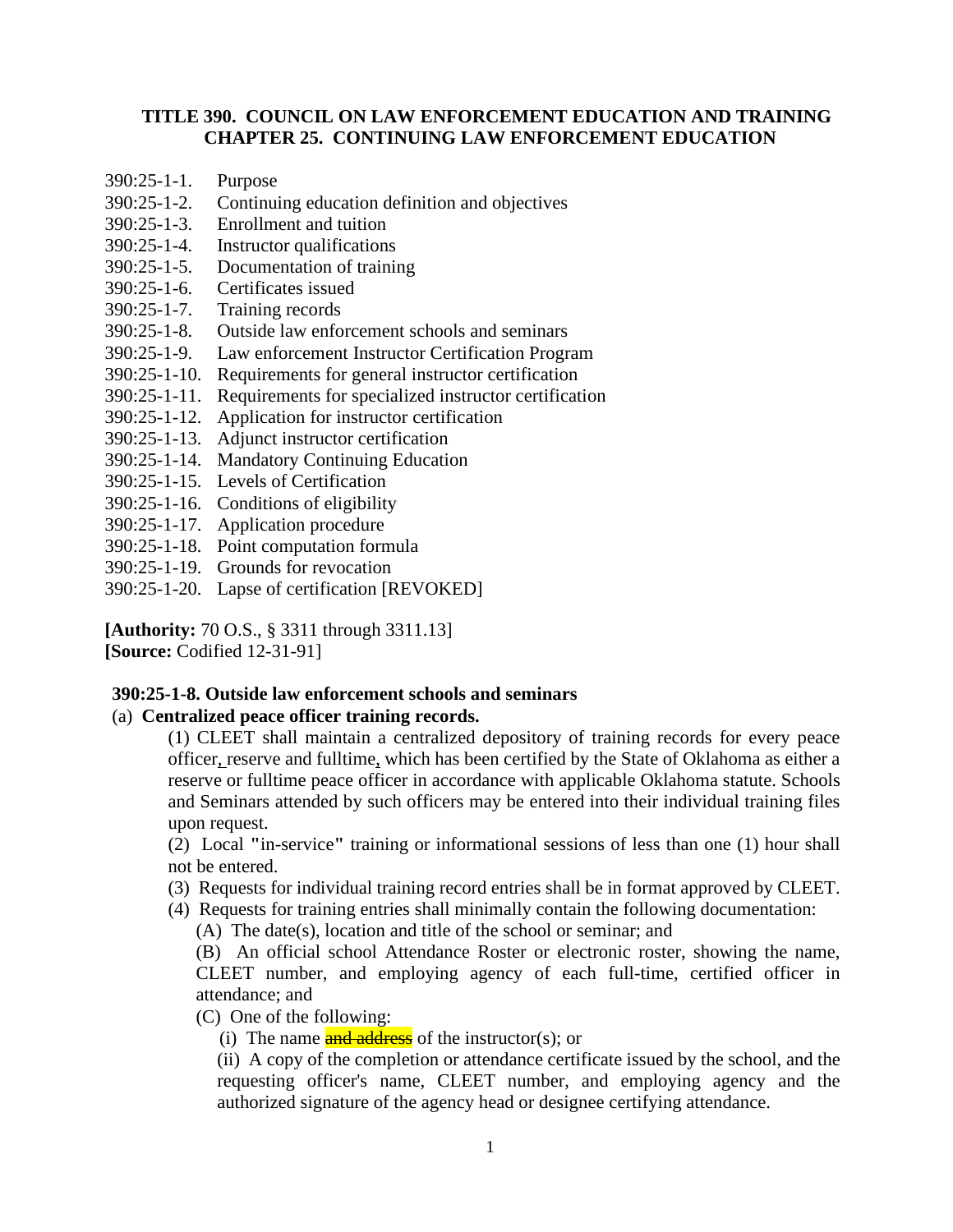# TITLE 390. COUNCIL ON LAW ENFORCEMENT EDUCATION AND TRAINING
## CHAPTER 25. CONTINUING LAW ENFORCEMENT EDUCATION

- 390:25-1-1. Purpose
- 390:25-1-2. Continuing education definition and objectives
- 390:25-1-3. Enrollment and tuition
- 390:25-1-4. Instructor qualifications
- 390:25-1-5. Documentation of training
- 390:25-1-6. Certificates issued
- 390:25-1-7. Training records
- 390:25-1-8. Outside law enforcement schools and seminars
- 390:25-1-9. Law enforcement Instructor Certification Program
- 390:25-1-10. Requirements for general instructor certification
- 390:25-1-11. Requirements for specialized instructor certification
- 390:25-1-12. Application for instructor certification
- 390:25-1-13. Adjunct instructor certification
- 390:25-1-14. Mandatory Continuing Education
- 390:25-1-15. Levels of Certification
- 390:25-1-16. Conditions of eligibility
- 390:25-1-17. Application procedure
- 390:25-1-18. Point computation formula
- 390:25-1-19. Grounds for revocation
- 390:25-1-20. Lapse of certification [REVOKED]

**[Authority:** 70 O.S., § 3311 through 3311.13]
**[Source:** Codified 12-31-91]

### 390:25-1-8. Outside law enforcement schools and seminars

(a) **Centralized peace officer training records.**

(1) CLEET shall maintain a centralized depository of training records for every peace officer, reserve and fulltime, which has been certified by the State of Oklahoma as either a reserve or fulltime peace officer in accordance with applicable Oklahoma statute. Schools and Seminars attended by such officers may be entered into their individual training files upon request.

(2) Local "in-service" training or informational sessions of less than one (1) hour shall not be entered.

(3) Requests for individual training record entries shall be in format approved by CLEET.

(4) Requests for training entries shall minimally contain the following documentation:

(A) The date(s), location and title of the school or seminar; and

(B) An official school Attendance Roster or electronic roster, showing the name, CLEET number, and employing agency of each full-time, certified officer in attendance; and

(C) One of the following:

(i) The name ~~and address~~ of the instructor(s); or

(ii) A copy of the completion or attendance certificate issued by the school, and the requesting officer's name, CLEET number, and employing agency and the authorized signature of the agency head or designee certifying attendance.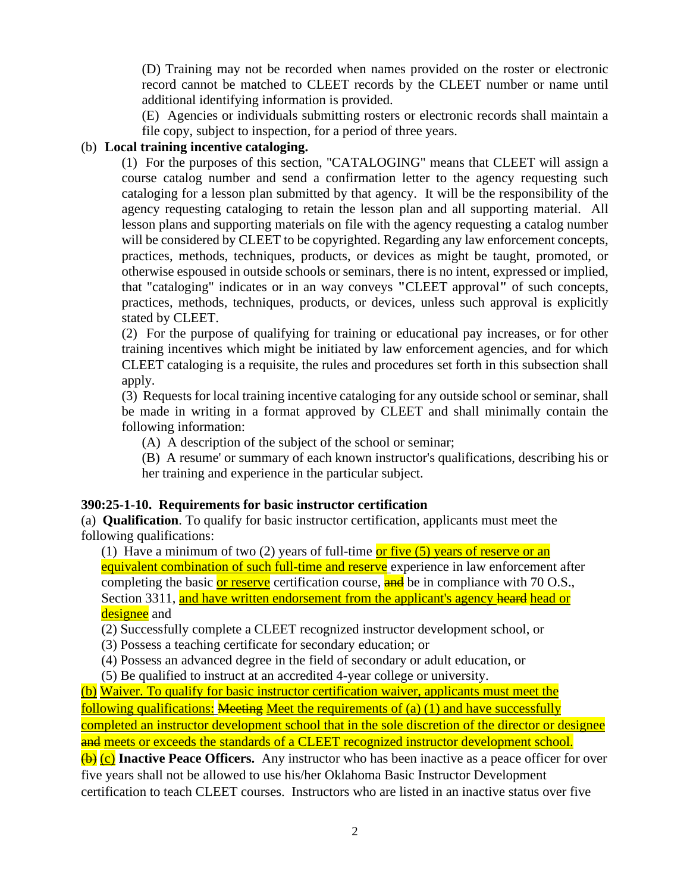(D) Training may not be recorded when names provided on the roster or electronic record cannot be matched to CLEET records by the CLEET number or name until additional identifying information is provided.

(E) Agencies or individuals submitting rosters or electronic records shall maintain a file copy, subject to inspection, for a period of three years.

(b) **Local training incentive cataloging.**

(1) For the purposes of this section, "CATALOGING" means that CLEET will assign a course catalog number and send a confirmation letter to the agency requesting such cataloging for a lesson plan submitted by that agency. It will be the responsibility of the agency requesting cataloging to retain the lesson plan and all supporting material. All lesson plans and supporting materials on file with the agency requesting a catalog number will be considered by CLEET to be copyrighted. Regarding any law enforcement concepts, practices, methods, techniques, products, or devices as might be taught, promoted, or otherwise espoused in outside schools or seminars, there is no intent, expressed or implied, that "cataloging" indicates or in an way conveys "CLEET approval" of such concepts, practices, methods, techniques, products, or devices, unless such approval is explicitly stated by CLEET.

(2) For the purpose of qualifying for training or educational pay increases, or for other training incentives which might be initiated by law enforcement agencies, and for which CLEET cataloging is a requisite, the rules and procedures set forth in this subsection shall apply.

(3) Requests for local training incentive cataloging for any outside school or seminar, shall be made in writing in a format approved by CLEET and shall minimally contain the following information:

(A) A description of the subject of the school or seminar;

(B) A resume' or summary of each known instructor's qualifications, describing his or her training and experience in the particular subject.

**390:25-1-10. Requirements for basic instructor certification**

(a) **Qualification**. To qualify for basic instructor certification, applicants must meet the following qualifications:

(1) Have a minimum of two (2) years of full-time <u>or five (5) years of reserve or an equivalent combination of such full-time and reserve</u> experience in law enforcement after completing the basic <u>or reserve</u> certification course, ~~and~~ be in compliance with 70 O.S., Section 3311, <u>and have written endorsement from the applicant's agency</u> ~~heard~~ <u>head or designee</u> and

(2) Successfully complete a CLEET recognized instructor development school, or

(3) Possess a teaching certificate for secondary education; or

(4) Possess an advanced degree in the field of secondary or adult education, or

(5) Be qualified to instruct at an accredited 4-year college or university.

<u>(b) Waiver. To qualify for basic instructor certification waiver, applicants must meet the following qualifications:</u> ~~Meeting~~ <u>Meet the requirements of (a) (1) and have successfully completed an instructor development school that in the sole discretion of the director or designee</u> ~~and~~ <u>meets or exceeds the standards of a CLEET recognized instructor development school.</u>

~~(b)~~ <u>(c)</u> **Inactive Peace Officers.** Any instructor who has been inactive as a peace officer for over five years shall not be allowed to use his/her Oklahoma Basic Instructor Development certification to teach CLEET courses. Instructors who are listed in an inactive status over five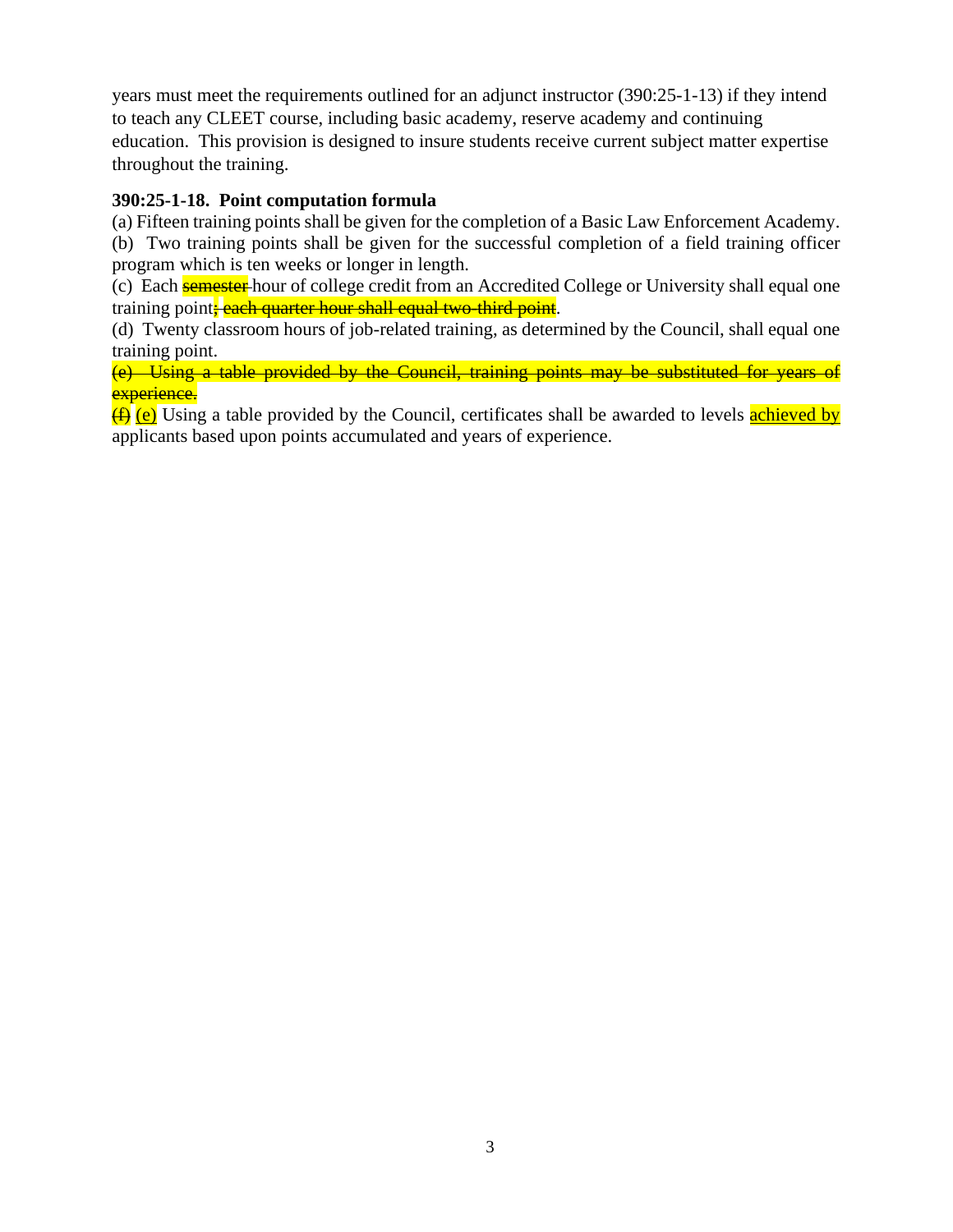years must meet the requirements outlined for an adjunct instructor (390:25-1-13) if they intend to teach any CLEET course, including basic academy, reserve academy and continuing education.  This provision is designed to insure students receive current subject matter expertise throughout the training.

**390:25-1-18.  Point computation formula**

(a) Fifteen training points shall be given for the completion of a Basic Law Enforcement Academy.

(b)  Two training points shall be given for the successful completion of a field training officer program which is ten weeks or longer in length.

(c)  Each ~~semester~~ hour of college credit from an Accredited College or University shall equal one training point~~; each quarter hour shall equal two-third point~~.

(d)  Twenty classroom hours of job-related training, as determined by the Council, shall equal one training point.

~~(e)  Using a table provided by the Council, training points may be substituted for years of experience.~~

~~(f)~~ <u>(e)</u> Using a table provided by the Council, certificates shall be awarded to levels <u>achieved by</u> applicants based upon points accumulated and years of experience.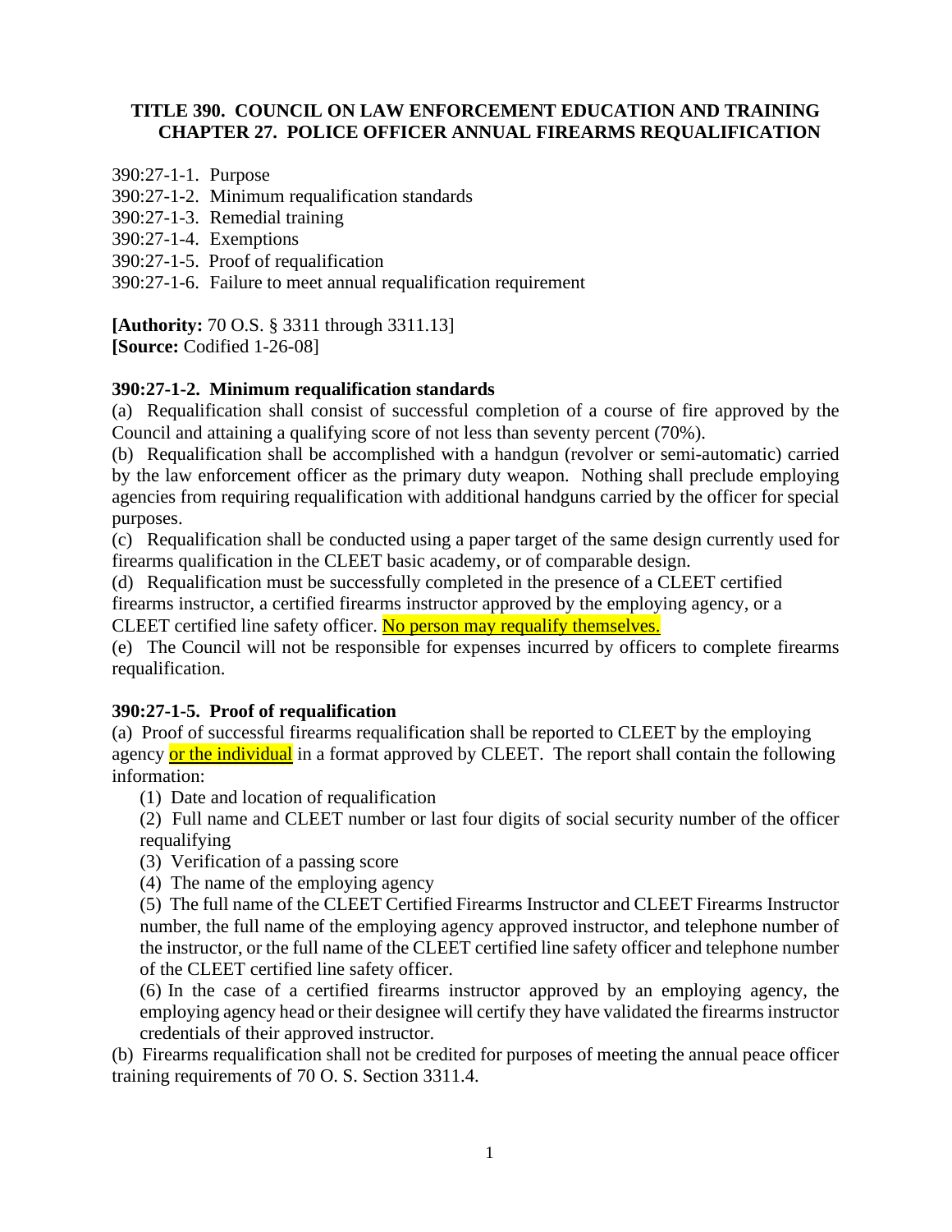## TITLE 390. COUNCIL ON LAW ENFORCEMENT EDUCATION AND TRAINING
## CHAPTER 27. POLICE OFFICER ANNUAL FIREARMS REQUALIFICATION

390:27-1-1. Purpose
390:27-1-2. Minimum requalification standards
390:27-1-3. Remedial training
390:27-1-4. Exemptions
390:27-1-5. Proof of requalification
390:27-1-6. Failure to meet annual requalification requirement

**[Authority:** 70 O.S. § 3311 through 3311.13]
**[Source:** Codified 1-26-08]

### 390:27-1-2. Minimum requalification standards

(a) Requalification shall consist of successful completion of a course of fire approved by the Council and attaining a qualifying score of not less than seventy percent (70%).

(b) Requalification shall be accomplished with a handgun (revolver or semi-automatic) carried by the law enforcement officer as the primary duty weapon. Nothing shall preclude employing agencies from requiring requalification with additional handguns carried by the officer for special purposes.

(c) Requalification shall be conducted using a paper target of the same design currently used for firearms qualification in the CLEET basic academy, or of comparable design.

(d) Requalification must be successfully completed in the presence of a CLEET certified firearms instructor, a certified firearms instructor approved by the employing agency, or a CLEET certified line safety officer. No person may requalify themselves.

(e) The Council will not be responsible for expenses incurred by officers to complete firearms requalification.

### 390:27-1-5. Proof of requalification

(a) Proof of successful firearms requalification shall be reported to CLEET by the employing agency or the individual in a format approved by CLEET. The report shall contain the following information:

(1) Date and location of requalification

(2) Full name and CLEET number or last four digits of social security number of the officer requalifying

(3) Verification of a passing score

(4) The name of the employing agency

(5) The full name of the CLEET Certified Firearms Instructor and CLEET Firearms Instructor number, the full name of the employing agency approved instructor, and telephone number of the instructor, or the full name of the CLEET certified line safety officer and telephone number of the CLEET certified line safety officer.

(6) In the case of a certified firearms instructor approved by an employing agency, the employing agency head or their designee will certify they have validated the firearms instructor credentials of their approved instructor.

(b) Firearms requalification shall not be credited for purposes of meeting the annual peace officer training requirements of 70 O. S. Section 3311.4.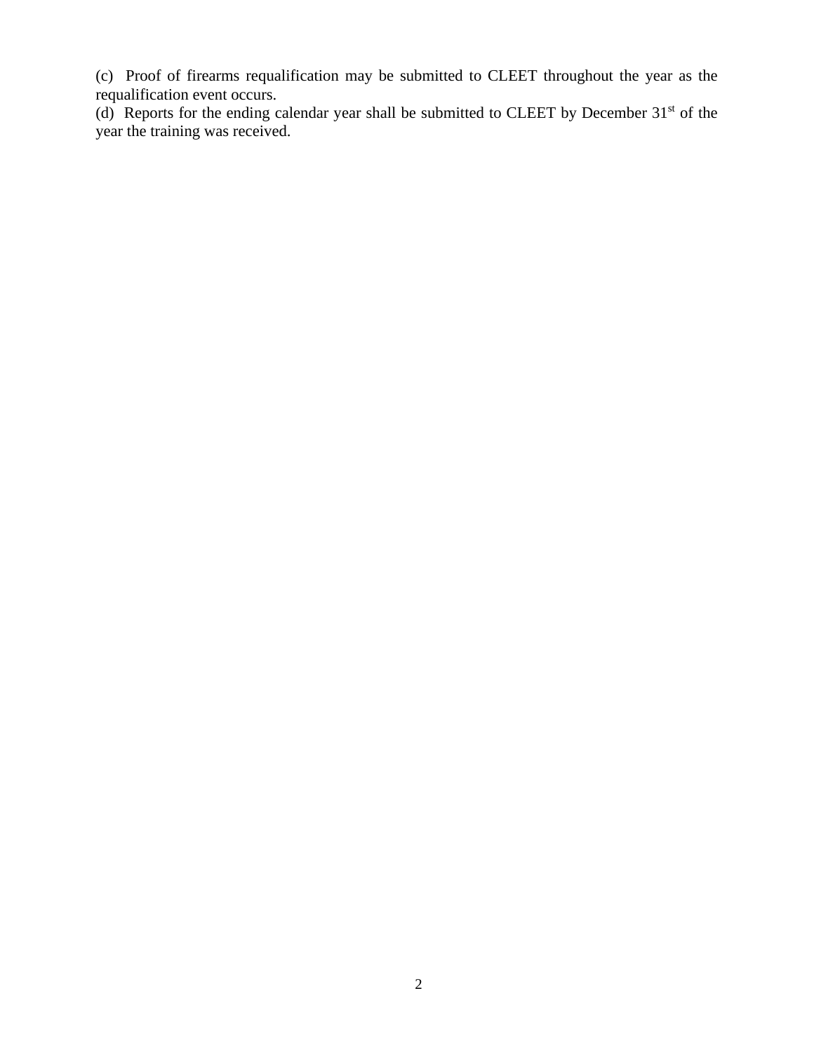(c) Proof of firearms requalification may be submitted to CLEET throughout the year as the requalification event occurs.

(d) Reports for the ending calendar year shall be submitted to CLEET by December 31st of the year the training was received.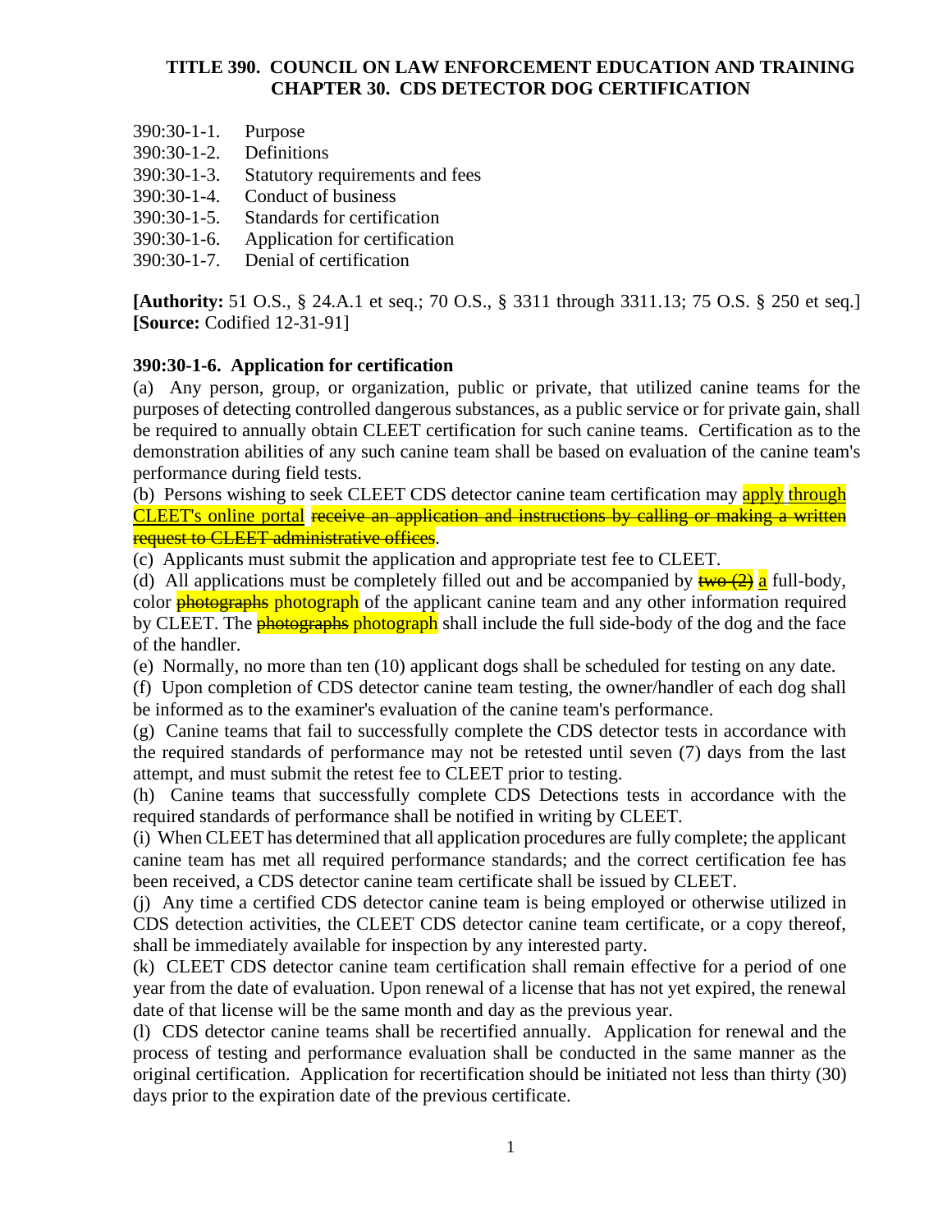**TITLE 390. COUNCIL ON LAW ENFORCEMENT EDUCATION AND TRAINING**
**CHAPTER 30. CDS DETECTOR DOG CERTIFICATION**

390:30-1-1. Purpose
390:30-1-2. Definitions
390:30-1-3. Statutory requirements and fees
390:30-1-4. Conduct of business
390:30-1-5. Standards for certification
390:30-1-6. Application for certification
390:30-1-7. Denial of certification

**[Authority:** 51 O.S., § 24.A.1 et seq.; 70 O.S., § 3311 through 3311.13; 75 O.S. § 250 et seq.]
**[Source:** Codified 12-31-91]

**390:30-1-6. Application for certification**

(a) Any person, group, or organization, public or private, that utilized canine teams for the purposes of detecting controlled dangerous substances, as a public service or for private gain, shall be required to annually obtain CLEET certification for such canine teams. Certification as to the demonstration abilities of any such canine team shall be based on evaluation of the canine team's performance during field tests.

(b) Persons wishing to seek CLEET CDS detector canine team certification may <u>apply through CLEET's online portal</u> ~~receive an application and instructions by calling or making a written request to CLEET administrative offices~~.

(c) Applicants must submit the application and appropriate test fee to CLEET.

(d) All applications must be completely filled out and be accompanied by ~~two (2)~~ <u>a</u> full-body, color ~~photographs~~ photograph of the applicant canine team and any other information required by CLEET. The ~~photographs~~ photograph shall include the full side-body of the dog and the face of the handler.

(e) Normally, no more than ten (10) applicant dogs shall be scheduled for testing on any date.

(f) Upon completion of CDS detector canine team testing, the owner/handler of each dog shall be informed as to the examiner's evaluation of the canine team's performance.

(g) Canine teams that fail to successfully complete the CDS detector tests in accordance with the required standards of performance may not be retested until seven (7) days from the last attempt, and must submit the retest fee to CLEET prior to testing.

(h) Canine teams that successfully complete CDS Detections tests in accordance with the required standards of performance shall be notified in writing by CLEET.

(i) When CLEET has determined that all application procedures are fully complete; the applicant canine team has met all required performance standards; and the correct certification fee has been received, a CDS detector canine team certificate shall be issued by CLEET.

(j) Any time a certified CDS detector canine team is being employed or otherwise utilized in CDS detection activities, the CLEET CDS detector canine team certificate, or a copy thereof, shall be immediately available for inspection by any interested party.

(k) CLEET CDS detector canine team certification shall remain effective for a period of one year from the date of evaluation. Upon renewal of a license that has not yet expired, the renewal date of that license will be the same month and day as the previous year.

(l) CDS detector canine teams shall be recertified annually. Application for renewal and the process of testing and performance evaluation shall be conducted in the same manner as the original certification. Application for recertification should be initiated not less than thirty (30) days prior to the expiration date of the previous certificate.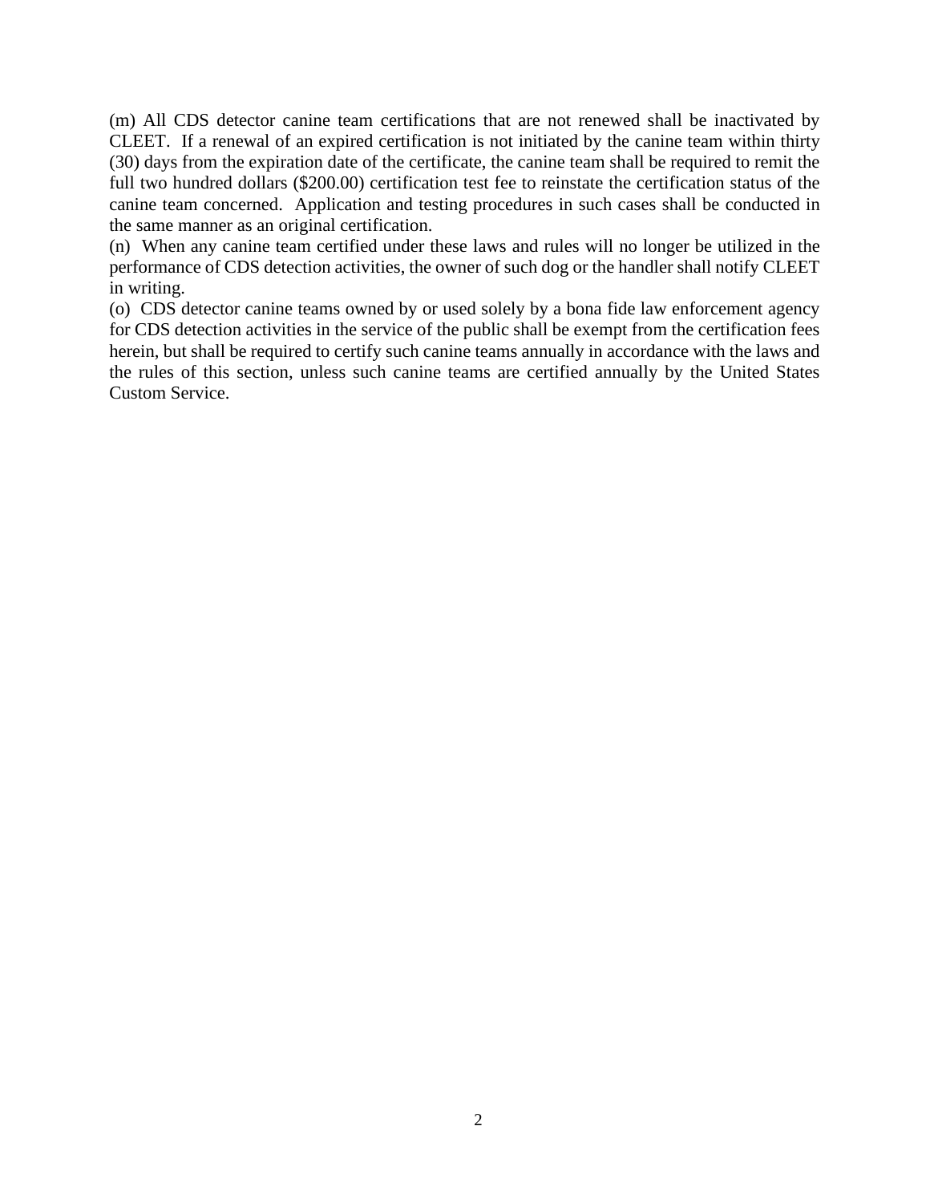(m) All CDS detector canine team certifications that are not renewed shall be inactivated by CLEET. If a renewal of an expired certification is not initiated by the canine team within thirty (30) days from the expiration date of the certificate, the canine team shall be required to remit the full two hundred dollars ($200.00) certification test fee to reinstate the certification status of the canine team concerned. Application and testing procedures in such cases shall be conducted in the same manner as an original certification.

(n) When any canine team certified under these laws and rules will no longer be utilized in the performance of CDS detection activities, the owner of such dog or the handler shall notify CLEET in writing.

(o) CDS detector canine teams owned by or used solely by a bona fide law enforcement agency for CDS detection activities in the service of the public shall be exempt from the certification fees herein, but shall be required to certify such canine teams annually in accordance with the laws and the rules of this section, unless such canine teams are certified annually by the United States Custom Service.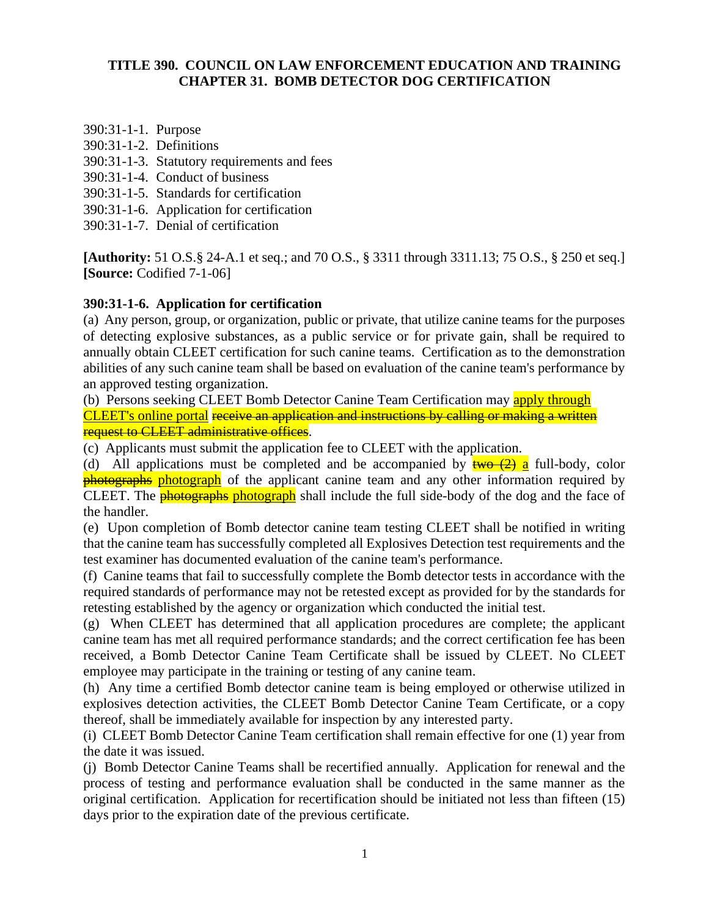# TITLE 390. COUNCIL ON LAW ENFORCEMENT EDUCATION AND TRAINING
# CHAPTER 31. BOMB DETECTOR DOG CERTIFICATION

390:31-1-1. Purpose
390:31-1-2. Definitions
390:31-1-3. Statutory requirements and fees
390:31-1-4. Conduct of business
390:31-1-5. Standards for certification
390:31-1-6. Application for certification
390:31-1-7. Denial of certification

**[Authority:** 51 O.S.§ 24-A.1 et seq.; and 70 O.S., § 3311 through 3311.13; 75 O.S., § 250 et seq.]
**[Source:** Codified 7-1-06]

**390:31-1-6. Application for certification**

(a) Any person, group, or organization, public or private, that utilize canine teams for the purposes of detecting explosive substances, as a public service or for private gain, shall be required to annually obtain CLEET certification for such canine teams. Certification as to the demonstration abilities of any such canine team shall be based on evaluation of the canine team's performance by an approved testing organization.

(b) Persons seeking CLEET Bomb Detector Canine Team Certification may <u>apply through CLEET's online portal</u> ~~receive an application and instructions by calling or making a written request to CLEET administrative offices~~.

(c) Applicants must submit the application fee to CLEET with the application.

(d) All applications must be completed and be accompanied by ~~two (2)~~ <u>a</u> full-body, color ~~photographs~~ <u>photograph</u> of the applicant canine team and any other information required by CLEET. The ~~photographs~~ <u>photograph</u> shall include the full side-body of the dog and the face of the handler.

(e) Upon completion of Bomb detector canine team testing CLEET shall be notified in writing that the canine team has successfully completed all Explosives Detection test requirements and the test examiner has documented evaluation of the canine team's performance.

(f) Canine teams that fail to successfully complete the Bomb detector tests in accordance with the required standards of performance may not be retested except as provided for by the standards for retesting established by the agency or organization which conducted the initial test.

(g) When CLEET has determined that all application procedures are complete; the applicant canine team has met all required performance standards; and the correct certification fee has been received, a Bomb Detector Canine Team Certificate shall be issued by CLEET. No CLEET employee may participate in the training or testing of any canine team.

(h) Any time a certified Bomb detector canine team is being employed or otherwise utilized in explosives detection activities, the CLEET Bomb Detector Canine Team Certificate, or a copy thereof, shall be immediately available for inspection by any interested party.

(i) CLEET Bomb Detector Canine Team certification shall remain effective for one (1) year from the date it was issued.

(j) Bomb Detector Canine Teams shall be recertified annually. Application for renewal and the process of testing and performance evaluation shall be conducted in the same manner as the original certification. Application for recertification should be initiated not less than fifteen (15) days prior to the expiration date of the previous certificate.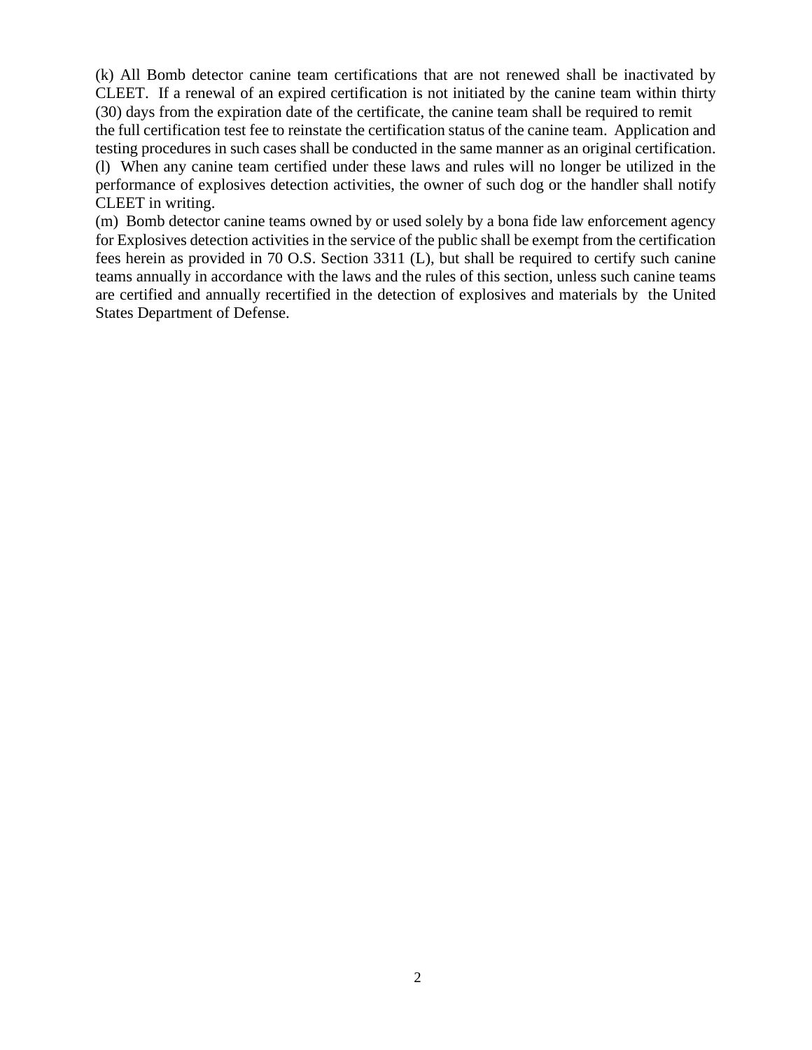(k) All Bomb detector canine team certifications that are not renewed shall be inactivated by CLEET. If a renewal of an expired certification is not initiated by the canine team within thirty (30) days from the expiration date of the certificate, the canine team shall be required to remit the full certification test fee to reinstate the certification status of the canine team. Application and testing procedures in such cases shall be conducted in the same manner as an original certification.

(l) When any canine team certified under these laws and rules will no longer be utilized in the performance of explosives detection activities, the owner of such dog or the handler shall notify CLEET in writing.

(m) Bomb detector canine teams owned by or used solely by a bona fide law enforcement agency for Explosives detection activities in the service of the public shall be exempt from the certification fees herein as provided in 70 O.S. Section 3311 (L), but shall be required to certify such canine teams annually in accordance with the laws and the rules of this section, unless such canine teams are certified and annually recertified in the detection of explosives and materials by the United States Department of Defense.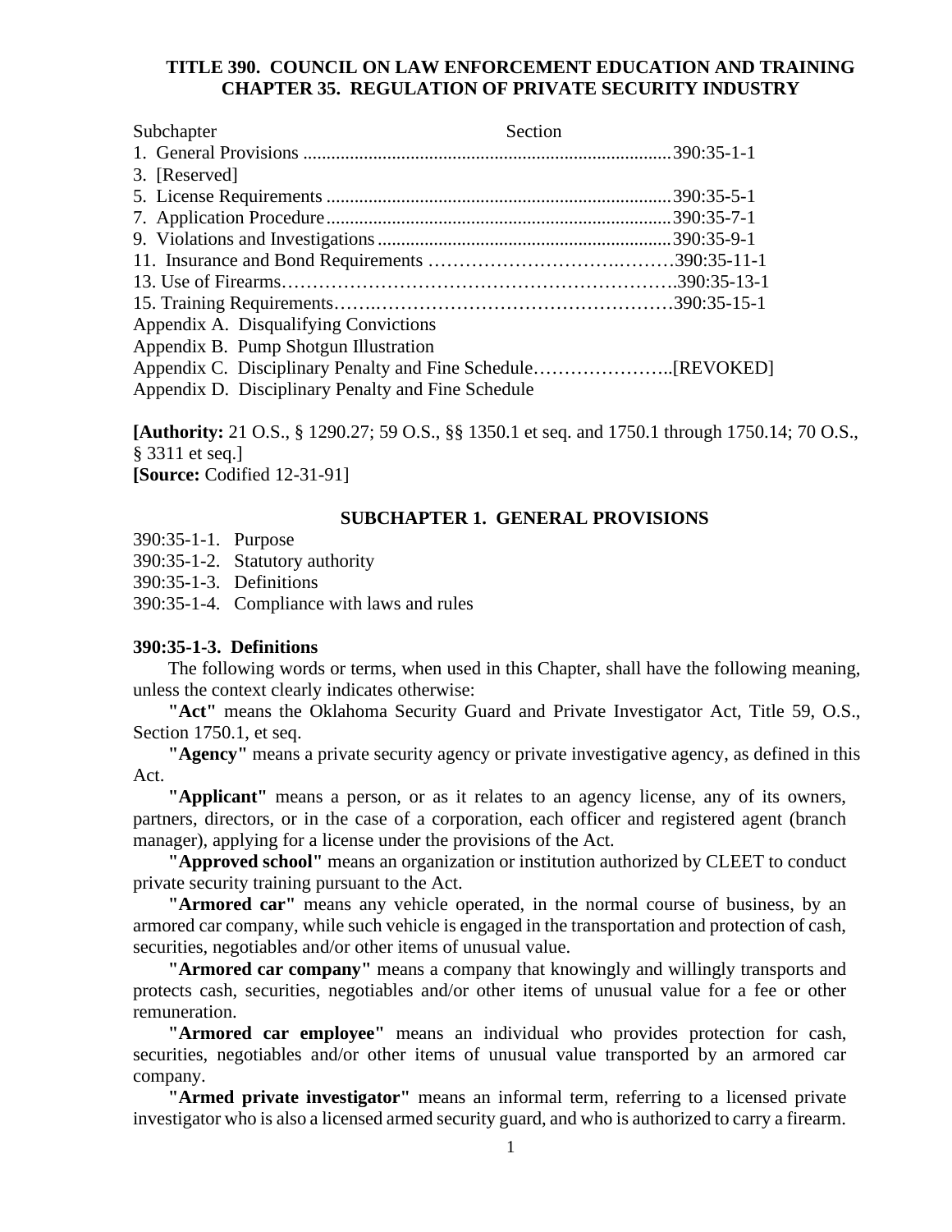# TITLE 390. COUNCIL ON LAW ENFORCEMENT EDUCATION AND TRAINING
# CHAPTER 35. REGULATION OF PRIVATE SECURITY INDUSTRY

| Subchapter | Section |
|---|---|
| 1. General Provisions | 390:35-1-1 |
| 3. [Reserved] | |
| 5. License Requirements | 390:35-5-1 |
| 7. Application Procedure | 390:35-7-1 |
| 9. Violations and Investigations | 390:35-9-1 |
| 11. Insurance and Bond Requirements | 390:35-11-1 |
| 13. Use of Firearms | 390:35-13-1 |
| 15. Training Requirements | 390:35-15-1 |
| Appendix A. Disqualifying Convictions | |
| Appendix B. Pump Shotgun Illustration | |
| Appendix C. Disciplinary Penalty and Fine Schedule | [REVOKED] |
| Appendix D. Disciplinary Penalty and Fine Schedule | |

**[Authority:** 21 O.S., § 1290.27; 59 O.S., §§ 1350.1 et seq. and 1750.1 through 1750.14; 70 O.S., § 3311 et seq.]
**[Source:** Codified 12-31-91]

## SUBCHAPTER 1. GENERAL PROVISIONS

390:35-1-1. Purpose
390:35-1-2. Statutory authority
390:35-1-3. Definitions
390:35-1-4. Compliance with laws and rules

### 390:35-1-3. Definitions

The following words or terms, when used in this Chapter, shall have the following meaning, unless the context clearly indicates otherwise:

**"Act"** means the Oklahoma Security Guard and Private Investigator Act, Title 59, O.S., Section 1750.1, et seq.

**"Agency"** means a private security agency or private investigative agency, as defined in this Act.

**"Applicant"** means a person, or as it relates to an agency license, any of its owners, partners, directors, or in the case of a corporation, each officer and registered agent (branch manager), applying for a license under the provisions of the Act.

**"Approved school"** means an organization or institution authorized by CLEET to conduct private security training pursuant to the Act.

**"Armored car"** means any vehicle operated, in the normal course of business, by an armored car company, while such vehicle is engaged in the transportation and protection of cash, securities, negotiables and/or other items of unusual value.

**"Armored car company"** means a company that knowingly and willingly transports and protects cash, securities, negotiables and/or other items of unusual value for a fee or other remuneration.

**"Armored car employee"** means an individual who provides protection for cash, securities, negotiables and/or other items of unusual value transported by an armored car company.

**"Armed private investigator"** means an informal term, referring to a licensed private investigator who is also a licensed armed security guard, and who is authorized to carry a firearm.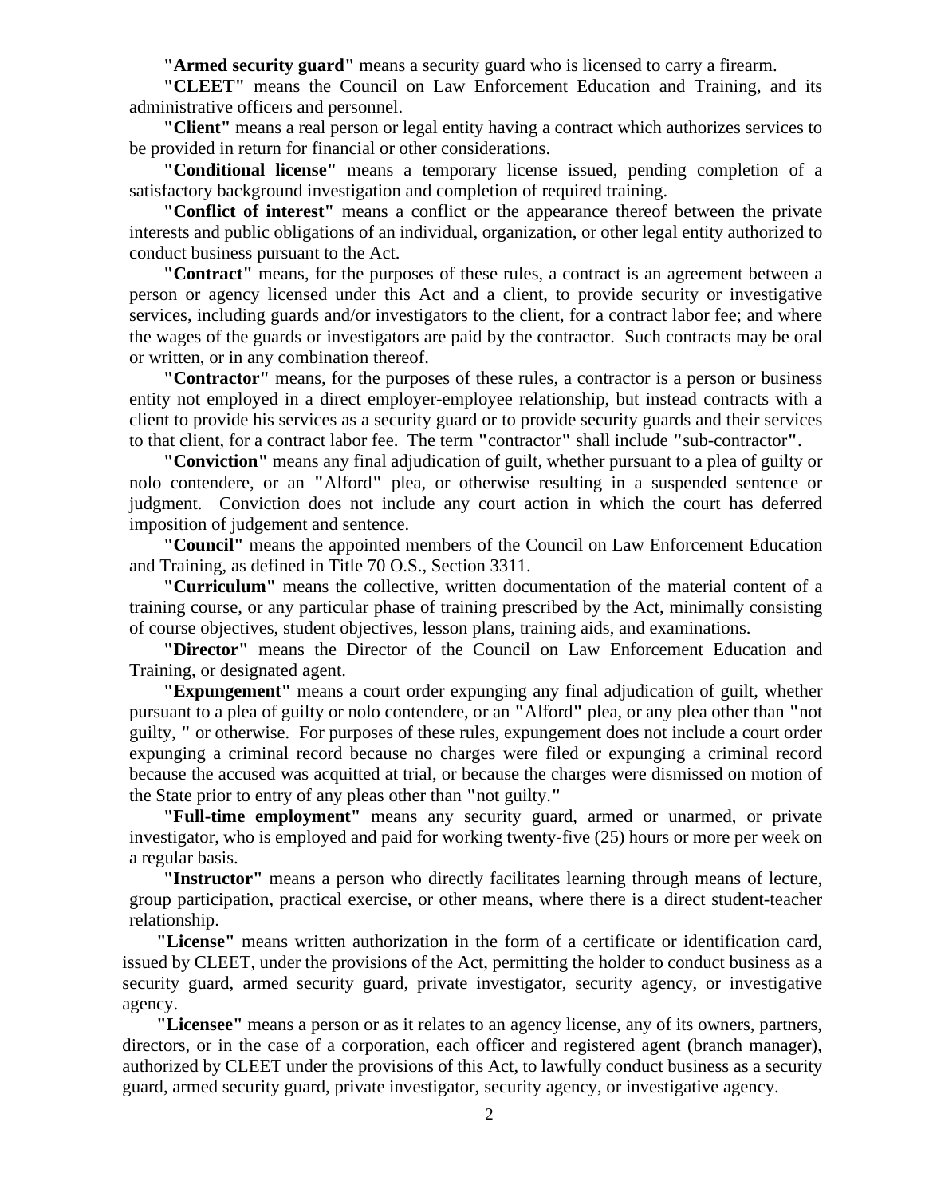**"Armed security guard"** means a security guard who is licensed to carry a firearm.

**"CLEET"** means the Council on Law Enforcement Education and Training, and its administrative officers and personnel.

**"Client"** means a real person or legal entity having a contract which authorizes services to be provided in return for financial or other considerations.

**"Conditional license"** means a temporary license issued, pending completion of a satisfactory background investigation and completion of required training.

**"Conflict of interest"** means a conflict or the appearance thereof between the private interests and public obligations of an individual, organization, or other legal entity authorized to conduct business pursuant to the Act.

**"Contract"** means, for the purposes of these rules, a contract is an agreement between a person or agency licensed under this Act and a client, to provide security or investigative services, including guards and/or investigators to the client, for a contract labor fee; and where the wages of the guards or investigators are paid by the contractor. Such contracts may be oral or written, or in any combination thereof.

**"Contractor"** means, for the purposes of these rules, a contractor is a person or business entity not employed in a direct employer-employee relationship, but instead contracts with a client to provide his services as a security guard or to provide security guards and their services to that client, for a contract labor fee. The term "contractor" shall include "sub-contractor".

**"Conviction"** means any final adjudication of guilt, whether pursuant to a plea of guilty or nolo contendere, or an "Alford" plea, or otherwise resulting in a suspended sentence or judgment. Conviction does not include any court action in which the court has deferred imposition of judgement and sentence.

**"Council"** means the appointed members of the Council on Law Enforcement Education and Training, as defined in Title 70 O.S., Section 3311.

**"Curriculum"** means the collective, written documentation of the material content of a training course, or any particular phase of training prescribed by the Act, minimally consisting of course objectives, student objectives, lesson plans, training aids, and examinations.

**"Director"** means the Director of the Council on Law Enforcement Education and Training, or designated agent.

**"Expungement"** means a court order expunging any final adjudication of guilt, whether pursuant to a plea of guilty or nolo contendere, or an "Alford" plea, or any plea other than "not guilty, " or otherwise. For purposes of these rules, expungement does not include a court order expunging a criminal record because no charges were filed or expunging a criminal record because the accused was acquitted at trial, or because the charges were dismissed on motion of the State prior to entry of any pleas other than "not guilty."

**"Full-time employment"** means any security guard, armed or unarmed, or private investigator, who is employed and paid for working twenty-five (25) hours or more per week on a regular basis.

**"Instructor"** means a person who directly facilitates learning through means of lecture, group participation, practical exercise, or other means, where there is a direct student-teacher relationship.

**"License"** means written authorization in the form of a certificate or identification card, issued by CLEET, under the provisions of the Act, permitting the holder to conduct business as a security guard, armed security guard, private investigator, security agency, or investigative agency.

**"Licensee"** means a person or as it relates to an agency license, any of its owners, partners, directors, or in the case of a corporation, each officer and registered agent (branch manager), authorized by CLEET under the provisions of this Act, to lawfully conduct business as a security guard, armed security guard, private investigator, security agency, or investigative agency.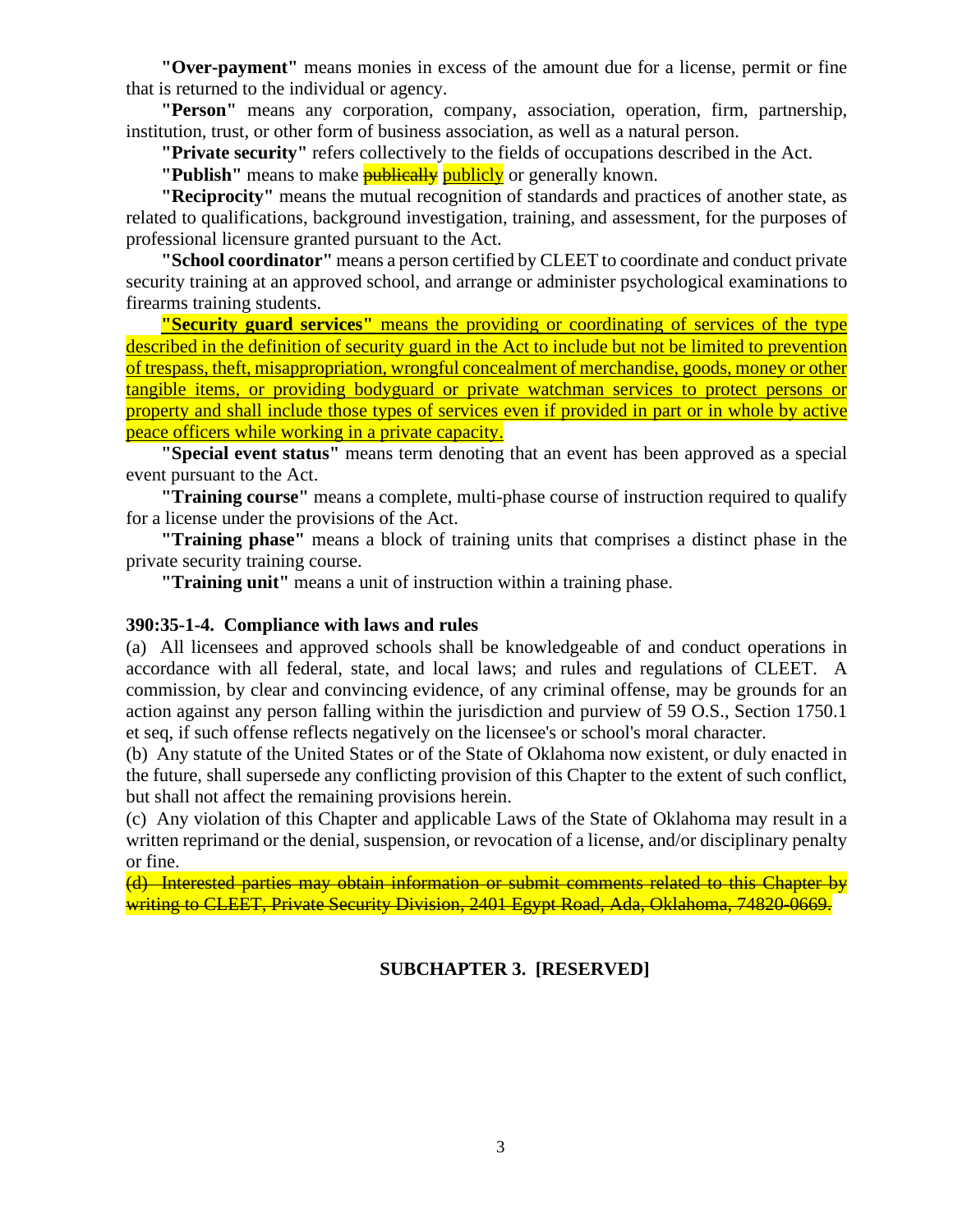**"Over-payment"** means monies in excess of the amount due for a license, permit or fine that is returned to the individual or agency.

**"Person"** means any corporation, company, association, operation, firm, partnership, institution, trust, or other form of business association, as well as a natural person.

**"Private security"** refers collectively to the fields of occupations described in the Act.

**"Publish"** means to make ~~publically~~ <u>publicly</u> or generally known.

**"Reciprocity"** means the mutual recognition of standards and practices of another state, as related to qualifications, background investigation, training, and assessment, for the purposes of professional licensure granted pursuant to the Act.

**"School coordinator"** means a person certified by CLEET to coordinate and conduct private security training at an approved school, and arrange or administer psychological examinations to firearms training students.

<u>**"Security guard services"** means the providing or coordinating of services of the type described in the definition of security guard in the Act to include but not be limited to prevention of trespass, theft, misappropriation, wrongful concealment of merchandise, goods, money or other tangible items, or providing bodyguard or private watchman services to protect persons or property and shall include those types of services even if provided in part or in whole by active peace officers while working in a private capacity.</u>

**"Special event status"** means term denoting that an event has been approved as a special event pursuant to the Act.

**"Training course"** means a complete, multi-phase course of instruction required to qualify for a license under the provisions of the Act.

**"Training phase"** means a block of training units that comprises a distinct phase in the private security training course.

**"Training unit"** means a unit of instruction within a training phase.

### 390:35-1-4. Compliance with laws and rules

(a) All licensees and approved schools shall be knowledgeable of and conduct operations in accordance with all federal, state, and local laws; and rules and regulations of CLEET. A commission, by clear and convincing evidence, of any criminal offense, may be grounds for an action against any person falling within the jurisdiction and purview of 59 O.S., Section 1750.1 et seq, if such offense reflects negatively on the licensee's or school's moral character.

(b) Any statute of the United States or of the State of Oklahoma now existent, or duly enacted in the future, shall supersede any conflicting provision of this Chapter to the extent of such conflict, but shall not affect the remaining provisions herein.

(c) Any violation of this Chapter and applicable Laws of the State of Oklahoma may result in a written reprimand or the denial, suspension, or revocation of a license, and/or disciplinary penalty or fine.

~~(d) Interested parties may obtain information or submit comments related to this Chapter by writing to CLEET, Private Security Division, 2401 Egypt Road, Ada, Oklahoma, 74820-0669.~~

## SUBCHAPTER 3. [RESERVED]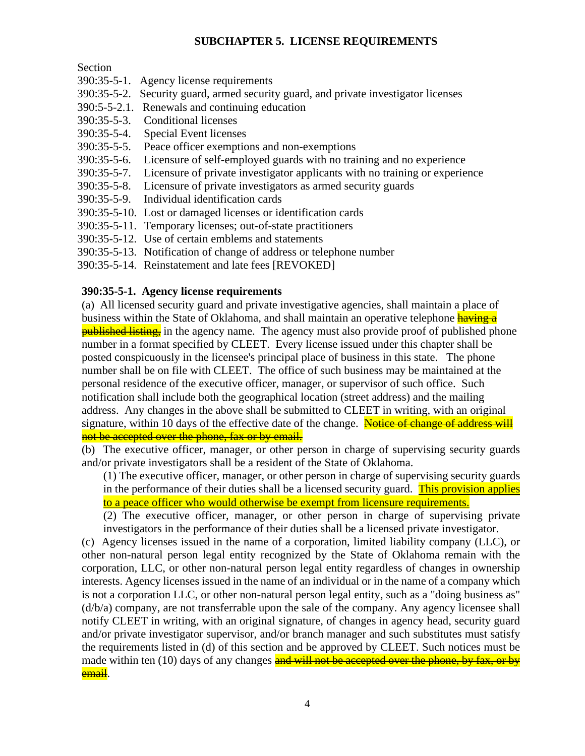## SUBCHAPTER 5. LICENSE REQUIREMENTS

Section
390:35-5-1. Agency license requirements
390:35-5-2. Security guard, armed security guard, and private investigator licenses
390:5-5-2.1. Renewals and continuing education
390:35-5-3. Conditional licenses
390:35-5-4. Special Event licenses
390:35-5-5. Peace officer exemptions and non-exemptions
390:35-5-6. Licensure of self-employed guards with no training and no experience
390:35-5-7. Licensure of private investigator applicants with no training or experience
390:35-5-8. Licensure of private investigators as armed security guards
390:35-5-9. Individual identification cards
390:35-5-10. Lost or damaged licenses or identification cards
390:35-5-11. Temporary licenses; out-of-state practitioners
390:35-5-12. Use of certain emblems and statements
390:35-5-13. Notification of change of address or telephone number
390:35-5-14. Reinstatement and late fees [REVOKED]

### 390:35-5-1. Agency license requirements

(a) All licensed security guard and private investigative agencies, shall maintain a place of business within the State of Oklahoma, and shall maintain an operative telephone ~~having a published listing,~~ in the agency name. The agency must also provide proof of published phone number in a format specified by CLEET. Every license issued under this chapter shall be posted conspicuously in the licensee's principal place of business in this state. The phone number shall be on file with CLEET. The office of such business may be maintained at the personal residence of the executive officer, manager, or supervisor of such office. Such notification shall include both the geographical location (street address) and the mailing address. Any changes in the above shall be submitted to CLEET in writing, with an original signature, within 10 days of the effective date of the change. ~~Notice of change of address will not be accepted over the phone, fax or by email.~~

(b) The executive officer, manager, or other person in charge of supervising security guards and/or private investigators shall be a resident of the State of Oklahoma.

(1) The executive officer, manager, or other person in charge of supervising security guards in the performance of their duties shall be a licensed security guard. <u>This provision applies to a peace officer who would otherwise be exempt from licensure requirements.</u>

(2) The executive officer, manager, or other person in charge of supervising private investigators in the performance of their duties shall be a licensed private investigator.

(c) Agency licenses issued in the name of a corporation, limited liability company (LLC), or other non-natural person legal entity recognized by the State of Oklahoma remain with the corporation, LLC, or other non-natural person legal entity regardless of changes in ownership interests. Agency licenses issued in the name of an individual or in the name of a company which is not a corporation LLC, or other non-natural person legal entity, such as a "doing business as" (d/b/a) company, are not transferrable upon the sale of the company. Any agency licensee shall notify CLEET in writing, with an original signature, of changes in agency head, security guard and/or private investigator supervisor, and/or branch manager and such substitutes must satisfy the requirements listed in (d) of this section and be approved by CLEET. Such notices must be made within ten (10) days of any changes ~~and will not be accepted over the phone, by fax, or by email~~.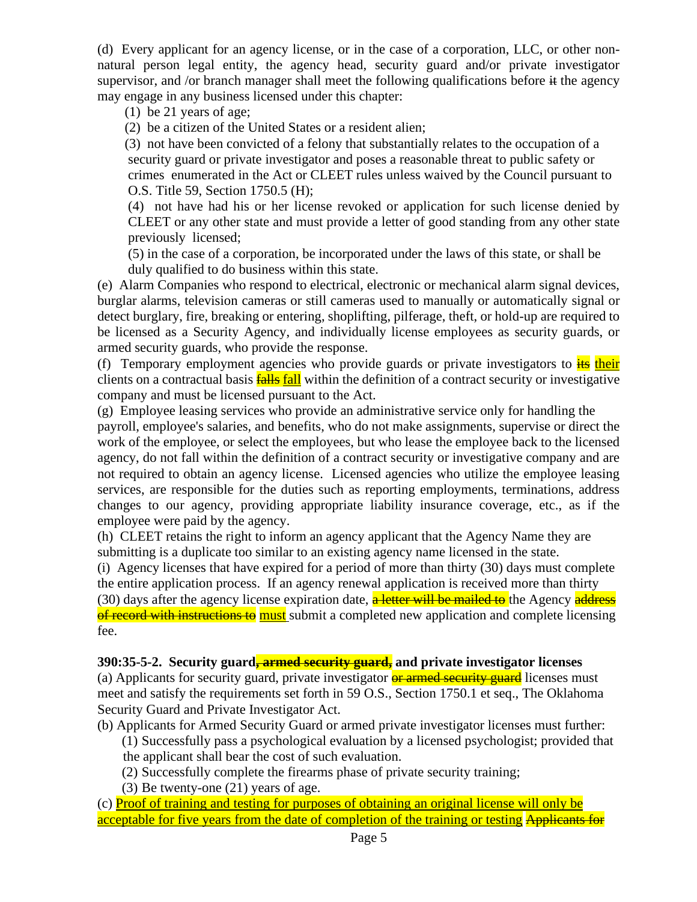(d) Every applicant for an agency license, or in the case of a corporation, LLC, or other non-natural person legal entity, the agency head, security guard and/or private investigator supervisor, and /or branch manager shall meet the following qualifications before ~~it~~ the agency may engage in any business licensed under this chapter:

(1) be 21 years of age;

(2) be a citizen of the United States or a resident alien;

(3) not have been convicted of a felony that substantially relates to the occupation of a security guard or private investigator and poses a reasonable threat to public safety or crimes enumerated in the Act or CLEET rules unless waived by the Council pursuant to O.S. Title 59, Section 1750.5 (H);

(4) not have had his or her license revoked or application for such license denied by CLEET or any other state and must provide a letter of good standing from any other state previously licensed;

(5) in the case of a corporation, be incorporated under the laws of this state, or shall be duly qualified to do business within this state.

(e) Alarm Companies who respond to electrical, electronic or mechanical alarm signal devices, burglar alarms, television cameras or still cameras used to manually or automatically signal or detect burglary, fire, breaking or entering, shoplifting, pilferage, theft, or hold-up are required to be licensed as a Security Agency, and individually license employees as security guards, or armed security guards, who provide the response.

(f) Temporary employment agencies who provide guards or private investigators to ~~its~~ <u>their</u> clients on a contractual basis ~~falls~~ <u>fall</u> within the definition of a contract security or investigative company and must be licensed pursuant to the Act.

(g) Employee leasing services who provide an administrative service only for handling the payroll, employee's salaries, and benefits, who do not make assignments, supervise or direct the work of the employee, or select the employees, but who lease the employee back to the licensed agency, do not fall within the definition of a contract security or investigative company and are not required to obtain an agency license. Licensed agencies who utilize the employee leasing services, are responsible for the duties such as reporting employments, terminations, address changes to our agency, providing appropriate liability insurance coverage, etc., as if the employee were paid by the agency.

(h) CLEET retains the right to inform an agency applicant that the Agency Name they are submitting is a duplicate too similar to an existing agency name licensed in the state.

(i) Agency licenses that have expired for a period of more than thirty (30) days must complete the entire application process. If an agency renewal application is received more than thirty (30) days after the agency license expiration date, ~~a letter will be mailed to~~ the Agency ~~address of record with instructions to~~ <u>must</u> submit a completed new application and complete licensing fee.

**390:35-5-2. Security guard~~, armed security guard,~~ and private investigator licenses**

(a) Applicants for security guard, private investigator ~~or armed security guard~~ licenses must meet and satisfy the requirements set forth in 59 O.S., Section 1750.1 et seq., The Oklahoma Security Guard and Private Investigator Act.

(b) Applicants for Armed Security Guard or armed private investigator licenses must further:

(1) Successfully pass a psychological evaluation by a licensed psychologist; provided that the applicant shall bear the cost of such evaluation.

(2) Successfully complete the firearms phase of private security training;

(3) Be twenty-one (21) years of age.

(c) <u>Proof of training and testing for purposes of obtaining an original license will only be acceptable for five years from the date of completion of the training or testing</u> ~~Applicants for~~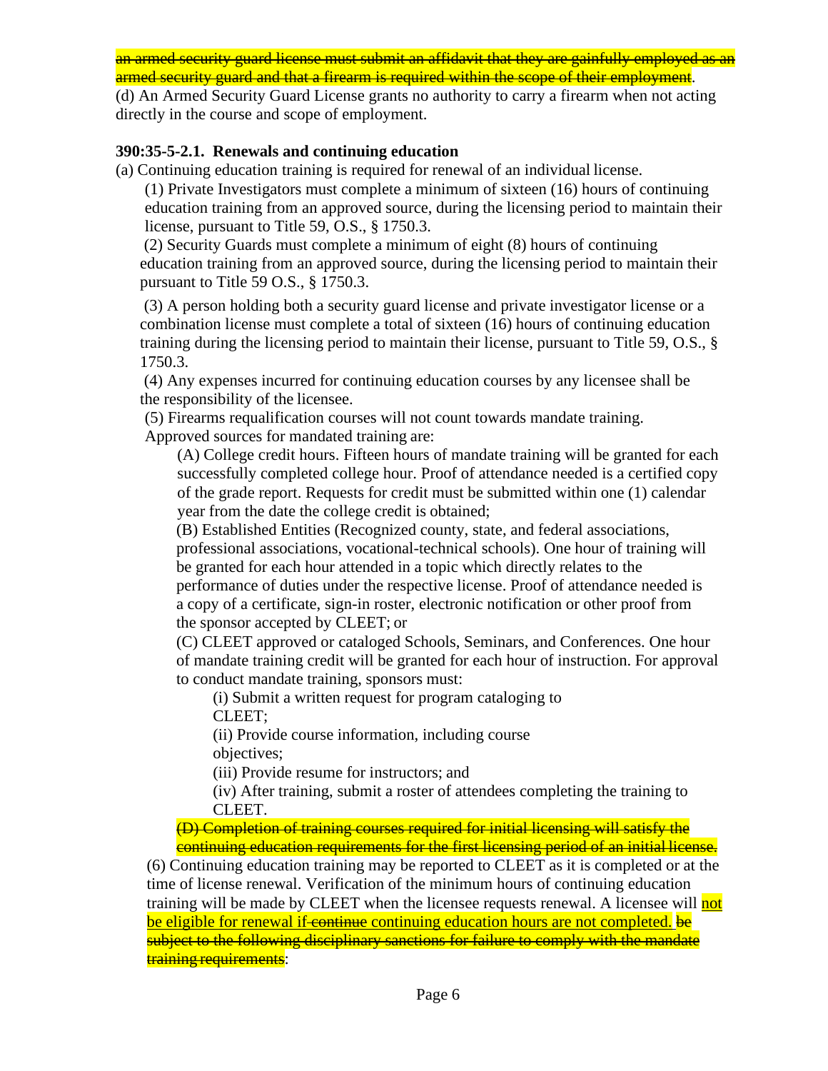~~an armed security guard license must submit an affidavit that they are gainfully employed as an armed security guard and that a firearm is required within the scope of their employment~~.
(d) An Armed Security Guard License grants no authority to carry a firearm when not acting directly in the course and scope of employment.

**390:35-5-2.1. Renewals and continuing education**

(a) Continuing education training is required for renewal of an individual license.

(1) Private Investigators must complete a minimum of sixteen (16) hours of continuing education training from an approved source, during the licensing period to maintain their license, pursuant to Title 59, O.S., § 1750.3.

(2) Security Guards must complete a minimum of eight (8) hours of continuing education training from an approved source, during the licensing period to maintain their pursuant to Title 59 O.S., § 1750.3.

(3) A person holding both a security guard license and private investigator license or a combination license must complete a total of sixteen (16) hours of continuing education training during the licensing period to maintain their license, pursuant to Title 59, O.S., § 1750.3.

(4) Any expenses incurred for continuing education courses by any licensee shall be the responsibility of the licensee.

(5) Firearms requalification courses will not count towards mandate training. Approved sources for mandated training are:

(A) College credit hours. Fifteen hours of mandate training will be granted for each successfully completed college hour. Proof of attendance needed is a certified copy of the grade report. Requests for credit must be submitted within one (1) calendar year from the date the college credit is obtained;

(B) Established Entities (Recognized county, state, and federal associations, professional associations, vocational-technical schools). One hour of training will be granted for each hour attended in a topic which directly relates to the performance of duties under the respective license. Proof of attendance needed is a copy of a certificate, sign-in roster, electronic notification or other proof from the sponsor accepted by CLEET; or

(C) CLEET approved or cataloged Schools, Seminars, and Conferences. One hour of mandate training credit will be granted for each hour of instruction. For approval to conduct mandate training, sponsors must:

(i) Submit a written request for program cataloging to CLEET;

(ii) Provide course information, including course objectives;

(iii) Provide resume for instructors; and

(iv) After training, submit a roster of attendees completing the training to CLEET.

~~(D) Completion of training courses required for initial licensing will satisfy the continuing education requirements for the first licensing period of an initial license.~~

(6) Continuing education training may be reported to CLEET as it is completed or at the time of license renewal. Verification of the minimum hours of continuing education training will be made by CLEET when the licensee requests renewal. A licensee will <u>not be eligible for renewal if ~~continue~~ continuing education hours are not completed.</u> ~~be subject to the following disciplinary sanctions for failure to comply with the mandate training requirements~~: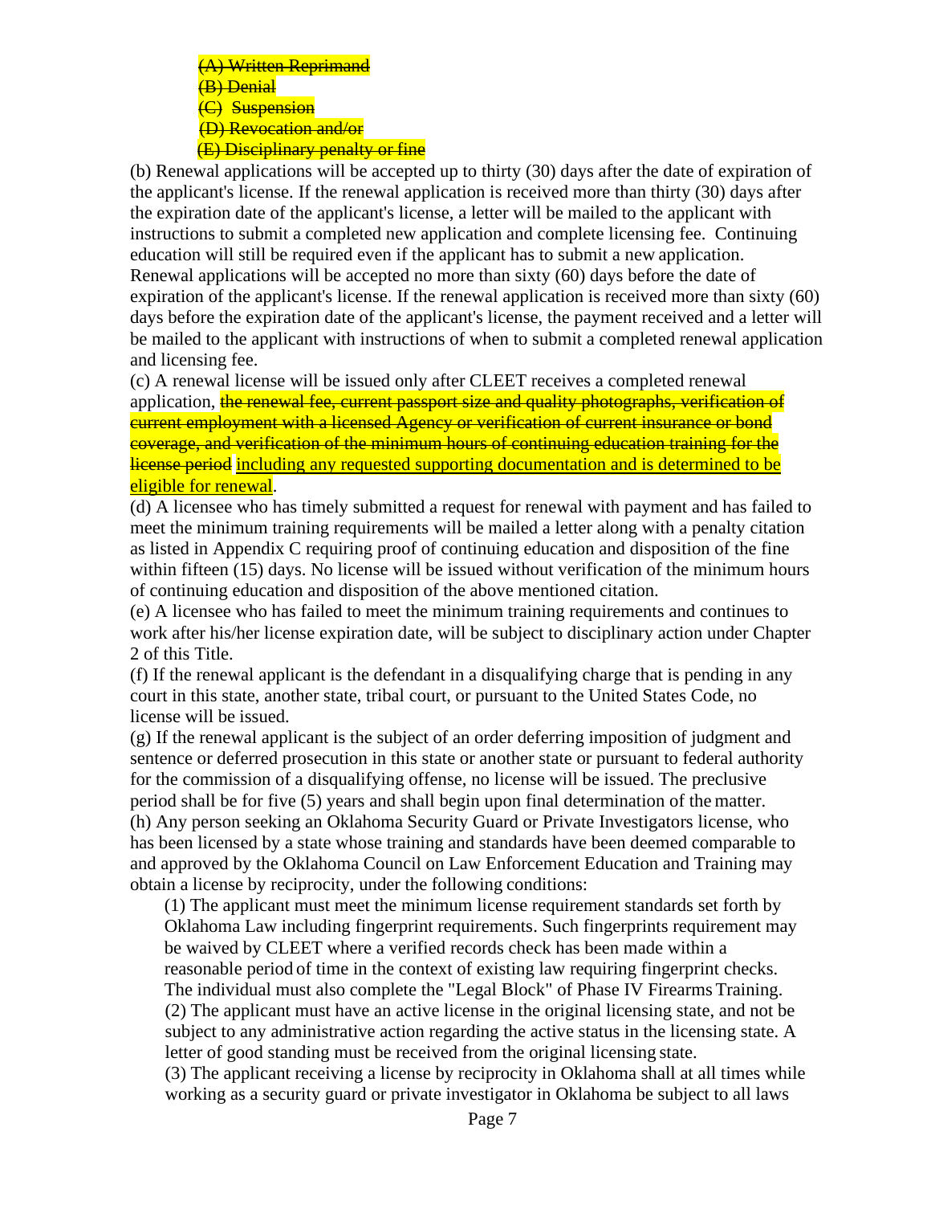~~(A) Written Reprimand~~
~~(B) Denial~~
~~(C) Suspension~~
~~(D) Revocation and/or~~
~~(E) Disciplinary penalty or fine~~

(b) Renewal applications will be accepted up to thirty (30) days after the date of expiration of the applicant's license. If the renewal application is received more than thirty (30) days after the expiration date of the applicant's license, a letter will be mailed to the applicant with instructions to submit a completed new application and complete licensing fee. Continuing education will still be required even if the applicant has to submit a new application. Renewal applications will be accepted no more than sixty (60) days before the date of expiration of the applicant's license. If the renewal application is received more than sixty (60) days before the expiration date of the applicant's license, the payment received and a letter will be mailed to the applicant with instructions of when to submit a completed renewal application and licensing fee.

(c) A renewal license will be issued only after CLEET receives a completed renewal application, ~~the renewal fee, current passport size and quality photographs, verification of current employment with a licensed Agency or verification of current insurance or bond coverage, and verification of the minimum hours of continuing education training for the license period~~ <u>including any requested supporting documentation and is determined to be eligible for renewal</u>.

(d) A licensee who has timely submitted a request for renewal with payment and has failed to meet the minimum training requirements will be mailed a letter along with a penalty citation as listed in Appendix C requiring proof of continuing education and disposition of the fine within fifteen (15) days. No license will be issued without verification of the minimum hours of continuing education and disposition of the above mentioned citation.

(e) A licensee who has failed to meet the minimum training requirements and continues to work after his/her license expiration date, will be subject to disciplinary action under Chapter 2 of this Title.

(f) If the renewal applicant is the defendant in a disqualifying charge that is pending in any court in this state, another state, tribal court, or pursuant to the United States Code, no license will be issued.

(g) If the renewal applicant is the subject of an order deferring imposition of judgment and sentence or deferred prosecution in this state or another state or pursuant to federal authority for the commission of a disqualifying offense, no license will be issued. The preclusive period shall be for five (5) years and shall begin upon final determination of the matter.

(h) Any person seeking an Oklahoma Security Guard or Private Investigators license, who has been licensed by a state whose training and standards have been deemed comparable to and approved by the Oklahoma Council on Law Enforcement Education and Training may obtain a license by reciprocity, under the following conditions:

(1) The applicant must meet the minimum license requirement standards set forth by Oklahoma Law including fingerprint requirements. Such fingerprints requirement may be waived by CLEET where a verified records check has been made within a reasonable period of time in the context of existing law requiring fingerprint checks. The individual must also complete the "Legal Block" of Phase IV Firearms Training.

(2) The applicant must have an active license in the original licensing state, and not be subject to any administrative action regarding the active status in the licensing state. A letter of good standing must be received from the original licensing state.

(3) The applicant receiving a license by reciprocity in Oklahoma shall at all times while working as a security guard or private investigator in Oklahoma be subject to all laws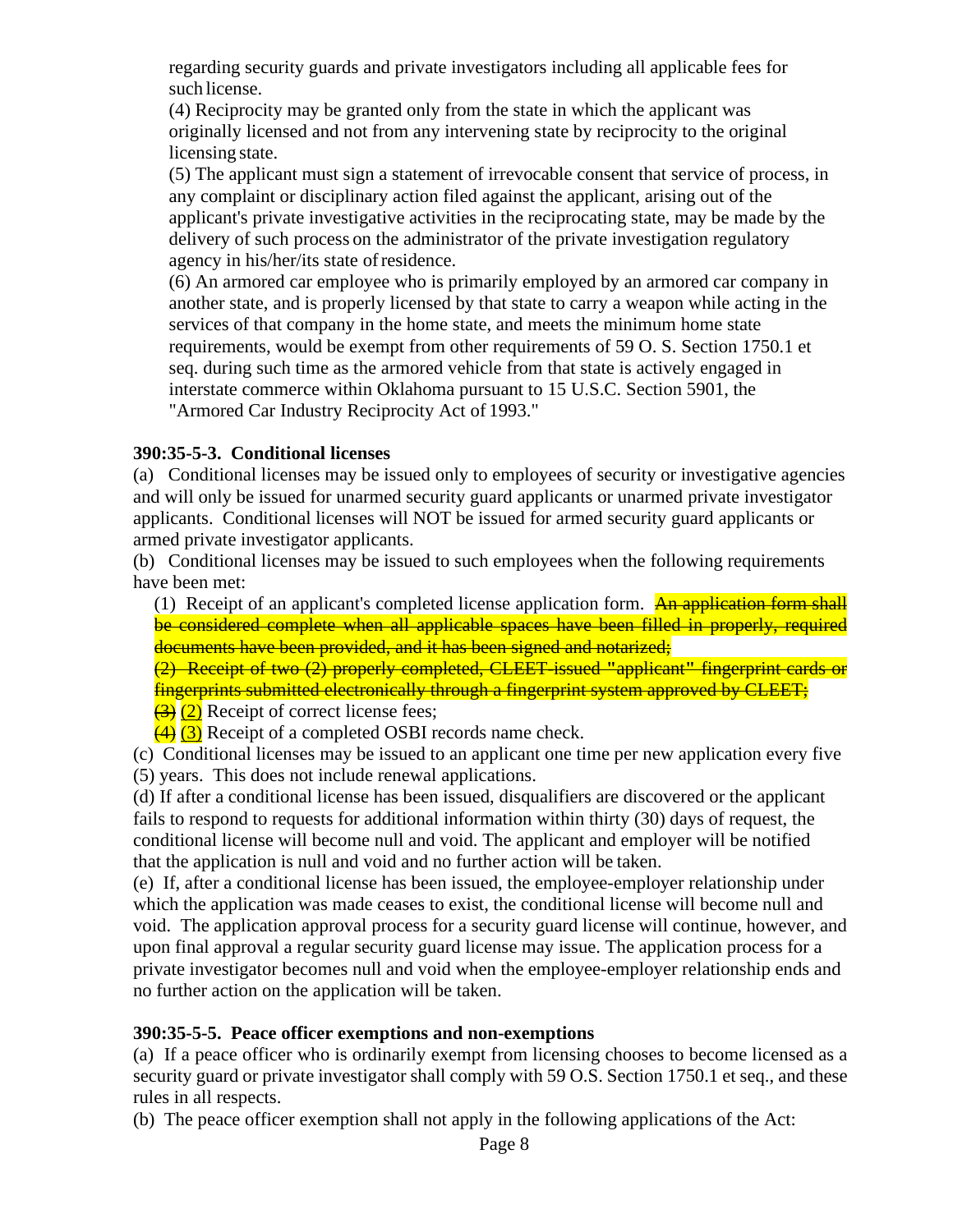regarding security guards and private investigators including all applicable fees for such license.

(4) Reciprocity may be granted only from the state in which the applicant was originally licensed and not from any intervening state by reciprocity to the original licensing state.

(5) The applicant must sign a statement of irrevocable consent that service of process, in any complaint or disciplinary action filed against the applicant, arising out of the applicant's private investigative activities in the reciprocating state, may be made by the delivery of such process on the administrator of the private investigation regulatory agency in his/her/its state of residence.

(6) An armored car employee who is primarily employed by an armored car company in another state, and is properly licensed by that state to carry a weapon while acting in the services of that company in the home state, and meets the minimum home state requirements, would be exempt from other requirements of 59 O. S. Section 1750.1 et seq. during such time as the armored vehicle from that state is actively engaged in interstate commerce within Oklahoma pursuant to 15 U.S.C. Section 5901, the "Armored Car Industry Reciprocity Act of 1993."

**390:35-5-3. Conditional licenses**

(a) Conditional licenses may be issued only to employees of security or investigative agencies and will only be issued for unarmed security guard applicants or unarmed private investigator applicants. Conditional licenses will NOT be issued for armed security guard applicants or armed private investigator applicants.

(b) Conditional licenses may be issued to such employees when the following requirements have been met:

(1) Receipt of an applicant's completed license application form. ~~An application form shall be considered complete when all applicable spaces have been filled in properly, required documents have been provided, and it has been signed and notarized;~~

~~(2) Receipt of two (2) properly completed, CLEET-issued "applicant" fingerprint cards or fingerprints submitted electronically through a fingerprint system approved by CLEET;~~

~~(3)~~ <u>(2)</u> Receipt of correct license fees;

~~(4)~~ <u>(3)</u> Receipt of a completed OSBI records name check.

(c) Conditional licenses may be issued to an applicant one time per new application every five (5) years. This does not include renewal applications.

(d) If after a conditional license has been issued, disqualifiers are discovered or the applicant fails to respond to requests for additional information within thirty (30) days of request, the conditional license will become null and void. The applicant and employer will be notified that the application is null and void and no further action will be taken.

(e) If, after a conditional license has been issued, the employee-employer relationship under which the application was made ceases to exist, the conditional license will become null and void. The application approval process for a security guard license will continue, however, and upon final approval a regular security guard license may issue. The application process for a private investigator becomes null and void when the employee-employer relationship ends and no further action on the application will be taken.

**390:35-5-5. Peace officer exemptions and non-exemptions**

(a) If a peace officer who is ordinarily exempt from licensing chooses to become licensed as a security guard or private investigator shall comply with 59 O.S. Section 1750.1 et seq., and these rules in all respects.

(b) The peace officer exemption shall not apply in the following applications of the Act: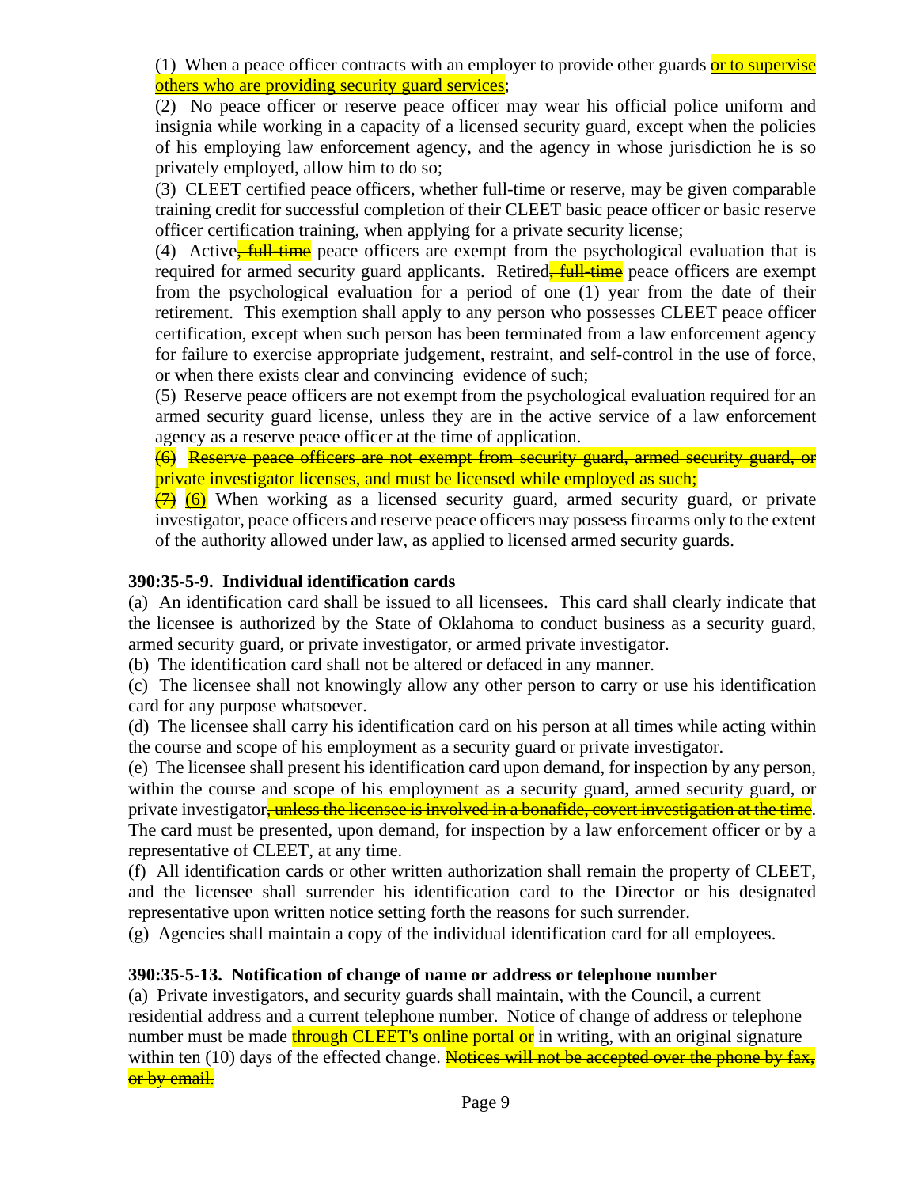(1) When a peace officer contracts with an employer to provide other guards <u>or to supervise others who are providing security guard services</u>;

(2) No peace officer or reserve peace officer may wear his official police uniform and insignia while working in a capacity of a licensed security guard, except when the policies of his employing law enforcement agency, and the agency in whose jurisdiction he is so privately employed, allow him to do so;

(3) CLEET certified peace officers, whether full-time or reserve, may be given comparable training credit for successful completion of their CLEET basic peace officer or basic reserve officer certification training, when applying for a private security license;

(4) Active~~, full-time~~ peace officers are exempt from the psychological evaluation that is required for armed security guard applicants. Retired~~, full-time~~ peace officers are exempt from the psychological evaluation for a period of one (1) year from the date of their retirement. This exemption shall apply to any person who possesses CLEET peace officer certification, except when such person has been terminated from a law enforcement agency for failure to exercise appropriate judgement, restraint, and self-control in the use of force, or when there exists clear and convincing evidence of such;

(5) Reserve peace officers are not exempt from the psychological evaluation required for an armed security guard license, unless they are in the active service of a law enforcement agency as a reserve peace officer at the time of application.

~~(6) Reserve peace officers are not exempt from security guard, armed security guard, or private investigator licenses, and must be licensed while employed as such;~~

~~(7)~~ <u>(6)</u> When working as a licensed security guard, armed security guard, or private investigator, peace officers and reserve peace officers may possess firearms only to the extent of the authority allowed under law, as applied to licensed armed security guards.

**390:35-5-9. Individual identification cards**

(a) An identification card shall be issued to all licensees. This card shall clearly indicate that the licensee is authorized by the State of Oklahoma to conduct business as a security guard, armed security guard, or private investigator, or armed private investigator.

(b) The identification card shall not be altered or defaced in any manner.

(c) The licensee shall not knowingly allow any other person to carry or use his identification card for any purpose whatsoever.

(d) The licensee shall carry his identification card on his person at all times while acting within the course and scope of his employment as a security guard or private investigator.

(e) The licensee shall present his identification card upon demand, for inspection by any person, within the course and scope of his employment as a security guard, armed security guard, or private investigator~~, unless the licensee is involved in a bonafide, covert investigation at the time~~. The card must be presented, upon demand, for inspection by a law enforcement officer or by a representative of CLEET, at any time.

(f) All identification cards or other written authorization shall remain the property of CLEET, and the licensee shall surrender his identification card to the Director or his designated representative upon written notice setting forth the reasons for such surrender.

(g) Agencies shall maintain a copy of the individual identification card for all employees.

**390:35-5-13. Notification of change of name or address or telephone number**

(a) Private investigators, and security guards shall maintain, with the Council, a current residential address and a current telephone number. Notice of change of address or telephone number must be made <u>through CLEET's online portal or</u> in writing, with an original signature within ten (10) days of the effected change. ~~Notices will not be accepted over the phone by fax, or by email.~~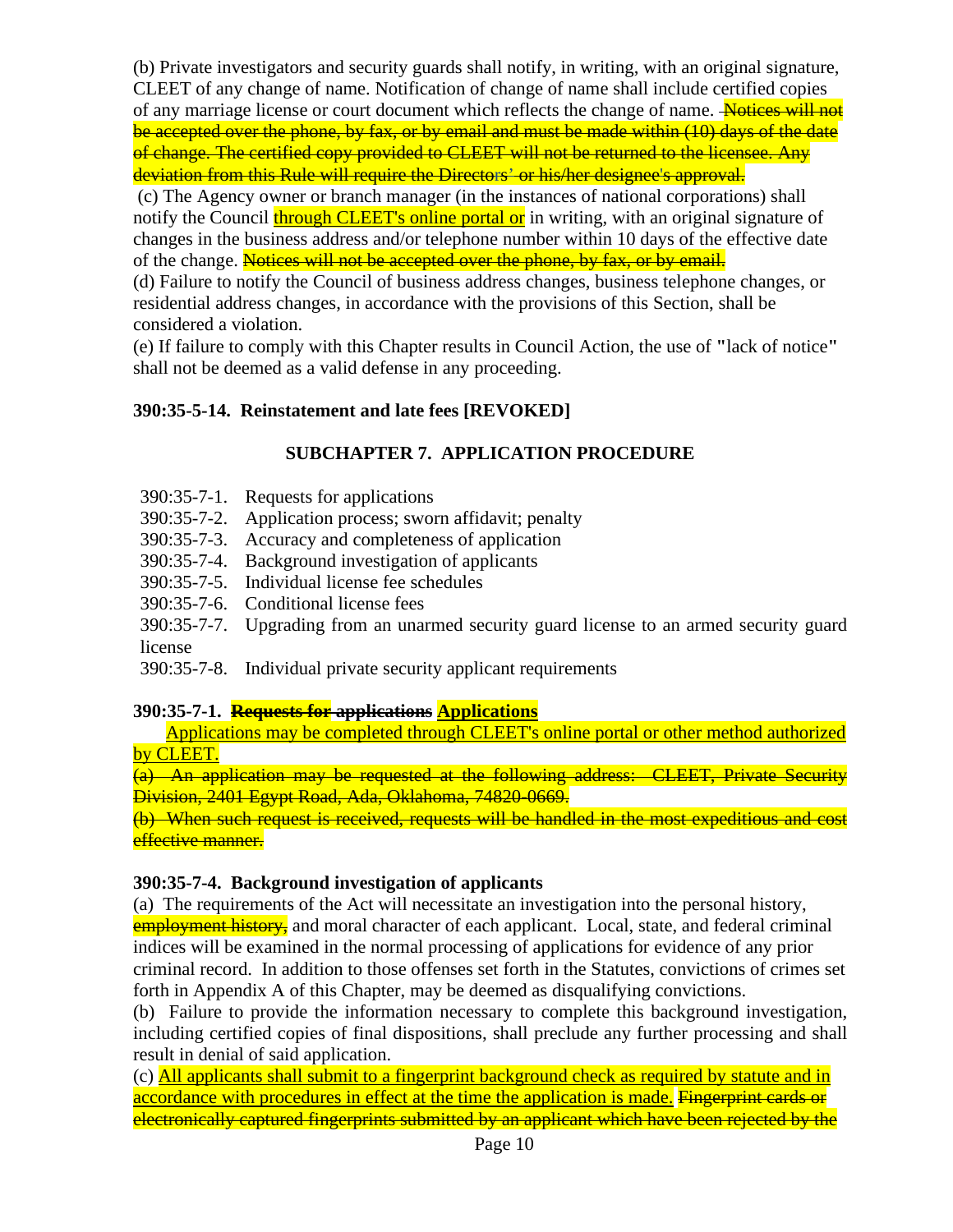(b) Private investigators and security guards shall notify, in writing, with an original signature, CLEET of any change of name. Notification of change of name shall include certified copies of any marriage license or court document which reflects the change of name. ~~Notices will not be accepted over the phone, by fax, or by email and must be made within (10) days of the date of change. The certified copy provided to CLEET will not be returned to the licensee. Any deviation from this Rule will require the Directors' or his/her designee's approval.~~

(c) The Agency owner or branch manager (in the instances of national corporations) shall notify the Council through CLEET's online portal or in writing, with an original signature of changes in the business address and/or telephone number within 10 days of the effective date of the change. ~~Notices will not be accepted over the phone, by fax, or by email.~~

(d) Failure to notify the Council of business address changes, business telephone changes, or residential address changes, in accordance with the provisions of this Section, shall be considered a violation.

(e) If failure to comply with this Chapter results in Council Action, the use of "lack of notice" shall not be deemed as a valid defense in any proceeding.

**390:35-5-14. Reinstatement and late fees [REVOKED]**

## SUBCHAPTER 7. APPLICATION PROCEDURE

390:35-7-1. Requests for applications
390:35-7-2. Application process; sworn affidavit; penalty
390:35-7-3. Accuracy and completeness of application
390:35-7-4. Background investigation of applicants
390:35-7-5. Individual license fee schedules
390:35-7-6. Conditional license fees
390:35-7-7. Upgrading from an unarmed security guard license to an armed security guard license
390:35-7-8. Individual private security applicant requirements

**390:35-7-1. ~~Requests for applications~~ Applications**

Applications may be completed through CLEET's online portal or other method authorized by CLEET.

~~(a) An application may be requested at the following address: CLEET, Private Security Division, 2401 Egypt Road, Ada, Oklahoma, 74820-0669.~~

~~(b) When such request is received, requests will be handled in the most expeditious and cost effective manner.~~

**390:35-7-4. Background investigation of applicants**

(a) The requirements of the Act will necessitate an investigation into the personal history, ~~employment history,~~ and moral character of each applicant. Local, state, and federal criminal indices will be examined in the normal processing of applications for evidence of any prior criminal record. In addition to those offenses set forth in the Statutes, convictions of crimes set forth in Appendix A of this Chapter, may be deemed as disqualifying convictions.

(b) Failure to provide the information necessary to complete this background investigation, including certified copies of final dispositions, shall preclude any further processing and shall result in denial of said application.

(c) All applicants shall submit to a fingerprint background check as required by statute and in accordance with procedures in effect at the time the application is made. ~~Fingerprint cards or electronically captured fingerprints submitted by an applicant which have been rejected by the~~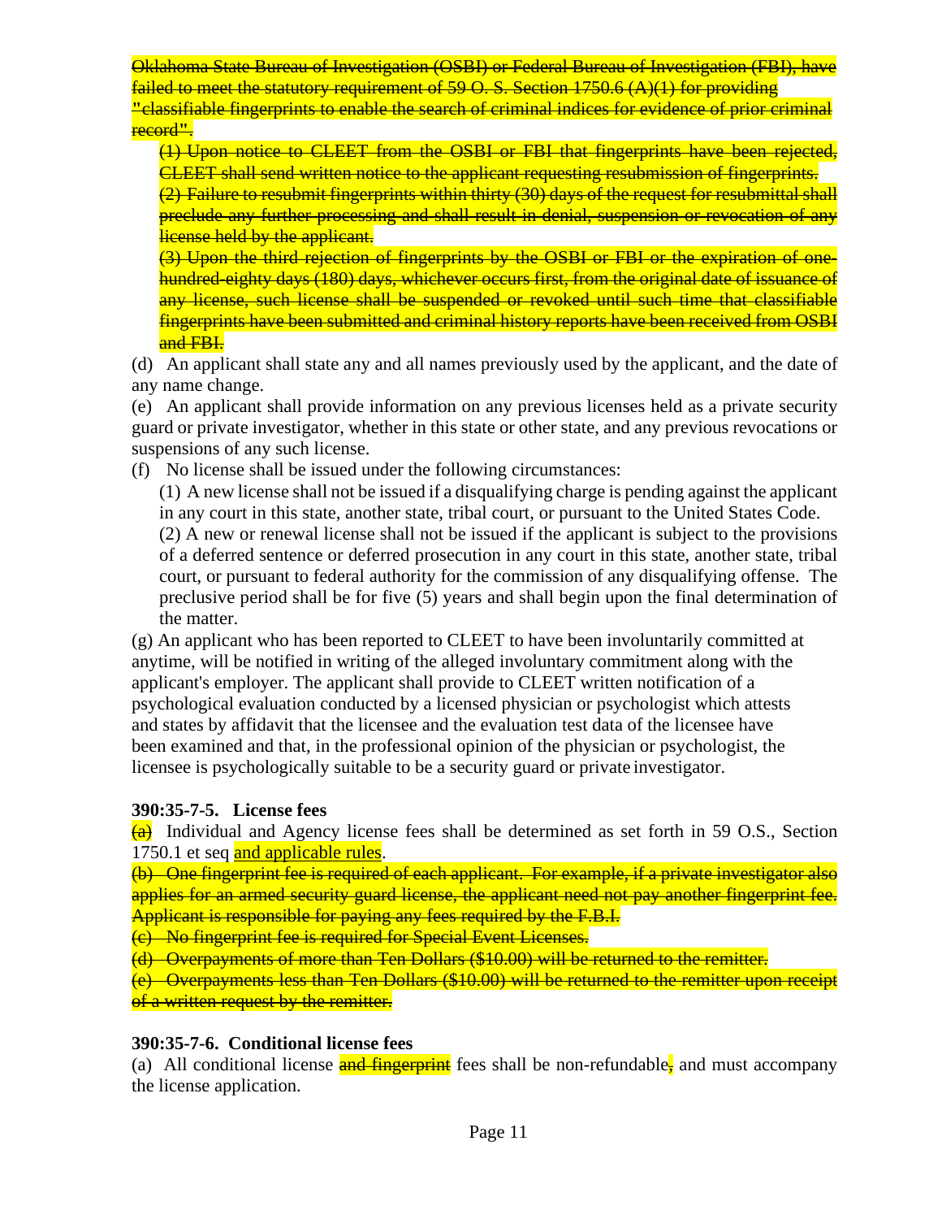~~Oklahoma State Bureau of Investigation (OSBI) or Federal Bureau of Investigation (FBI), have failed to meet the statutory requirement of 59 O. S. Section 1750.6 (A)(1) for providing "classifiable fingerprints to enable the search of criminal indices for evidence of prior criminal record".~~

~~(1) Upon notice to CLEET from the OSBI or FBI that fingerprints have been rejected, CLEET shall send written notice to the applicant requesting resubmission of fingerprints.~~

~~(2) Failure to resubmit fingerprints within thirty (30) days of the request for resubmittal shall preclude any further processing and shall result in denial, suspension or revocation of any license held by the applicant.~~

~~(3) Upon the third rejection of fingerprints by the OSBI or FBI or the expiration of one-hundred-eighty days (180) days, whichever occurs first, from the original date of issuance of any license, such license shall be suspended or revoked until such time that classifiable fingerprints have been submitted and criminal history reports have been received from OSBI and FBI.~~

(d) An applicant shall state any and all names previously used by the applicant, and the date of any name change.

(e) An applicant shall provide information on any previous licenses held as a private security guard or private investigator, whether in this state or other state, and any previous revocations or suspensions of any such license.

(f) No license shall be issued under the following circumstances:

(1) A new license shall not be issued if a disqualifying charge is pending against the applicant in any court in this state, another state, tribal court, or pursuant to the United States Code.

(2) A new or renewal license shall not be issued if the applicant is subject to the provisions of a deferred sentence or deferred prosecution in any court in this state, another state, tribal court, or pursuant to federal authority for the commission of any disqualifying offense. The preclusive period shall be for five (5) years and shall begin upon the final determination of the matter.

(g) An applicant who has been reported to CLEET to have been involuntarily committed at anytime, will be notified in writing of the alleged involuntary commitment along with the applicant's employer. The applicant shall provide to CLEET written notification of a psychological evaluation conducted by a licensed physician or psychologist which attests and states by affidavit that the licensee and the evaluation test data of the licensee have been examined and that, in the professional opinion of the physician or psychologist, the licensee is psychologically suitable to be a security guard or private investigator.

**390:35-7-5. License fees**

~~(a)~~ Individual and Agency license fees shall be determined as set forth in 59 O.S., Section 1750.1 et seq and applicable rules.

~~(b) One fingerprint fee is required of each applicant. For example, if a private investigator also applies for an armed security guard license, the applicant need not pay another fingerprint fee. Applicant is responsible for paying any fees required by the F.B.I.~~

~~(c) No fingerprint fee is required for Special Event Licenses.~~

~~(d) Overpayments of more than Ten Dollars ($10.00) will be returned to the remitter.~~

~~(e) Overpayments less than Ten Dollars ($10.00) will be returned to the remitter upon receipt of a written request by the remitter.~~

**390:35-7-6. Conditional license fees**

(a) All conditional license ~~and fingerprint~~ fees shall be non-refundable~~,~~ and must accompany the license application.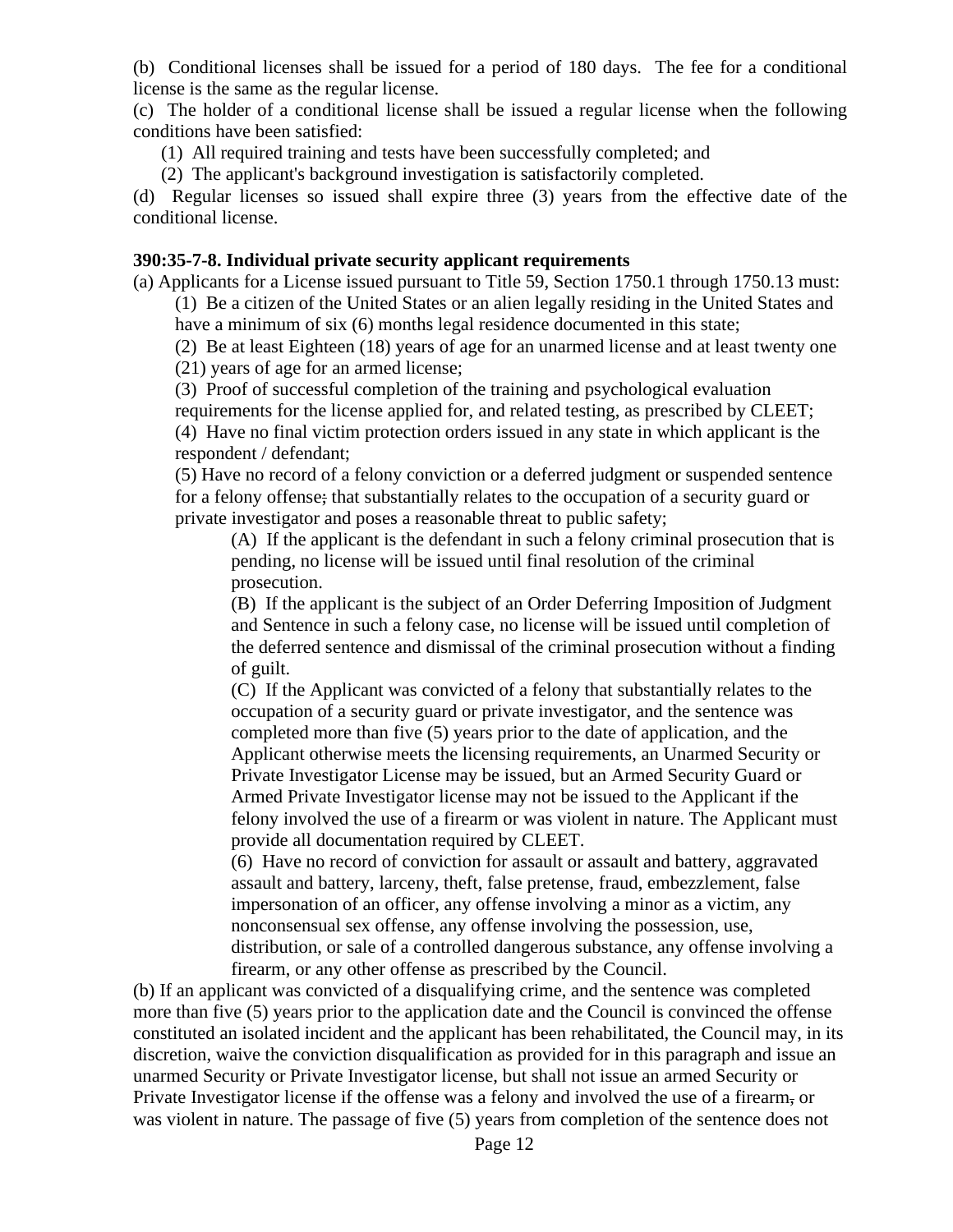(b) Conditional licenses shall be issued for a period of 180 days. The fee for a conditional license is the same as the regular license.

(c) The holder of a conditional license shall be issued a regular license when the following conditions have been satisfied:

(1) All required training and tests have been successfully completed; and

(2) The applicant's background investigation is satisfactorily completed.

(d) Regular licenses so issued shall expire three (3) years from the effective date of the conditional license.

**390:35-7-8. Individual private security applicant requirements**

(a) Applicants for a License issued pursuant to Title 59, Section 1750.1 through 1750.13 must:

(1) Be a citizen of the United States or an alien legally residing in the United States and have a minimum of six (6) months legal residence documented in this state;

(2) Be at least Eighteen (18) years of age for an unarmed license and at least twenty one (21) years of age for an armed license;

(3) Proof of successful completion of the training and psychological evaluation requirements for the license applied for, and related testing, as prescribed by CLEET;

(4) Have no final victim protection orders issued in any state in which applicant is the respondent / defendant;

(5) Have no record of a felony conviction or a deferred judgment or suspended sentence for a felony offense~~,~~ that substantially relates to the occupation of a security guard or private investigator and poses a reasonable threat to public safety;

(A) If the applicant is the defendant in such a felony criminal prosecution that is pending, no license will be issued until final resolution of the criminal prosecution.

(B) If the applicant is the subject of an Order Deferring Imposition of Judgment and Sentence in such a felony case, no license will be issued until completion of the deferred sentence and dismissal of the criminal prosecution without a finding of guilt.

(C) If the Applicant was convicted of a felony that substantially relates to the occupation of a security guard or private investigator, and the sentence was completed more than five (5) years prior to the date of application, and the Applicant otherwise meets the licensing requirements, an Unarmed Security or Private Investigator License may be issued, but an Armed Security Guard or Armed Private Investigator license may not be issued to the Applicant if the felony involved the use of a firearm or was violent in nature. The Applicant must provide all documentation required by CLEET.

(6) Have no record of conviction for assault or assault and battery, aggravated assault and battery, larceny, theft, false pretense, fraud, embezzlement, false impersonation of an officer, any offense involving a minor as a victim, any nonconsensual sex offense, any offense involving the possession, use, distribution, or sale of a controlled dangerous substance, any offense involving a firearm, or any other offense as prescribed by the Council.

(b) If an applicant was convicted of a disqualifying crime, and the sentence was completed more than five (5) years prior to the application date and the Council is convinced the offense constituted an isolated incident and the applicant has been rehabilitated, the Council may, in its discretion, waive the conviction disqualification as provided for in this paragraph and issue an unarmed Security or Private Investigator license, but shall not issue an armed Security or Private Investigator license if the offense was a felony and involved the use of a firearm~~,~~ or was violent in nature. The passage of five (5) years from completion of the sentence does not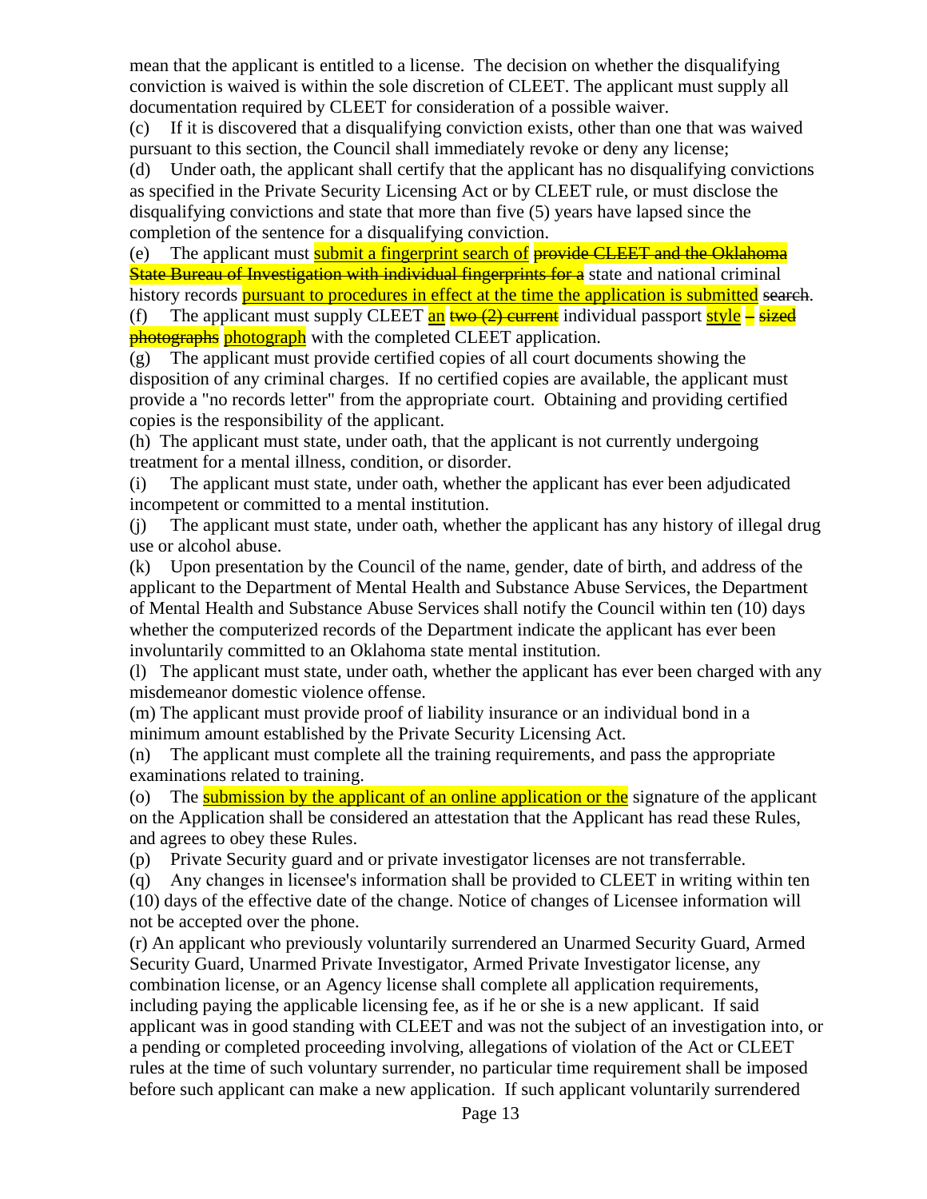mean that the applicant is entitled to a license. The decision on whether the disqualifying conviction is waived is within the sole discretion of CLEET. The applicant must supply all documentation required by CLEET for consideration of a possible waiver.

(c) If it is discovered that a disqualifying conviction exists, other than one that was waived pursuant to this section, the Council shall immediately revoke or deny any license;

(d) Under oath, the applicant shall certify that the applicant has no disqualifying convictions as specified in the Private Security Licensing Act or by CLEET rule, or must disclose the disqualifying convictions and state that more than five (5) years have lapsed since the completion of the sentence for a disqualifying conviction.

(e) The applicant must <u>submit a fingerprint search of</u> ~~provide CLEET and the Oklahoma State Bureau of Investigation with individual fingerprints for a~~ state and national criminal history records <u>pursuant to procedures in effect at the time the application is submitted</u> ~~search~~.

(f) The applicant must supply CLEET <u>an</u> ~~two (2) current~~ individual passport <u>style</u> ~~– sized photographs~~ <u>photograph</u> with the completed CLEET application.

(g) The applicant must provide certified copies of all court documents showing the disposition of any criminal charges. If no certified copies are available, the applicant must provide a "no records letter" from the appropriate court. Obtaining and providing certified copies is the responsibility of the applicant.

(h) The applicant must state, under oath, that the applicant is not currently undergoing treatment for a mental illness, condition, or disorder.

(i) The applicant must state, under oath, whether the applicant has ever been adjudicated incompetent or committed to a mental institution.

(j) The applicant must state, under oath, whether the applicant has any history of illegal drug use or alcohol abuse.

(k) Upon presentation by the Council of the name, gender, date of birth, and address of the applicant to the Department of Mental Health and Substance Abuse Services, the Department of Mental Health and Substance Abuse Services shall notify the Council within ten (10) days whether the computerized records of the Department indicate the applicant has ever been involuntarily committed to an Oklahoma state mental institution.

(l) The applicant must state, under oath, whether the applicant has ever been charged with any misdemeanor domestic violence offense.

(m) The applicant must provide proof of liability insurance or an individual bond in a minimum amount established by the Private Security Licensing Act.

(n) The applicant must complete all the training requirements, and pass the appropriate examinations related to training.

(o) The <u>submission by the applicant of an online application or the</u> signature of the applicant on the Application shall be considered an attestation that the Applicant has read these Rules, and agrees to obey these Rules.

(p) Private Security guard and or private investigator licenses are not transferrable.

(q) Any changes in licensee's information shall be provided to CLEET in writing within ten (10) days of the effective date of the change. Notice of changes of Licensee information will not be accepted over the phone.

(r) An applicant who previously voluntarily surrendered an Unarmed Security Guard, Armed Security Guard, Unarmed Private Investigator, Armed Private Investigator license, any combination license, or an Agency license shall complete all application requirements, including paying the applicable licensing fee, as if he or she is a new applicant. If said applicant was in good standing with CLEET and was not the subject of an investigation into, or a pending or completed proceeding involving, allegations of violation of the Act or CLEET rules at the time of such voluntary surrender, no particular time requirement shall be imposed before such applicant can make a new application. If such applicant voluntarily surrendered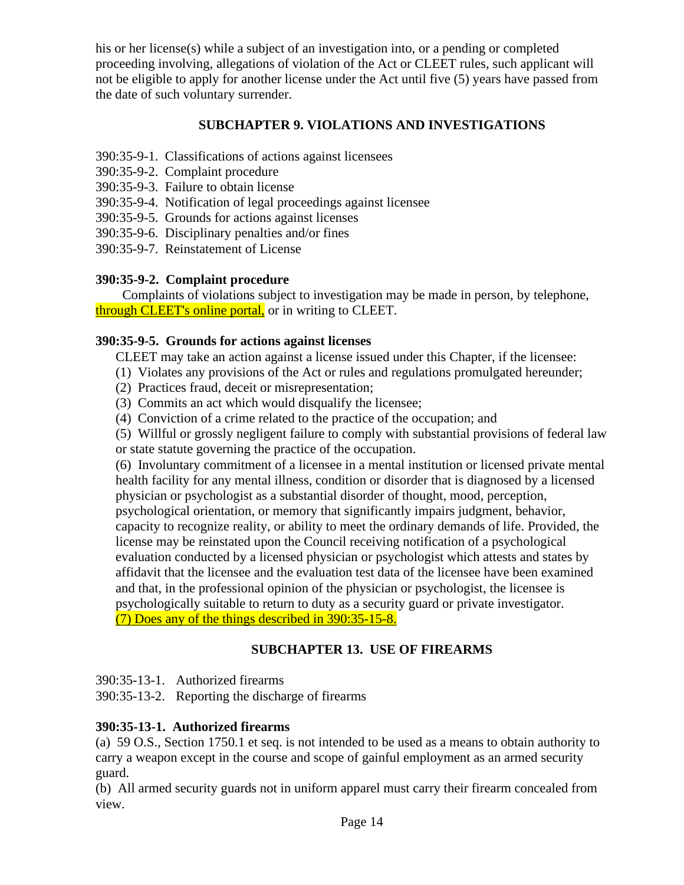his or her license(s) while a subject of an investigation into, or a pending or completed proceeding involving, allegations of violation of the Act or CLEET rules, such applicant will not be eligible to apply for another license under the Act until five (5) years have passed from the date of such voluntary surrender.

## SUBCHAPTER 9. VIOLATIONS AND INVESTIGATIONS

390:35-9-1. Classifications of actions against licensees
390:35-9-2. Complaint procedure
390:35-9-3. Failure to obtain license
390:35-9-4. Notification of legal proceedings against licensee
390:35-9-5. Grounds for actions against licenses
390:35-9-6. Disciplinary penalties and/or fines
390:35-9-7. Reinstatement of License

### 390:35-9-2. Complaint procedure

Complaints of violations subject to investigation may be made in person, by telephone, through CLEET's online portal, or in writing to CLEET.

### 390:35-9-5. Grounds for actions against licenses

CLEET may take an action against a license issued under this Chapter, if the licensee:

(1) Violates any provisions of the Act or rules and regulations promulgated hereunder;

(2) Practices fraud, deceit or misrepresentation;

(3) Commits an act which would disqualify the licensee;

(4) Conviction of a crime related to the practice of the occupation; and

(5) Willful or grossly negligent failure to comply with substantial provisions of federal law or state statute governing the practice of the occupation.

(6) Involuntary commitment of a licensee in a mental institution or licensed private mental health facility for any mental illness, condition or disorder that is diagnosed by a licensed physician or psychologist as a substantial disorder of thought, mood, perception, psychological orientation, or memory that significantly impairs judgment, behavior, capacity to recognize reality, or ability to meet the ordinary demands of life. Provided, the license may be reinstated upon the Council receiving notification of a psychological evaluation conducted by a licensed physician or psychologist which attests and states by affidavit that the licensee and the evaluation test data of the licensee have been examined and that, in the professional opinion of the physician or psychologist, the licensee is psychologically suitable to return to duty as a security guard or private investigator.

(7) Does any of the things described in 390:35-15-8.

## SUBCHAPTER 13. USE OF FIREARMS

390:35-13-1. Authorized firearms
390:35-13-2. Reporting the discharge of firearms

### 390:35-13-1. Authorized firearms

(a) 59 O.S., Section 1750.1 et seq. is not intended to be used as a means to obtain authority to carry a weapon except in the course and scope of gainful employment as an armed security guard.

(b) All armed security guards not in uniform apparel must carry their firearm concealed from view.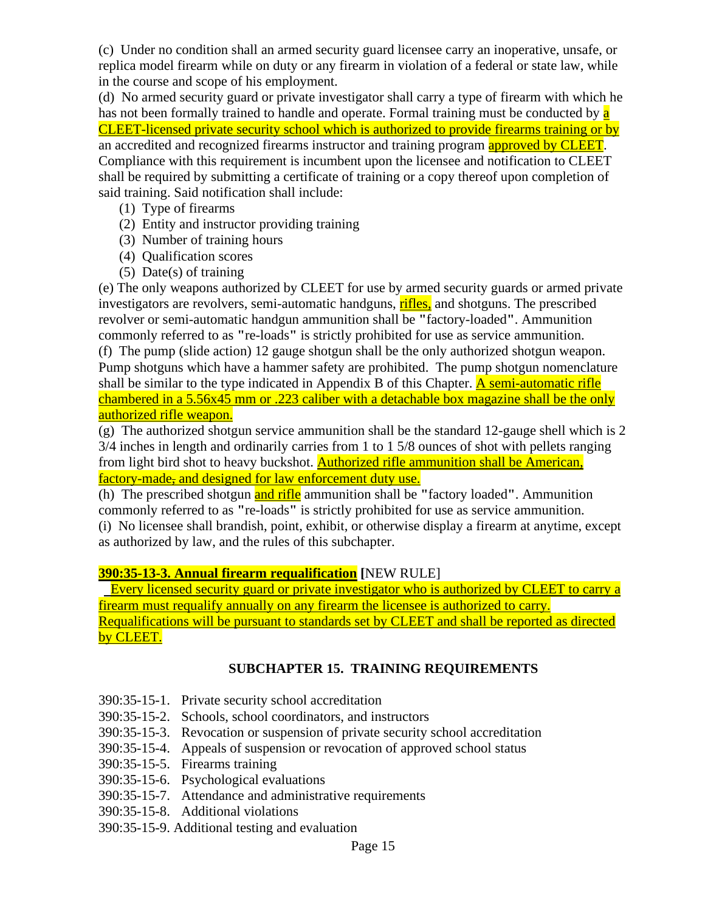(c) Under no condition shall an armed security guard licensee carry an inoperative, unsafe, or replica model firearm while on duty or any firearm in violation of a federal or state law, while in the course and scope of his employment.

(d) No armed security guard or private investigator shall carry a type of firearm with which he has not been formally trained to handle and operate. Formal training must be conducted by a CLEET-licensed private security school which is authorized to provide firearms training or by an accredited and recognized firearms instructor and training program approved by CLEET. Compliance with this requirement is incumbent upon the licensee and notification to CLEET shall be required by submitting a certificate of training or a copy thereof upon completion of said training. Said notification shall include:

(1) Type of firearms
(2) Entity and instructor providing training
(3) Number of training hours
(4) Qualification scores
(5) Date(s) of training

(e) The only weapons authorized by CLEET for use by armed security guards or armed private investigators are revolvers, semi-automatic handguns, rifles, and shotguns. The prescribed revolver or semi-automatic handgun ammunition shall be "factory-loaded". Ammunition commonly referred to as "re-loads" is strictly prohibited for use as service ammunition.

(f) The pump (slide action) 12 gauge shotgun shall be the only authorized shotgun weapon. Pump shotguns which have a hammer safety are prohibited. The pump shotgun nomenclature shall be similar to the type indicated in Appendix B of this Chapter. A semi-automatic rifle chambered in a 5.56x45 mm or .223 caliber with a detachable box magazine shall be the only authorized rifle weapon.

(g) The authorized shotgun service ammunition shall be the standard 12-gauge shell which is 2 3/4 inches in length and ordinarily carries from 1 to 1 5/8 ounces of shot with pellets ranging from light bird shot to heavy buckshot. Authorized rifle ammunition shall be American, factory-made, and designed for law enforcement duty use.

(h) The prescribed shotgun and rifle ammunition shall be "factory loaded". Ammunition commonly referred to as "re-loads" is strictly prohibited for use as service ammunition.

(i) No licensee shall brandish, point, exhibit, or otherwise display a firearm at anytime, except as authorized by law, and the rules of this subchapter.

**390:35-13-3. Annual firearm requalification** [NEW RULE]

Every licensed security guard or private investigator who is authorized by CLEET to carry a firearm must requalify annually on any firearm the licensee is authorized to carry. Requalifications will be pursuant to standards set by CLEET and shall be reported as directed by CLEET.

## SUBCHAPTER 15. TRAINING REQUIREMENTS

390:35-15-1. Private security school accreditation
390:35-15-2. Schools, school coordinators, and instructors
390:35-15-3. Revocation or suspension of private security school accreditation
390:35-15-4. Appeals of suspension or revocation of approved school status
390:35-15-5. Firearms training
390:35-15-6. Psychological evaluations
390:35-15-7. Attendance and administrative requirements
390:35-15-8. Additional violations
390:35-15-9. Additional testing and evaluation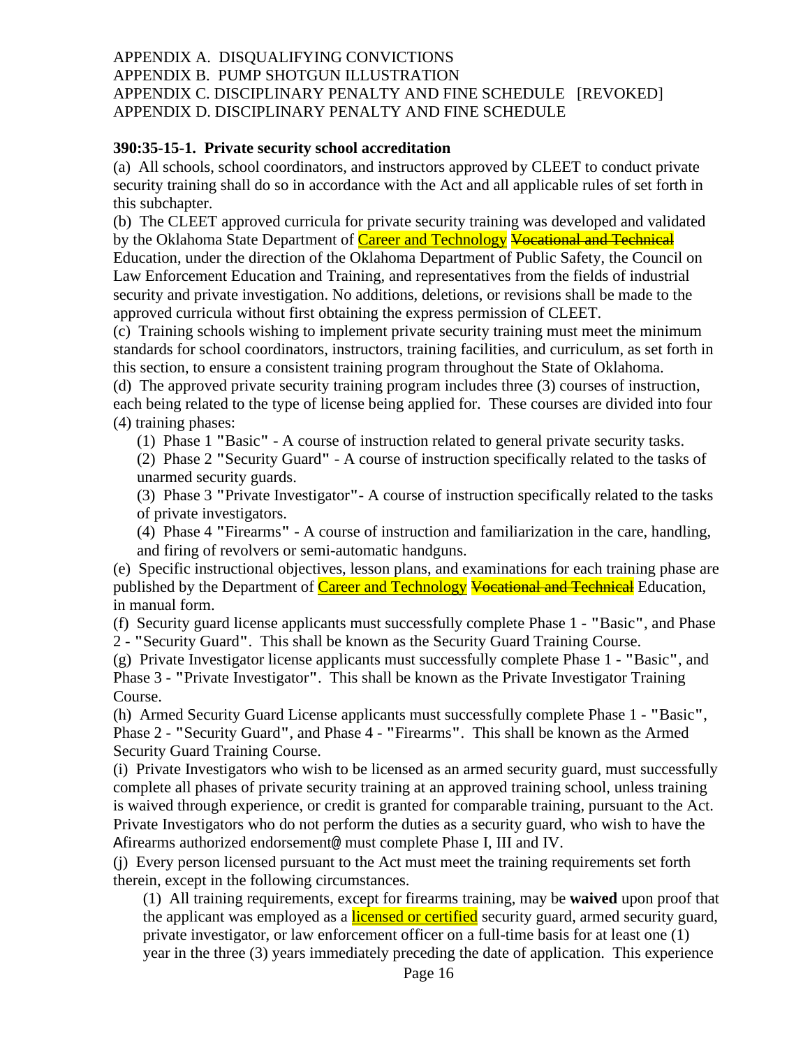APPENDIX A. DISQUALIFYING CONVICTIONS
APPENDIX B. PUMP SHOTGUN ILLUSTRATION
APPENDIX C. DISCIPLINARY PENALTY AND FINE SCHEDULE [REVOKED]
APPENDIX D. DISCIPLINARY PENALTY AND FINE SCHEDULE

**390:35-15-1. Private security school accreditation**

(a) All schools, school coordinators, and instructors approved by CLEET to conduct private security training shall do so in accordance with the Act and all applicable rules of set forth in this subchapter.

(b) The CLEET approved curricula for private security training was developed and validated by the Oklahoma State Department of Career and Technology ~~Vocational and Technical~~ Education, under the direction of the Oklahoma Department of Public Safety, the Council on Law Enforcement Education and Training, and representatives from the fields of industrial security and private investigation. No additions, deletions, or revisions shall be made to the approved curricula without first obtaining the express permission of CLEET.

(c) Training schools wishing to implement private security training must meet the minimum standards for school coordinators, instructors, training facilities, and curriculum, as set forth in this section, to ensure a consistent training program throughout the State of Oklahoma.

(d) The approved private security training program includes three (3) courses of instruction, each being related to the type of license being applied for. These courses are divided into four (4) training phases:

(1) Phase 1 "Basic" - A course of instruction related to general private security tasks.

(2) Phase 2 "Security Guard" - A course of instruction specifically related to the tasks of unarmed security guards.

(3) Phase 3 "Private Investigator"- A course of instruction specifically related to the tasks of private investigators.

(4) Phase 4 "Firearms" - A course of instruction and familiarization in the care, handling, and firing of revolvers or semi-automatic handguns.

(e) Specific instructional objectives, lesson plans, and examinations for each training phase are published by the Department of Career and Technology ~~Vocational and Technical~~ Education, in manual form.

(f) Security guard license applicants must successfully complete Phase 1 - "Basic", and Phase 2 - "Security Guard". This shall be known as the Security Guard Training Course.

(g) Private Investigator license applicants must successfully complete Phase 1 - "Basic", and Phase 3 - "Private Investigator". This shall be known as the Private Investigator Training Course.

(h) Armed Security Guard License applicants must successfully complete Phase 1 - "Basic", Phase 2 - "Security Guard", and Phase 4 - "Firearms". This shall be known as the Armed Security Guard Training Course.

(i) Private Investigators who wish to be licensed as an armed security guard, must successfully complete all phases of private security training at an approved training school, unless training is waived through experience, or credit is granted for comparable training, pursuant to the Act. Private Investigators who do not perform the duties as a security guard, who wish to have the Afirearms authorized endorsement@ must complete Phase I, III and IV.

(j) Every person licensed pursuant to the Act must meet the training requirements set forth therein, except in the following circumstances.

(1) All training requirements, except for firearms training, may be **waived** upon proof that the applicant was employed as a licensed or certified security guard, armed security guard, private investigator, or law enforcement officer on a full-time basis for at least one (1) year in the three (3) years immediately preceding the date of application. This experience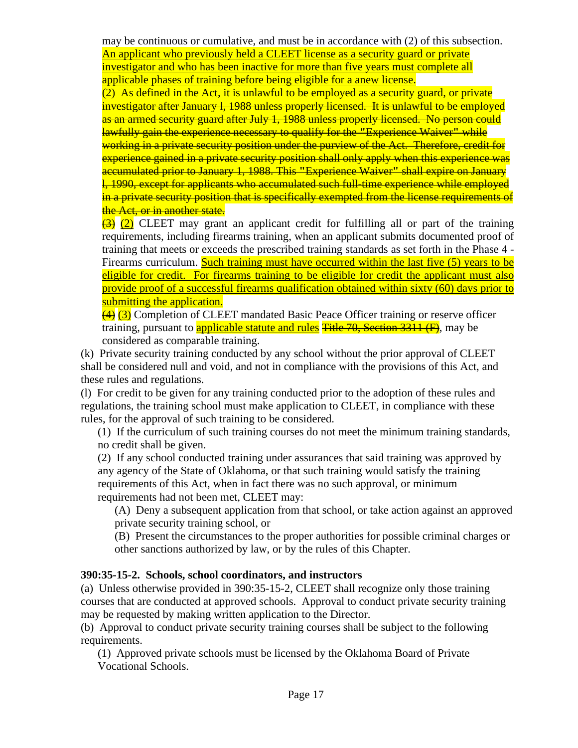may be continuous or cumulative, and must be in accordance with (2) of this subsection. An applicant who previously held a CLEET license as a security guard or private investigator and who has been inactive for more than five years must complete all applicable phases of training before being eligible for a anew license.

~~(2) As defined in the Act, it is unlawful to be employed as a security guard, or private investigator after January l, 1988 unless properly licensed. It is unlawful to be employed as an armed security guard after July 1, 1988 unless properly licensed. No person could lawfully gain the experience necessary to qualify for the "Experience Waiver" while working in a private security position under the purview of the Act. Therefore, credit for experience gained in a private security position shall only apply when this experience was accumulated prior to January 1, 1988. This "Experience Waiver" shall expire on January l, 1990, except for applicants who accumulated such full-time experience while employed in a private security position that is specifically exempted from the license requirements of the Act, or in another state.~~

~~(3)~~ (2) CLEET may grant an applicant credit for fulfilling all or part of the training requirements, including firearms training, when an applicant submits documented proof of training that meets or exceeds the prescribed training standards as set forth in the Phase 4 - Firearms curriculum. Such training must have occurred within the last five (5) years to be eligible for credit. For firearms training to be eligible for credit the applicant must also provide proof of a successful firearms qualification obtained within sixty (60) days prior to submitting the application.

~~(4)~~ (3) Completion of CLEET mandated Basic Peace Officer training or reserve officer training, pursuant to applicable statute and rules ~~Title 70, Section 3311 (F)~~, may be considered as comparable training.

(k) Private security training conducted by any school without the prior approval of CLEET shall be considered null and void, and not in compliance with the provisions of this Act, and these rules and regulations.

(l) For credit to be given for any training conducted prior to the adoption of these rules and regulations, the training school must make application to CLEET, in compliance with these rules, for the approval of such training to be considered.

(1) If the curriculum of such training courses do not meet the minimum training standards, no credit shall be given.

(2) If any school conducted training under assurances that said training was approved by any agency of the State of Oklahoma, or that such training would satisfy the training requirements of this Act, when in fact there was no such approval, or minimum requirements had not been met, CLEET may:

(A) Deny a subsequent application from that school, or take action against an approved private security training school, or

(B) Present the circumstances to the proper authorities for possible criminal charges or other sanctions authorized by law, or by the rules of this Chapter.

**390:35-15-2. Schools, school coordinators, and instructors**

(a) Unless otherwise provided in 390:35-15-2, CLEET shall recognize only those training courses that are conducted at approved schools. Approval to conduct private security training may be requested by making written application to the Director.

(b) Approval to conduct private security training courses shall be subject to the following requirements.

(1) Approved private schools must be licensed by the Oklahoma Board of Private Vocational Schools.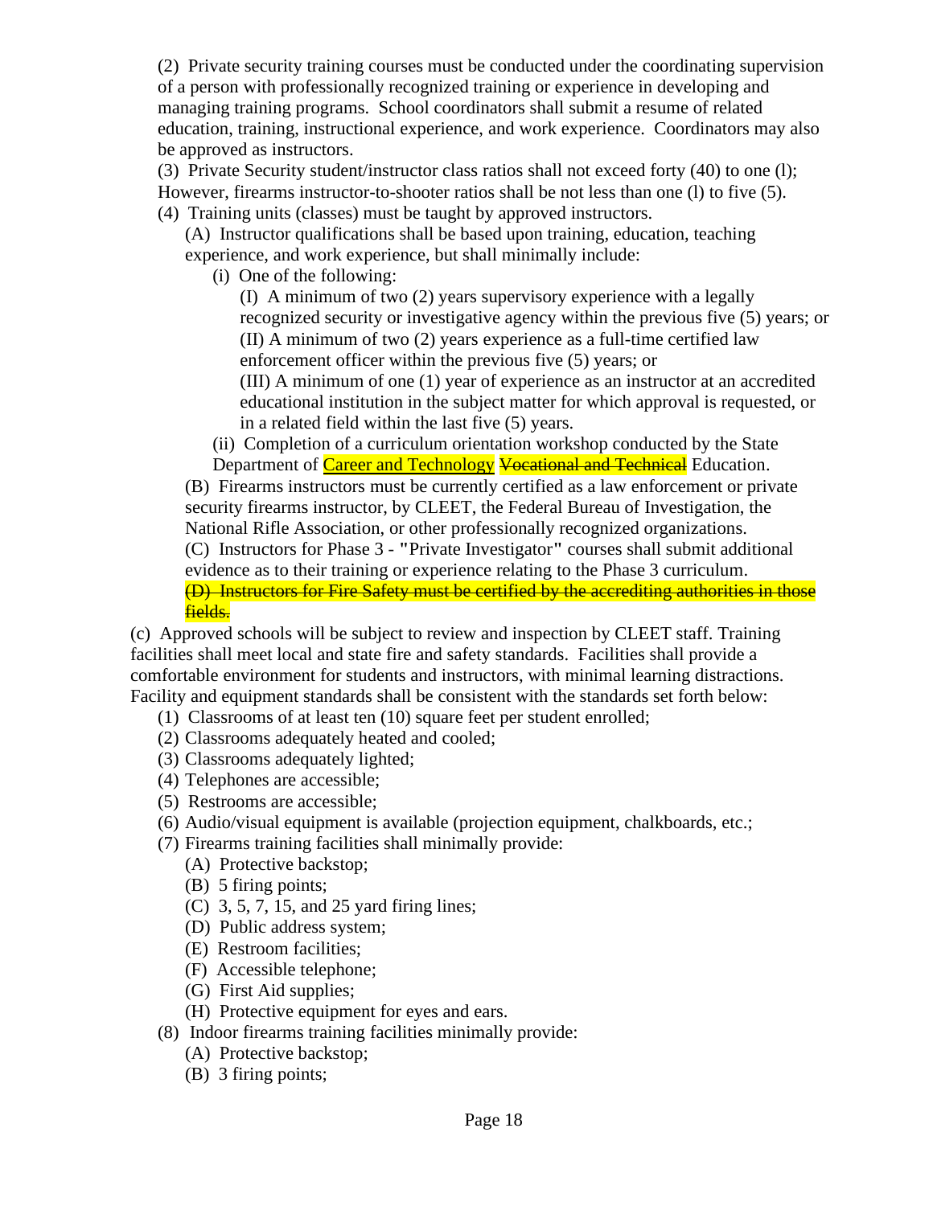(2) Private security training courses must be conducted under the coordinating supervision of a person with professionally recognized training or experience in developing and managing training programs. School coordinators shall submit a resume of related education, training, instructional experience, and work experience. Coordinators may also be approved as instructors.

(3) Private Security student/instructor class ratios shall not exceed forty (40) to one (l); However, firearms instructor-to-shooter ratios shall be not less than one (l) to five (5).

(4) Training units (classes) must be taught by approved instructors.

(A) Instructor qualifications shall be based upon training, education, teaching experience, and work experience, but shall minimally include:

(i) One of the following:

(I) A minimum of two (2) years supervisory experience with a legally recognized security or investigative agency within the previous five (5) years; or

(II) A minimum of two (2) years experience as a full-time certified law enforcement officer within the previous five (5) years; or

(III) A minimum of one (1) year of experience as an instructor at an accredited educational institution in the subject matter for which approval is requested, or in a related field within the last five (5) years.

(ii) Completion of a curriculum orientation workshop conducted by the State Department of <u>Career and Technology</u> ~~Vocational and Technical~~ Education.

(B) Firearms instructors must be currently certified as a law enforcement or private security firearms instructor, by CLEET, the Federal Bureau of Investigation, the National Rifle Association, or other professionally recognized organizations.

(C) Instructors for Phase 3 - "Private Investigator" courses shall submit additional evidence as to their training or experience relating to the Phase 3 curriculum.

~~(D) Instructors for Fire Safety must be certified by the accrediting authorities in those fields.~~

(c) Approved schools will be subject to review and inspection by CLEET staff. Training facilities shall meet local and state fire and safety standards. Facilities shall provide a comfortable environment for students and instructors, with minimal learning distractions. Facility and equipment standards shall be consistent with the standards set forth below:

(1) Classrooms of at least ten (10) square feet per student enrolled;

(2) Classrooms adequately heated and cooled;

(3) Classrooms adequately lighted;

(4) Telephones are accessible;

(5) Restrooms are accessible;

(6) Audio/visual equipment is available (projection equipment, chalkboards, etc.;

(7) Firearms training facilities shall minimally provide:

(A) Protective backstop;

(B) 5 firing points;

(C) 3, 5, 7, 15, and 25 yard firing lines;

(D) Public address system;

(E) Restroom facilities;

(F) Accessible telephone;

(G) First Aid supplies;

(H) Protective equipment for eyes and ears.

(8) Indoor firearms training facilities minimally provide:

(A) Protective backstop;

(B) 3 firing points;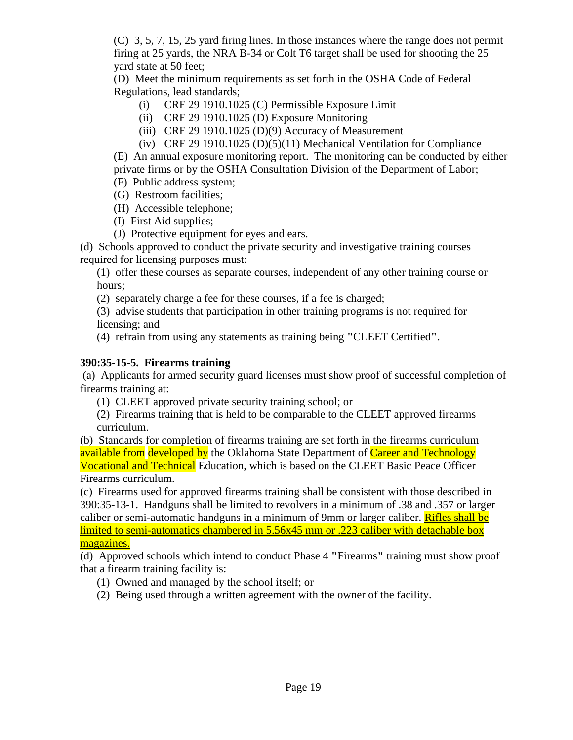(C) 3, 5, 7, 15, 25 yard firing lines. In those instances where the range does not permit firing at 25 yards, the NRA B-34 or Colt T6 target shall be used for shooting the 25 yard state at 50 feet;

(D) Meet the minimum requirements as set forth in the OSHA Code of Federal Regulations, lead standards;

- (i) CRF 29 1910.1025 (C) Permissible Exposure Limit
- (ii) CRF 29 1910.1025 (D) Exposure Monitoring
- (iii) CRF 29 1910.1025 (D)(9) Accuracy of Measurement
- (iv) CRF 29 1910.1025 (D)(5)(11) Mechanical Ventilation for Compliance

(E) An annual exposure monitoring report. The monitoring can be conducted by either private firms or by the OSHA Consultation Division of the Department of Labor;

(F) Public address system;

(G) Restroom facilities;

(H) Accessible telephone;

(I) First Aid supplies;

(J) Protective equipment for eyes and ears.

(d) Schools approved to conduct the private security and investigative training courses required for licensing purposes must:

(1) offer these courses as separate courses, independent of any other training course or hours;

(2) separately charge a fee for these courses, if a fee is charged;

(3) advise students that participation in other training programs is not required for licensing; and

(4) refrain from using any statements as training being "CLEET Certified".

**390:35-15-5. Firearms training**

(a) Applicants for armed security guard licenses must show proof of successful completion of firearms training at:

(1) CLEET approved private security training school; or

(2) Firearms training that is held to be comparable to the CLEET approved firearms curriculum.

(b) Standards for completion of firearms training are set forth in the firearms curriculum available from ~~developed by~~ the Oklahoma State Department of Career and Technology ~~Vocational and Technical~~ Education, which is based on the CLEET Basic Peace Officer Firearms curriculum.

(c) Firearms used for approved firearms training shall be consistent with those described in 390:35-13-1. Handguns shall be limited to revolvers in a minimum of .38 and .357 or larger caliber or semi-automatic handguns in a minimum of 9mm or larger caliber. Rifles shall be limited to semi-automatics chambered in 5.56x45 mm or .223 caliber with detachable box magazines.

(d) Approved schools which intend to conduct Phase 4 "Firearms" training must show proof that a firearm training facility is:

(1) Owned and managed by the school itself; or

(2) Being used through a written agreement with the owner of the facility.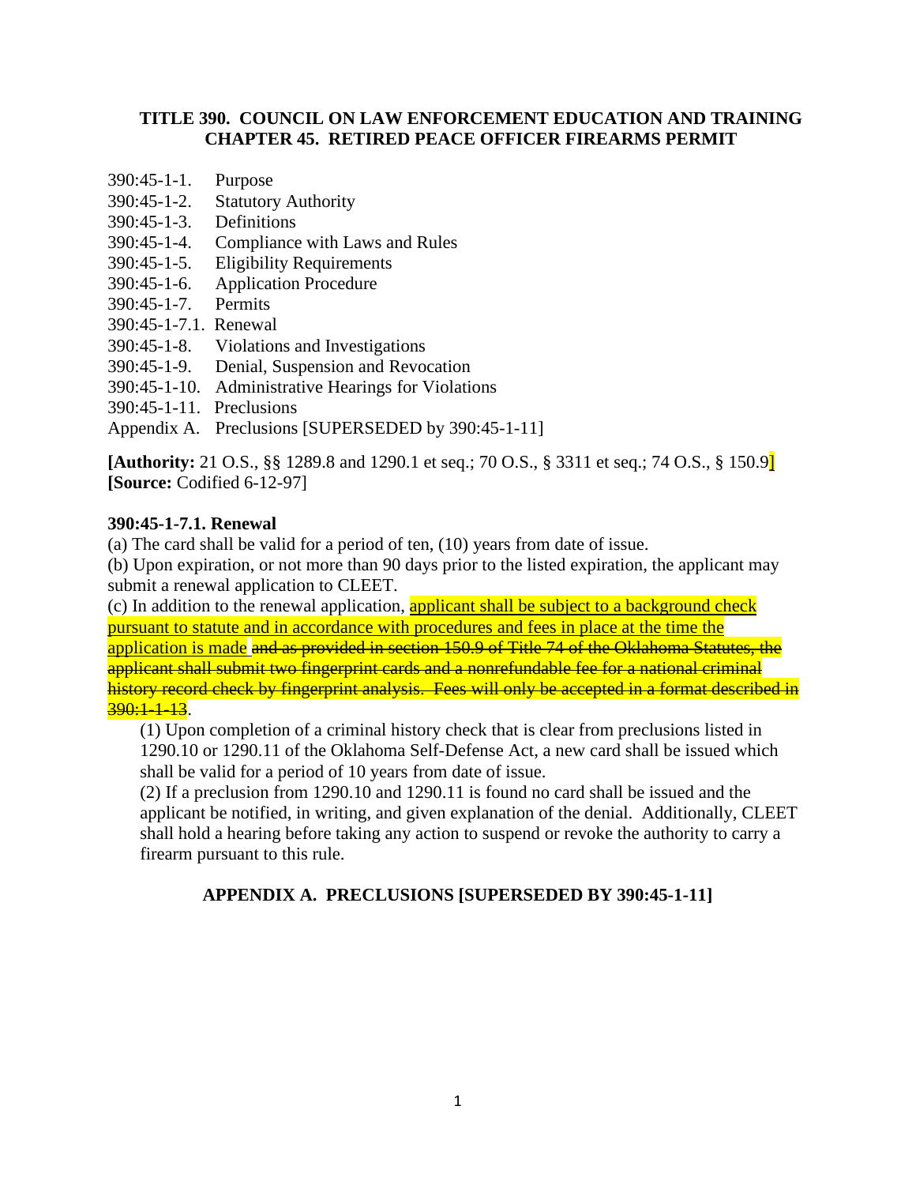**TITLE 390. COUNCIL ON LAW ENFORCEMENT EDUCATION AND TRAINING**
**CHAPTER 45. RETIRED PEACE OFFICER FIREARMS PERMIT**

390:45-1-1. Purpose
390:45-1-2. Statutory Authority
390:45-1-3. Definitions
390:45-1-4. Compliance with Laws and Rules
390:45-1-5. Eligibility Requirements
390:45-1-6. Application Procedure
390:45-1-7. Permits
390:45-1-7.1. Renewal
390:45-1-8. Violations and Investigations
390:45-1-9. Denial, Suspension and Revocation
390:45-1-10. Administrative Hearings for Violations
390:45-1-11. Preclusions
Appendix A. Preclusions [SUPERSEDED by 390:45-1-11]

**[Authority:** 21 O.S., §§ 1289.8 and 1290.1 et seq.; 70 O.S., § 3311 et seq.; 74 O.S., § 150.9]
**[Source:** Codified 6-12-97]

**390:45-1-7.1. Renewal**

(a) The card shall be valid for a period of ten, (10) years from date of issue.
(b) Upon expiration, or not more than 90 days prior to the listed expiration, the applicant may submit a renewal application to CLEET.
(c) In addition to the renewal application, <u>applicant shall be subject to a background check pursuant to statute and in accordance with procedures and fees in place at the time the application is made</u> ~~and as provided in section 150.9 of Title 74 of the Oklahoma Statutes, the applicant shall submit two fingerprint cards and a nonrefundable fee for a national criminal history record check by fingerprint analysis. Fees will only be accepted in a format described in 390:1-1-13~~.

(1) Upon completion of a criminal history check that is clear from preclusions listed in 1290.10 or 1290.11 of the Oklahoma Self-Defense Act, a new card shall be issued which shall be valid for a period of 10 years from date of issue.
(2) If a preclusion from 1290.10 and 1290.11 is found no card shall be issued and the applicant be notified, in writing, and given explanation of the denial. Additionally, CLEET shall hold a hearing before taking any action to suspend or revoke the authority to carry a firearm pursuant to this rule.

**APPENDIX A. PRECLUSIONS [SUPERSEDED BY 390:45-1-11]**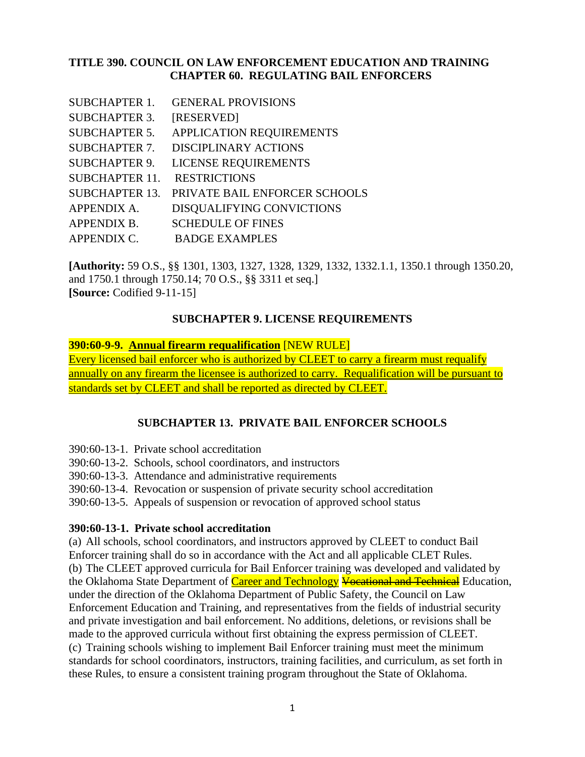**TITLE 390. COUNCIL ON LAW ENFORCEMENT EDUCATION AND TRAINING**
**CHAPTER 60. REGULATING BAIL ENFORCERS**

| | |
|---|---|
| SUBCHAPTER 1. | GENERAL PROVISIONS |
| SUBCHAPTER 3. | [RESERVED] |
| SUBCHAPTER 5. | APPLICATION REQUIREMENTS |
| SUBCHAPTER 7. | DISCIPLINARY ACTIONS |
| SUBCHAPTER 9. | LICENSE REQUIREMENTS |
| SUBCHAPTER 11. | RESTRICTIONS |
| SUBCHAPTER 13. | PRIVATE BAIL ENFORCER SCHOOLS |
| APPENDIX A. | DISQUALIFYING CONVICTIONS |
| APPENDIX B. | SCHEDULE OF FINES |
| APPENDIX C. | BADGE EXAMPLES |

**[Authority:** 59 O.S., §§ 1301, 1303, 1327, 1328, 1329, 1332, 1332.1.1, 1350.1 through 1350.20, and 1750.1 through 1750.14; 70 O.S., §§ 3311 et seq.]
**[Source:** Codified 9-11-15]

## SUBCHAPTER 9. LICENSE REQUIREMENTS

**390:60-9-9. Annual firearm requalification** [NEW RULE]
Every licensed bail enforcer who is authorized by CLEET to carry a firearm must requalify annually on any firearm the licensee is authorized to carry. Requalification will be pursuant to standards set by CLEET and shall be reported as directed by CLEET.

## SUBCHAPTER 13. PRIVATE BAIL ENFORCER SCHOOLS

390:60-13-1. Private school accreditation
390:60-13-2. Schools, school coordinators, and instructors
390:60-13-3. Attendance and administrative requirements
390:60-13-4. Revocation or suspension of private security school accreditation
390:60-13-5. Appeals of suspension or revocation of approved school status

**390:60-13-1. Private school accreditation**
(a) All schools, school coordinators, and instructors approved by CLEET to conduct Bail Enforcer training shall do so in accordance with the Act and all applicable CLET Rules.
(b) The CLEET approved curricula for Bail Enforcer training was developed and validated by the Oklahoma State Department of Career and Technology ~~Vocational and Technical~~ Education, under the direction of the Oklahoma Department of Public Safety, the Council on Law Enforcement Education and Training, and representatives from the fields of industrial security and private investigation and bail enforcement. No additions, deletions, or revisions shall be made to the approved curricula without first obtaining the express permission of CLEET.
(c) Training schools wishing to implement Bail Enforcer training must meet the minimum standards for school coordinators, instructors, training facilities, and curriculum, as set forth in these Rules, to ensure a consistent training program throughout the State of Oklahoma.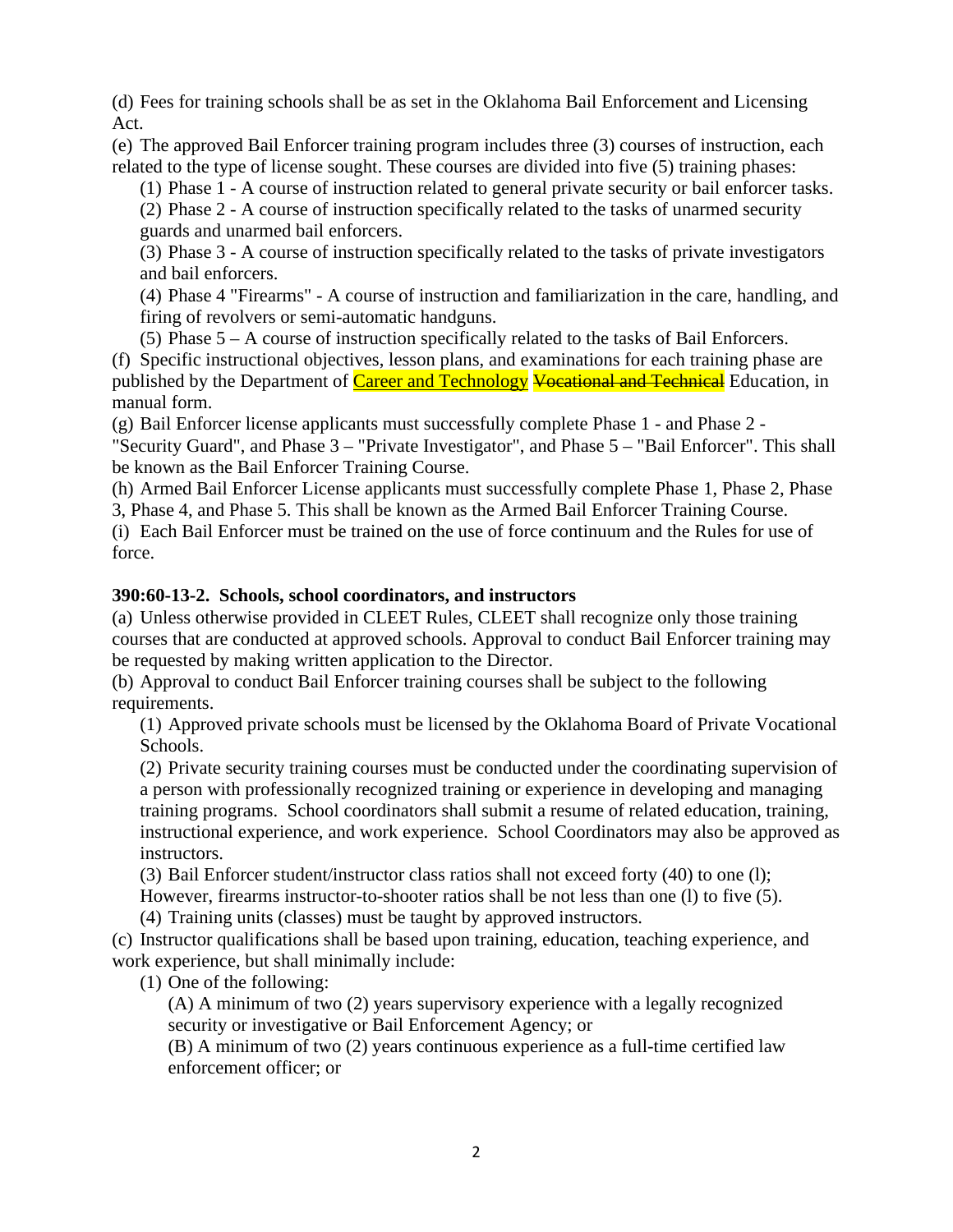(d) Fees for training schools shall be as set in the Oklahoma Bail Enforcement and Licensing Act.

(e) The approved Bail Enforcer training program includes three (3) courses of instruction, each related to the type of license sought. These courses are divided into five (5) training phases:

(1) Phase 1 - A course of instruction related to general private security or bail enforcer tasks.

(2) Phase 2 - A course of instruction specifically related to the tasks of unarmed security guards and unarmed bail enforcers.

(3) Phase 3 - A course of instruction specifically related to the tasks of private investigators and bail enforcers.

(4) Phase 4 "Firearms" - A course of instruction and familiarization in the care, handling, and firing of revolvers or semi-automatic handguns.

(5) Phase 5 – A course of instruction specifically related to the tasks of Bail Enforcers.

(f) Specific instructional objectives, lesson plans, and examinations for each training phase are published by the Department of Career and Technology ~~Vocational and Technical~~ Education, in manual form.

(g) Bail Enforcer license applicants must successfully complete Phase 1 - and Phase 2 - "Security Guard", and Phase 3 – "Private Investigator", and Phase 5 – "Bail Enforcer". This shall be known as the Bail Enforcer Training Course.

(h) Armed Bail Enforcer License applicants must successfully complete Phase 1, Phase 2, Phase 3, Phase 4, and Phase 5. This shall be known as the Armed Bail Enforcer Training Course.

(i) Each Bail Enforcer must be trained on the use of force continuum and the Rules for use of force.

**390:60-13-2. Schools, school coordinators, and instructors**

(a) Unless otherwise provided in CLEET Rules, CLEET shall recognize only those training courses that are conducted at approved schools. Approval to conduct Bail Enforcer training may be requested by making written application to the Director.

(b) Approval to conduct Bail Enforcer training courses shall be subject to the following requirements.

(1) Approved private schools must be licensed by the Oklahoma Board of Private Vocational Schools.

(2) Private security training courses must be conducted under the coordinating supervision of a person with professionally recognized training or experience in developing and managing training programs. School coordinators shall submit a resume of related education, training, instructional experience, and work experience. School Coordinators may also be approved as instructors.

(3) Bail Enforcer student/instructor class ratios shall not exceed forty (40) to one (l); However, firearms instructor-to-shooter ratios shall be not less than one (l) to five (5).

(4) Training units (classes) must be taught by approved instructors.

(c) Instructor qualifications shall be based upon training, education, teaching experience, and work experience, but shall minimally include:

(1) One of the following:

(A) A minimum of two (2) years supervisory experience with a legally recognized security or investigative or Bail Enforcement Agency; or

(B) A minimum of two (2) years continuous experience as a full-time certified law enforcement officer; or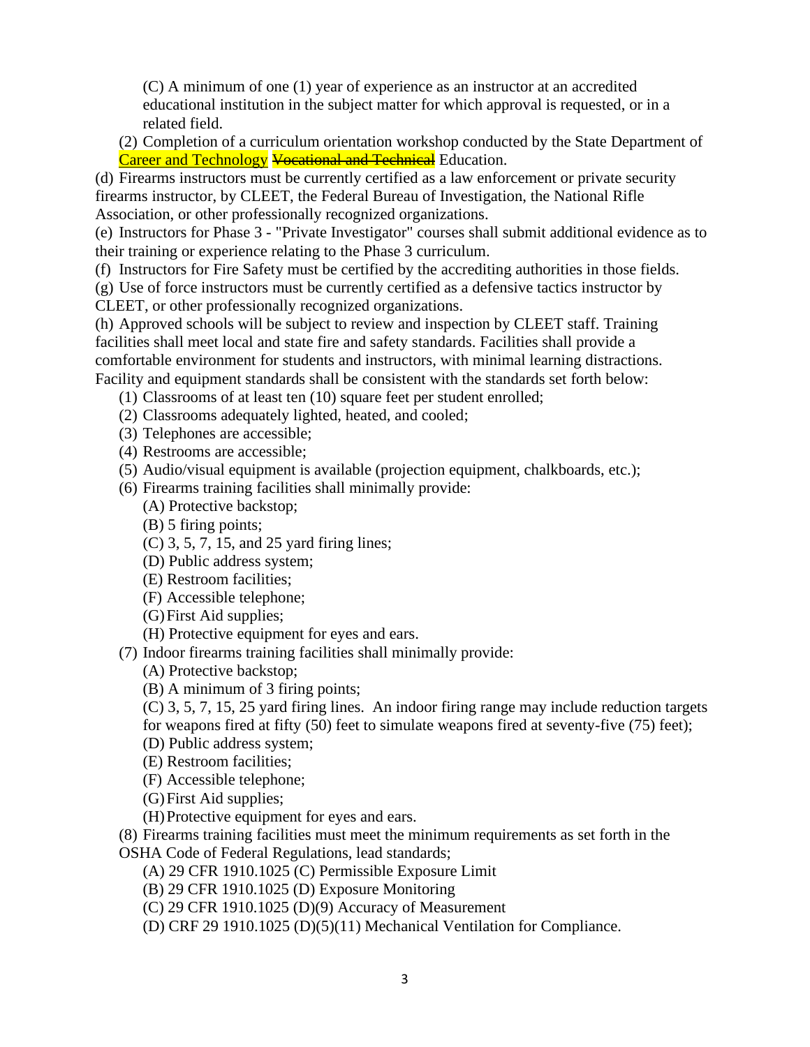(C) A minimum of one (1) year of experience as an instructor at an accredited educational institution in the subject matter for which approval is requested, or in a related field.

(2) Completion of a curriculum orientation workshop conducted by the State Department of Career and Technology ~~Vocational and Technical~~ Education.

(d) Firearms instructors must be currently certified as a law enforcement or private security firearms instructor, by CLEET, the Federal Bureau of Investigation, the National Rifle Association, or other professionally recognized organizations.

(e) Instructors for Phase 3 - "Private Investigator" courses shall submit additional evidence as to their training or experience relating to the Phase 3 curriculum.

(f) Instructors for Fire Safety must be certified by the accrediting authorities in those fields.

(g) Use of force instructors must be currently certified as a defensive tactics instructor by CLEET, or other professionally recognized organizations.

(h) Approved schools will be subject to review and inspection by CLEET staff. Training facilities shall meet local and state fire and safety standards. Facilities shall provide a comfortable environment for students and instructors, with minimal learning distractions. Facility and equipment standards shall be consistent with the standards set forth below:

(1) Classrooms of at least ten (10) square feet per student enrolled;

(2) Classrooms adequately lighted, heated, and cooled;

(3) Telephones are accessible;

(4) Restrooms are accessible;

(5) Audio/visual equipment is available (projection equipment, chalkboards, etc.);

(6) Firearms training facilities shall minimally provide:

(A) Protective backstop;

(B) 5 firing points;

(C) 3, 5, 7, 15, and 25 yard firing lines;

(D) Public address system;

(E) Restroom facilities;

(F) Accessible telephone;

(G) First Aid supplies;

(H) Protective equipment for eyes and ears.

(7) Indoor firearms training facilities shall minimally provide:

(A) Protective backstop;

(B) A minimum of 3 firing points;

(C) 3, 5, 7, 15, 25 yard firing lines. An indoor firing range may include reduction targets for weapons fired at fifty (50) feet to simulate weapons fired at seventy-five (75) feet);

(D) Public address system;

(E) Restroom facilities;

(F) Accessible telephone;

(G) First Aid supplies;

(H) Protective equipment for eyes and ears.

(8) Firearms training facilities must meet the minimum requirements as set forth in the OSHA Code of Federal Regulations, lead standards;

(A) 29 CFR 1910.1025 (C) Permissible Exposure Limit

(B) 29 CFR 1910.1025 (D) Exposure Monitoring

(C) 29 CFR 1910.1025 (D)(9) Accuracy of Measurement

(D) CRF 29 1910.1025 (D)(5)(11) Mechanical Ventilation for Compliance.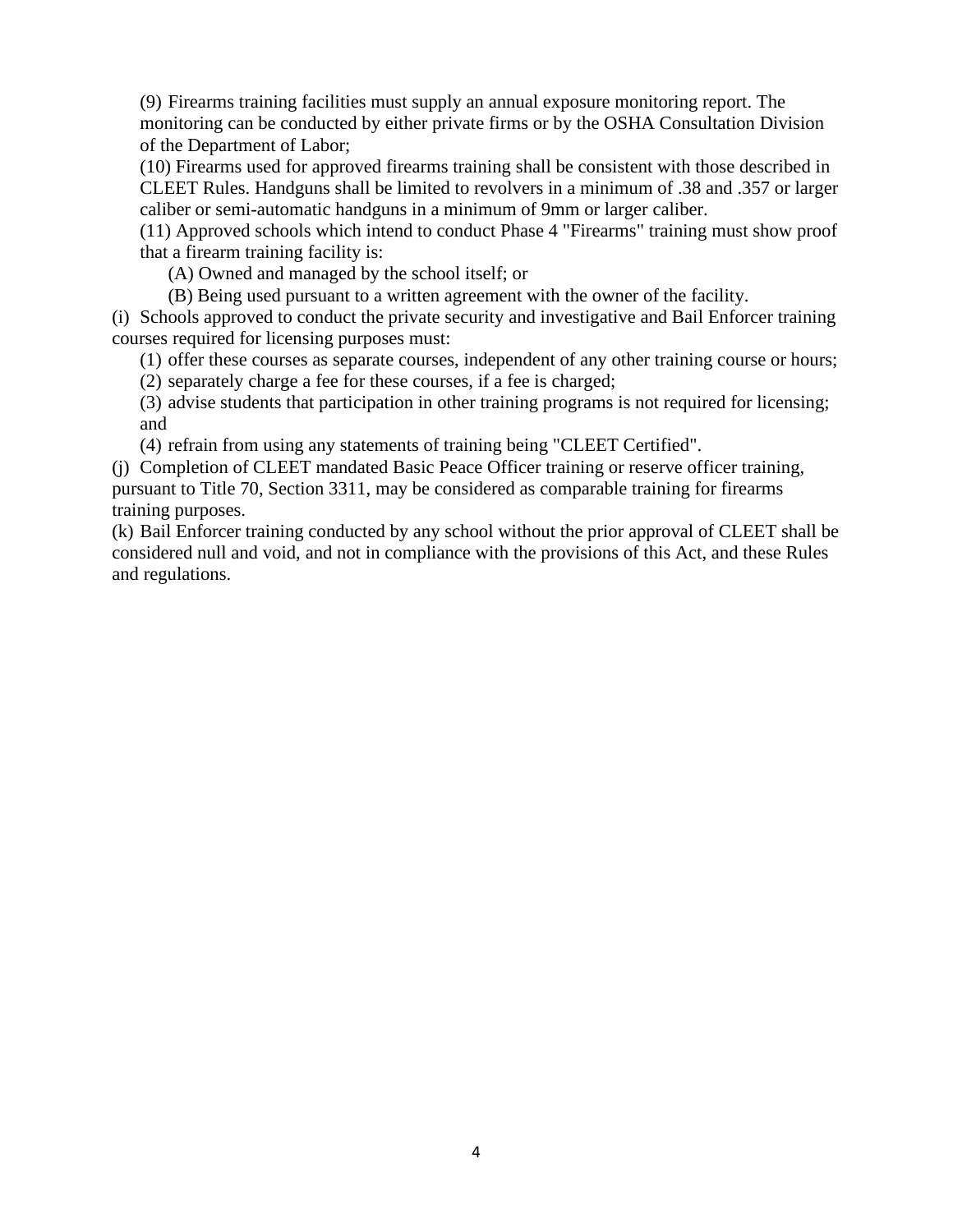(9) Firearms training facilities must supply an annual exposure monitoring report. The monitoring can be conducted by either private firms or by the OSHA Consultation Division of the Department of Labor;

(10) Firearms used for approved firearms training shall be consistent with those described in CLEET Rules. Handguns shall be limited to revolvers in a minimum of .38 and .357 or larger caliber or semi-automatic handguns in a minimum of 9mm or larger caliber.

(11) Approved schools which intend to conduct Phase 4 "Firearms" training must show proof that a firearm training facility is:

(A) Owned and managed by the school itself; or

(B) Being used pursuant to a written agreement with the owner of the facility.

(i) Schools approved to conduct the private security and investigative and Bail Enforcer training courses required for licensing purposes must:

(1) offer these courses as separate courses, independent of any other training course or hours;

(2) separately charge a fee for these courses, if a fee is charged;

(3) advise students that participation in other training programs is not required for licensing; and

(4) refrain from using any statements of training being "CLEET Certified".

(j) Completion of CLEET mandated Basic Peace Officer training or reserve officer training, pursuant to Title 70, Section 3311, may be considered as comparable training for firearms training purposes.

(k) Bail Enforcer training conducted by any school without the prior approval of CLEET shall be considered null and void, and not in compliance with the provisions of this Act, and these Rules and regulations.